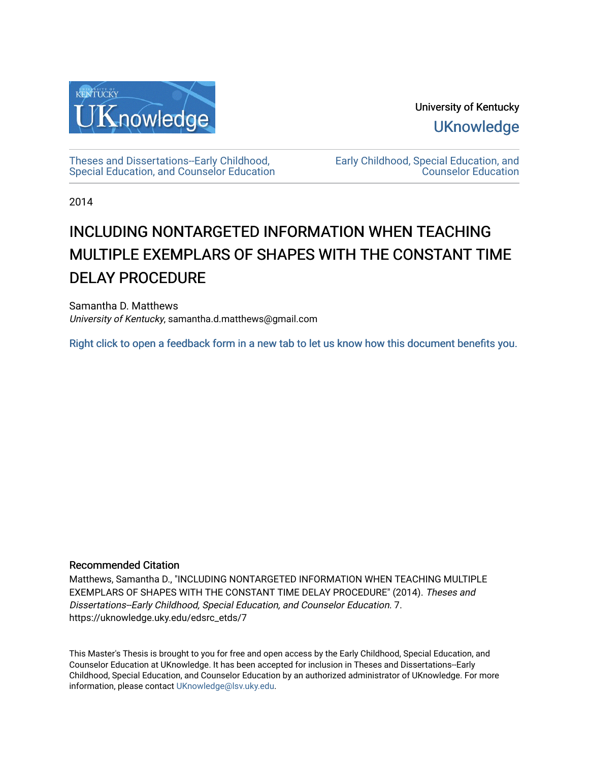University of Kentucky

UKnowledge

Theses and Dissertations--Early Childhood, Special Education, and Counselor Education

Early Childhood, Special Education, and Counselor Education

2014

# INCLUDING NONTARGETED INFORMATION WHEN TEACHING MULTIPLE EXEMPLARS OF SHAPES WITH THE CONSTANT TIME DELAY PROCEDURE

Samantha D. Matthews
*University of Kentucky*, samantha.d.matthews@gmail.com

Right click to open a feedback form in a new tab to let us know how this document benefits you.

## Recommended Citation

Matthews, Samantha D., "INCLUDING NONTARGETED INFORMATION WHEN TEACHING MULTIPLE EXEMPLARS OF SHAPES WITH THE CONSTANT TIME DELAY PROCEDURE" (2014). *Theses and Dissertations--Early Childhood, Special Education, and Counselor Education*. 7.
https://uknowledge.uky.edu/edsrc_etds/7

This Master's Thesis is brought to you for free and open access by the Early Childhood, Special Education, and Counselor Education at UKnowledge. It has been accepted for inclusion in Theses and Dissertations--Early Childhood, Special Education, and Counselor Education by an authorized administrator of UKnowledge. For more information, please contact UKnowledge@lsv.uky.edu.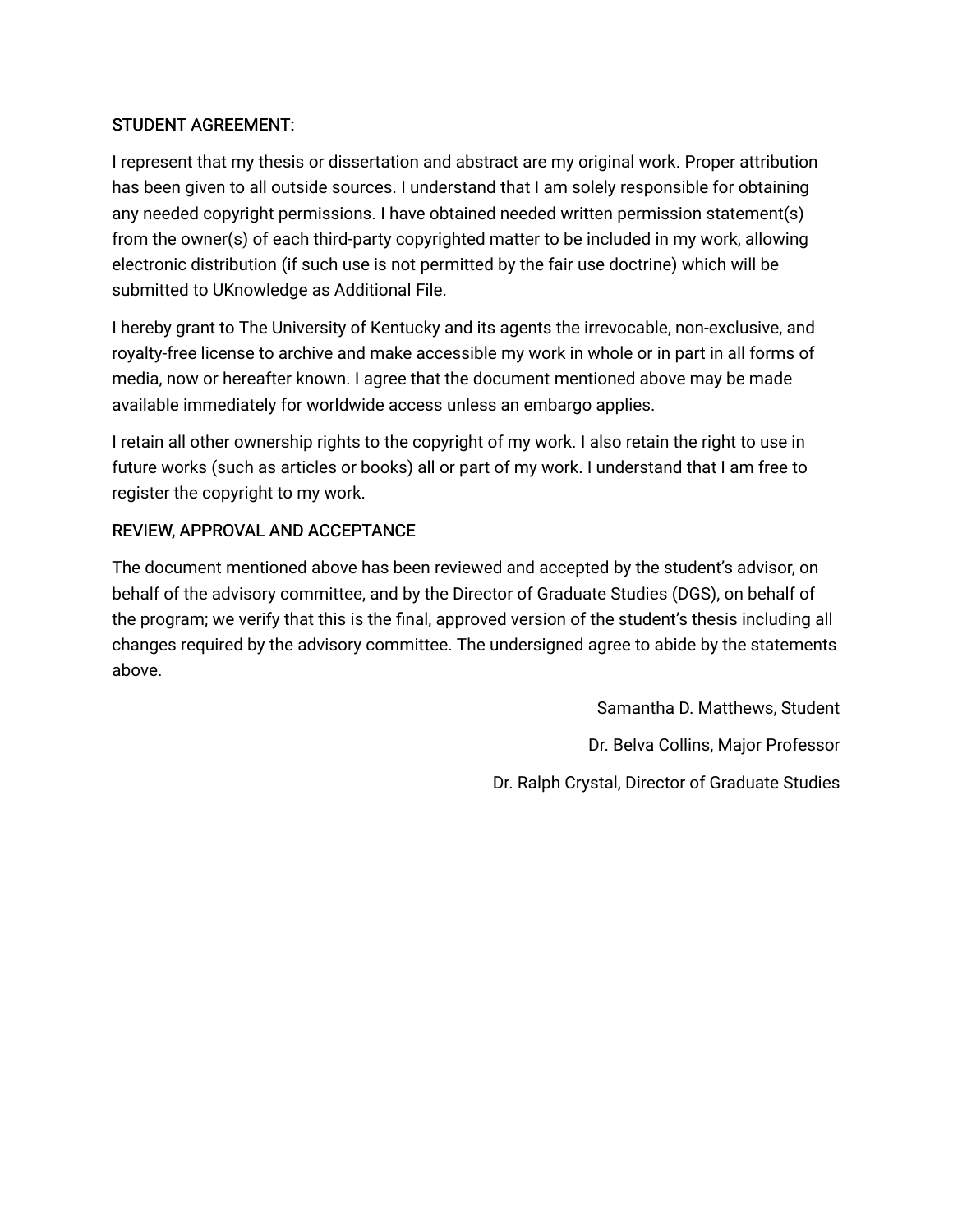STUDENT AGREEMENT:

I represent that my thesis or dissertation and abstract are my original work. Proper attribution has been given to all outside sources. I understand that I am solely responsible for obtaining any needed copyright permissions. I have obtained needed written permission statement(s) from the owner(s) of each third-party copyrighted matter to be included in my work, allowing electronic distribution (if such use is not permitted by the fair use doctrine) which will be submitted to UKnowledge as Additional File.

I hereby grant to The University of Kentucky and its agents the irrevocable, non-exclusive, and royalty-free license to archive and make accessible my work in whole or in part in all forms of media, now or hereafter known. I agree that the document mentioned above may be made available immediately for worldwide access unless an embargo applies.

I retain all other ownership rights to the copyright of my work. I also retain the right to use in future works (such as articles or books) all or part of my work. I understand that I am free to register the copyright to my work.

REVIEW, APPROVAL AND ACCEPTANCE

The document mentioned above has been reviewed and accepted by the student's advisor, on behalf of the advisory committee, and by the Director of Graduate Studies (DGS), on behalf of the program; we verify that this is the final, approved version of the student's thesis including all changes required by the advisory committee. The undersigned agree to abide by the statements above.

Samantha D. Matthews, Student

Dr. Belva Collins, Major Professor

Dr. Ralph Crystal, Director of Graduate Studies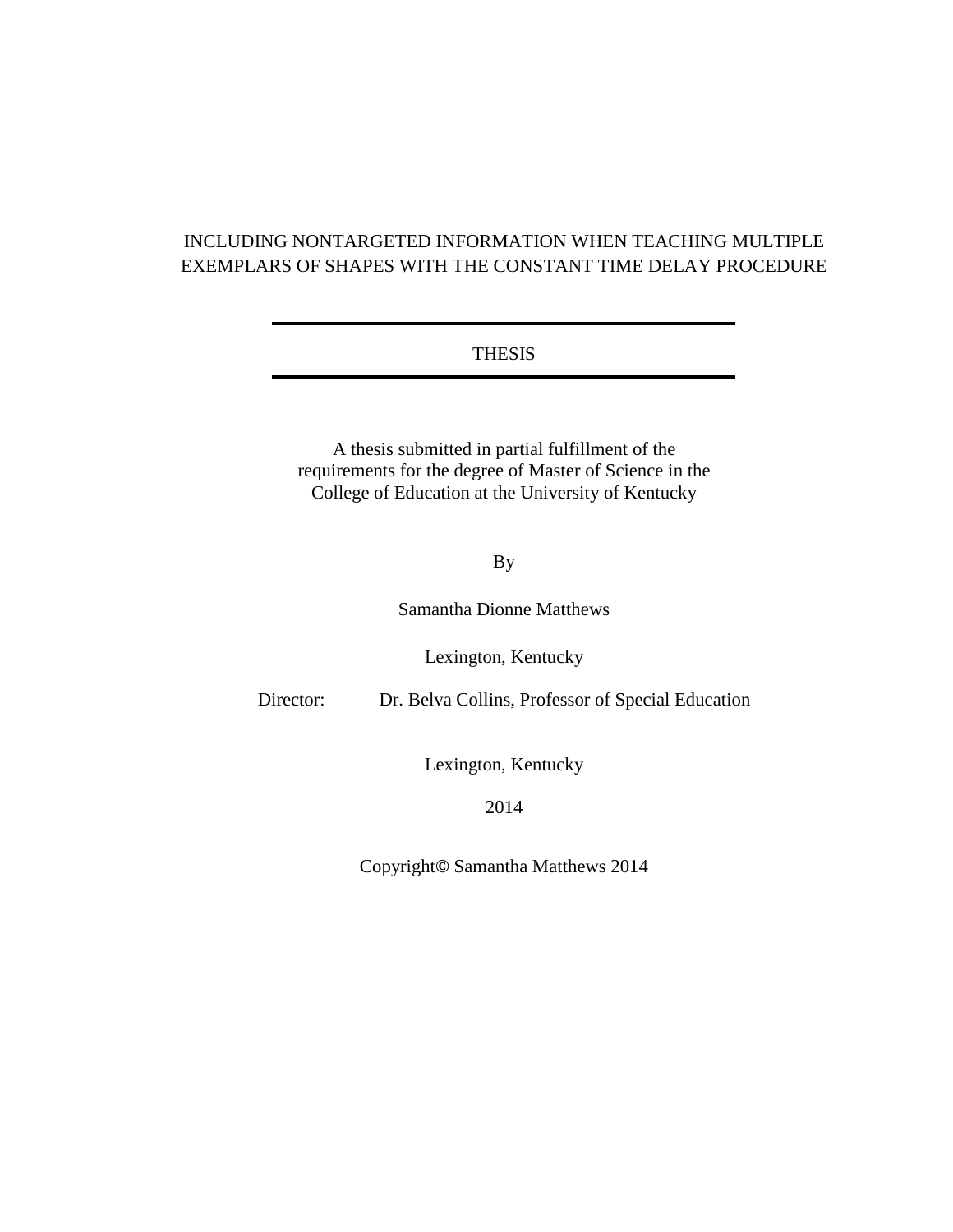# INCLUDING NONTARGETED INFORMATION WHEN TEACHING MULTIPLE EXEMPLARS OF SHAPES WITH THE CONSTANT TIME DELAY PROCEDURE

---

THESIS

---

A thesis submitted in partial fulfillment of the requirements for the degree of Master of Science in the College of Education at the University of Kentucky

By

Samantha Dionne Matthews

Lexington, Kentucky

Director: Dr. Belva Collins, Professor of Special Education

Lexington, Kentucky

2014

Copyright© Samantha Matthews 2014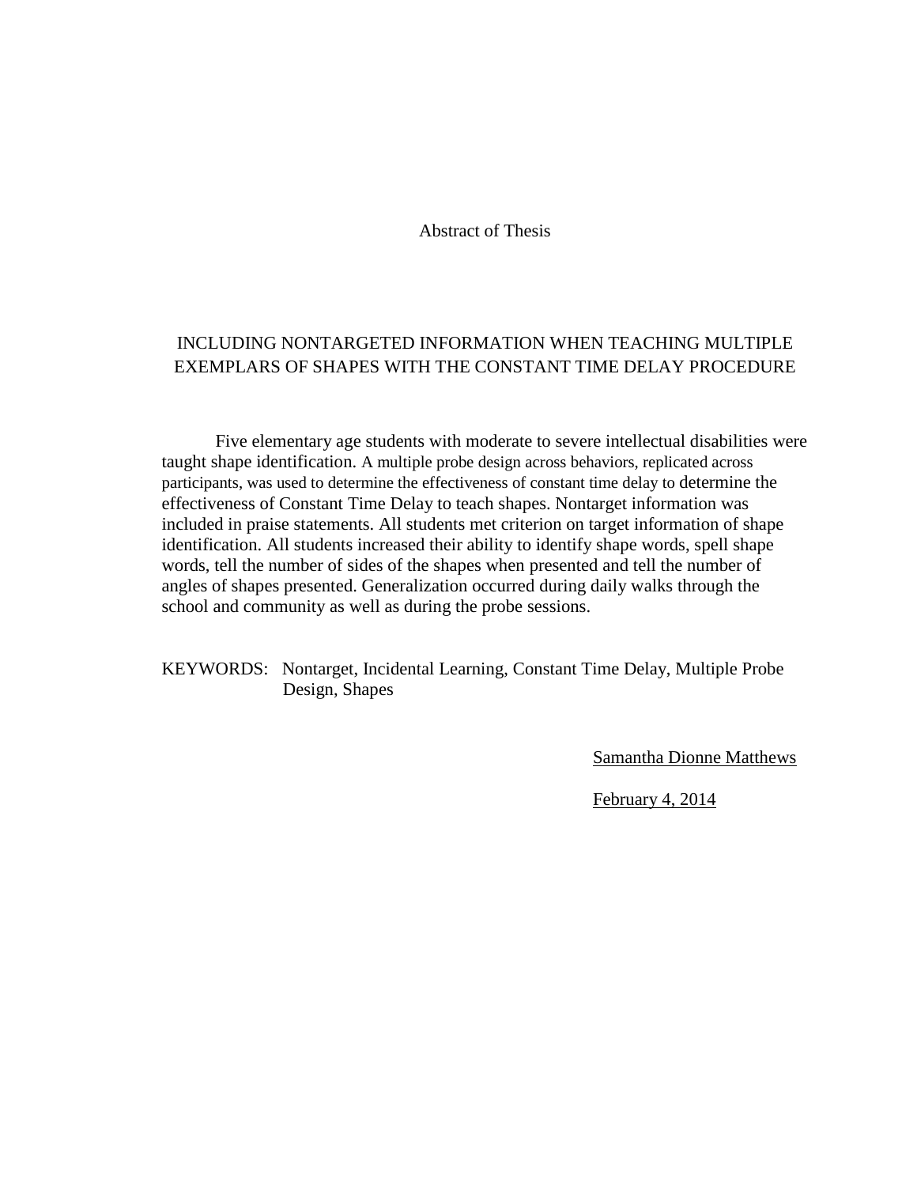Abstract of Thesis

INCLUDING NONTARGETED INFORMATION WHEN TEACHING MULTIPLE EXEMPLARS OF SHAPES WITH THE CONSTANT TIME DELAY PROCEDURE

Five elementary age students with moderate to severe intellectual disabilities were taught shape identification. A multiple probe design across behaviors, replicated across participants, was used to determine the effectiveness of constant time delay to determine the effectiveness of Constant Time Delay to teach shapes. Nontarget information was included in praise statements. All students met criterion on target information of shape identification. All students increased their ability to identify shape words, spell shape words, tell the number of sides of the shapes when presented and tell the number of angles of shapes presented. Generalization occurred during daily walks through the school and community as well as during the probe sessions.

KEYWORDS: Nontarget, Incidental Learning, Constant Time Delay, Multiple Probe Design, Shapes

Samantha Dionne Matthews

February 4, 2014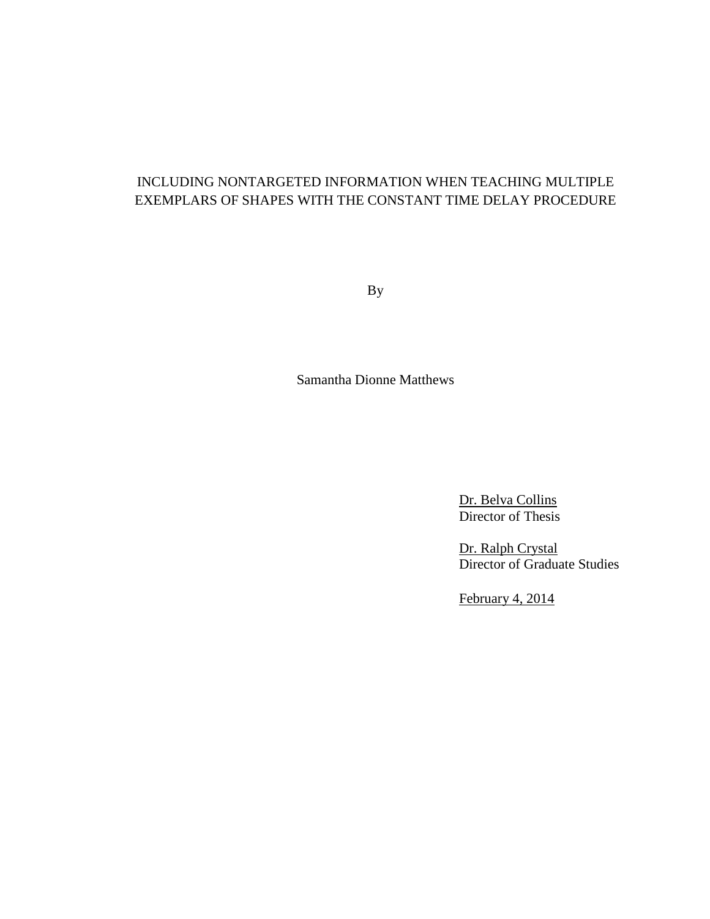INCLUDING NONTARGETED INFORMATION WHEN TEACHING MULTIPLE EXEMPLARS OF SHAPES WITH THE CONSTANT TIME DELAY PROCEDURE

By

Samantha Dionne Matthews

Dr. Belva Collins
Director of Thesis

Dr. Ralph Crystal
Director of Graduate Studies

February 4, 2014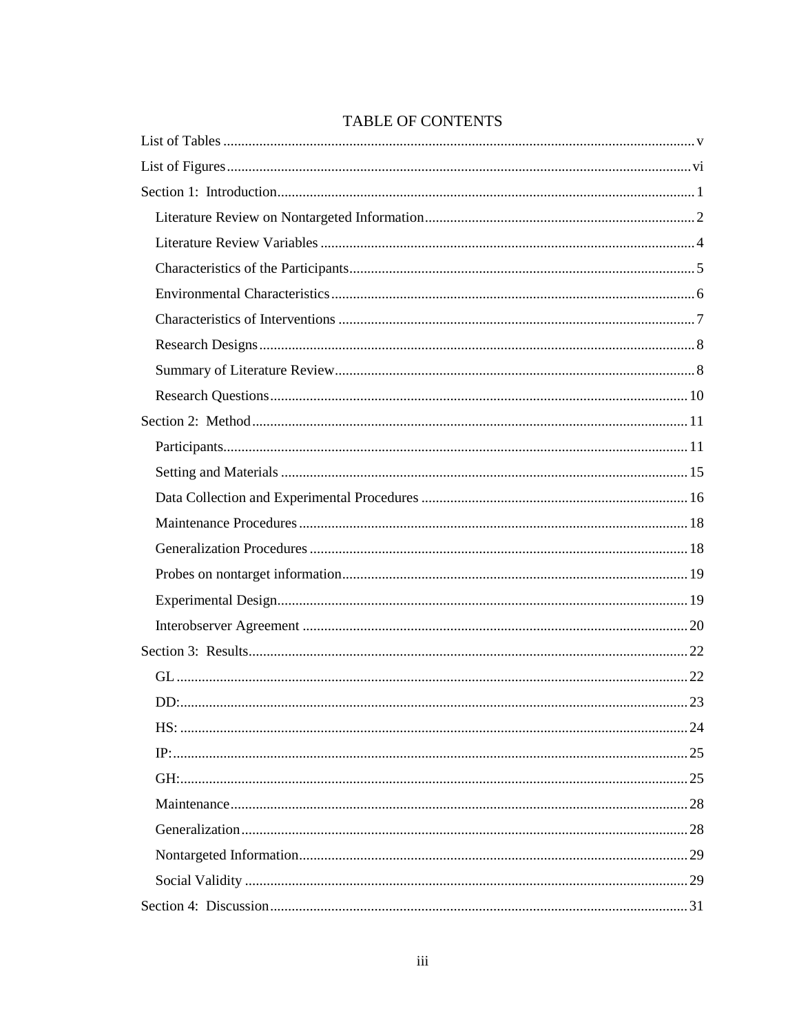# TABLE OF CONTENTS

List of Tables ..... v

List of Figures ..... vi

Section 1: Introduction ..... 1

- Literature Review on Nontargeted Information ..... 2
- Literature Review Variables ..... 4
- Characteristics of the Participants ..... 5
- Environmental Characteristics ..... 6
- Characteristics of Interventions ..... 7
- Research Designs ..... 8
- Summary of Literature Review ..... 8
- Research Questions ..... 10

Section 2: Method ..... 11

- Participants ..... 11
- Setting and Materials ..... 15
- Data Collection and Experimental Procedures ..... 16
- Maintenance Procedures ..... 18
- Generalization Procedures ..... 18
- Probes on nontarget information ..... 19
- Experimental Design ..... 19
- Interobserver Agreement ..... 20

Section 3: Results ..... 22

- GL ..... 22
- DD: ..... 23
- HS: ..... 24
- IP: ..... 25
- GH: ..... 25
- Maintenance ..... 28
- Generalization ..... 28
- Nontargeted Information ..... 29
- Social Validity ..... 29

Section 4: Discussion ..... 31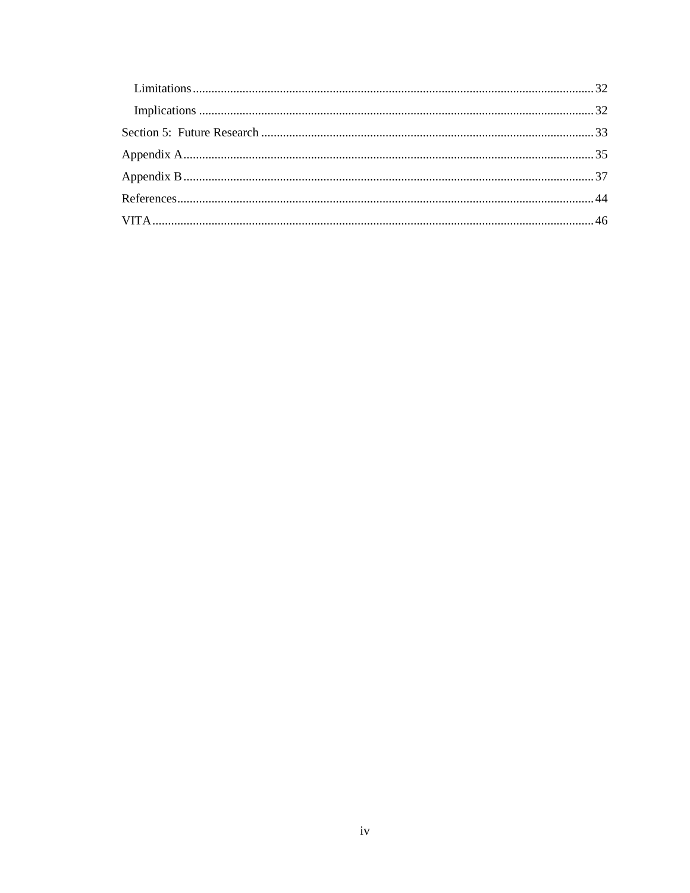Limitations ........ 32

Implications ........ 32

Section 5: Future Research ........ 33

Appendix A ........ 35

Appendix B ........ 37

References ........ 44

VITA ........ 46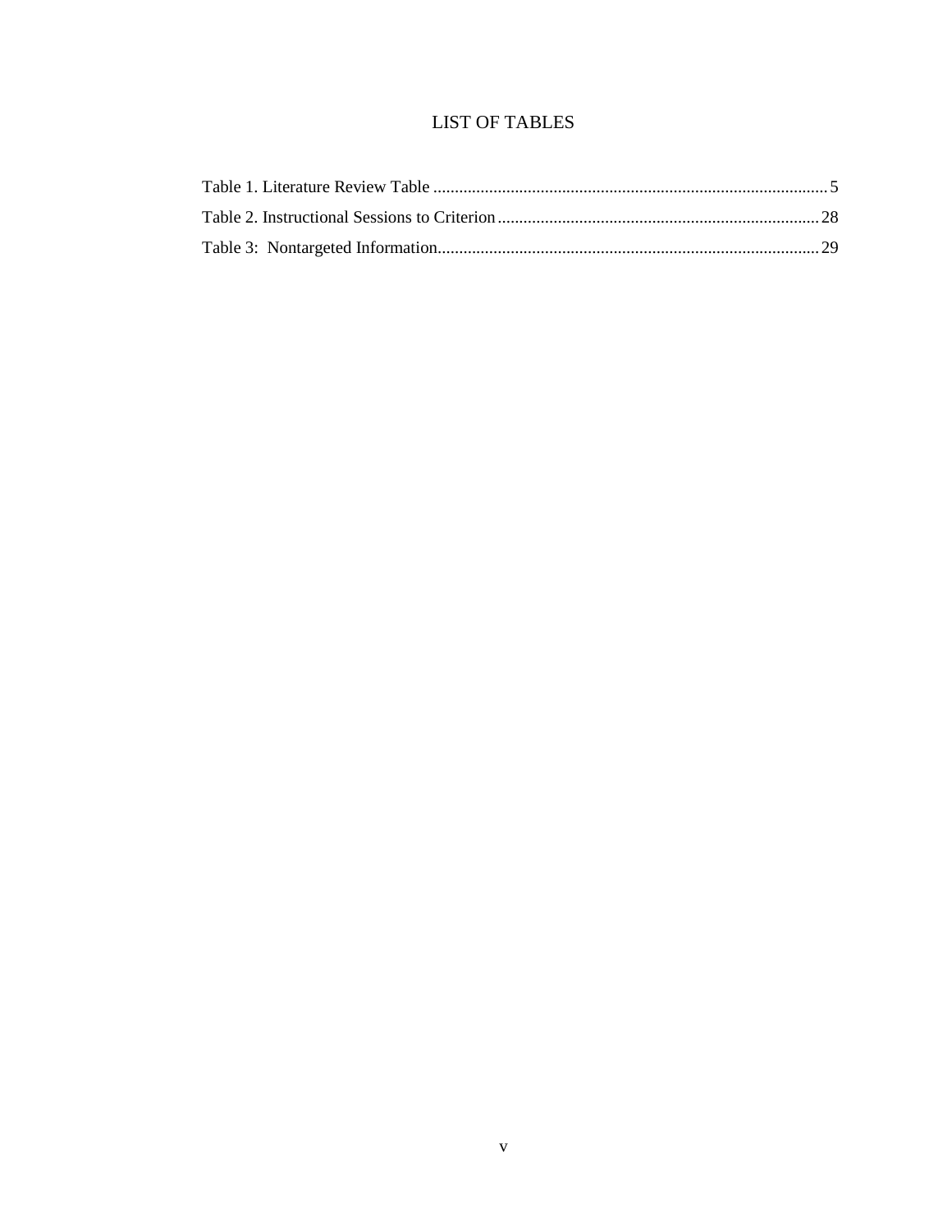# LIST OF TABLES

Table 1. Literature Review Table ............................................................................................ 5

Table 2. Instructional Sessions to Criterion........................................................................... 28

Table 3: Nontargeted Information......................................................................................... 29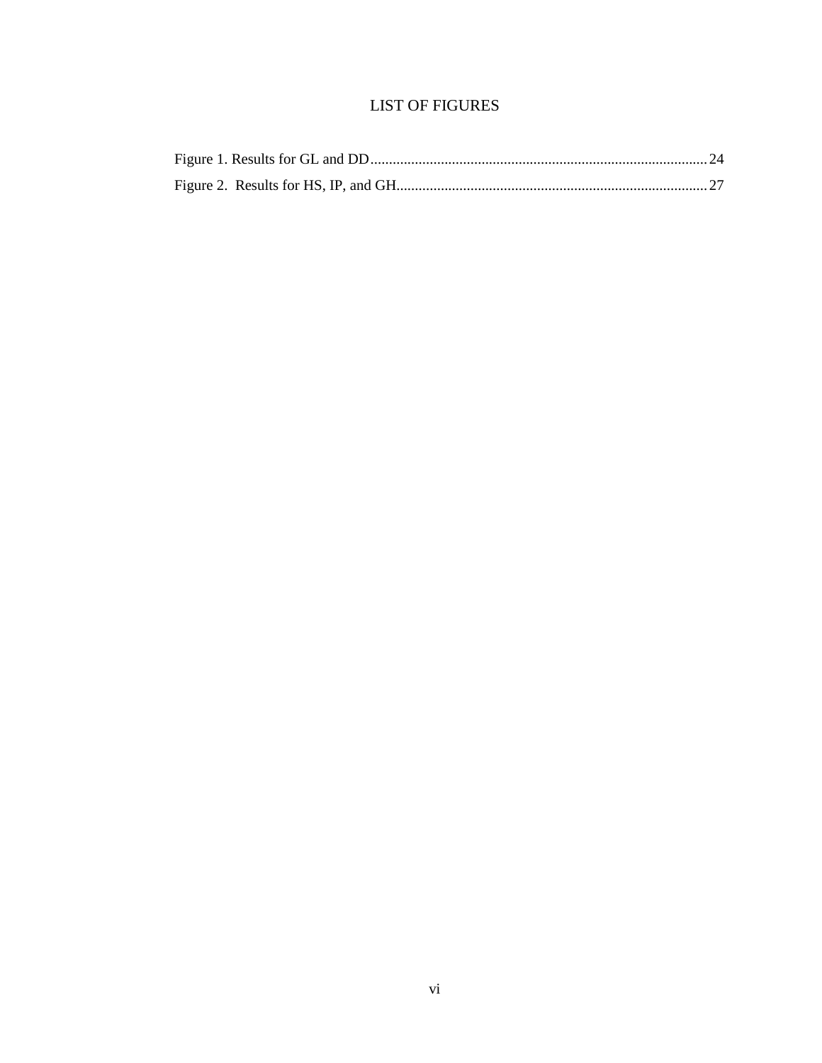# LIST OF FIGURES

Figure 1. Results for GL and DD .......................................................................................... 24

Figure 2. Results for HS, IP, and GH ................................................................................... 27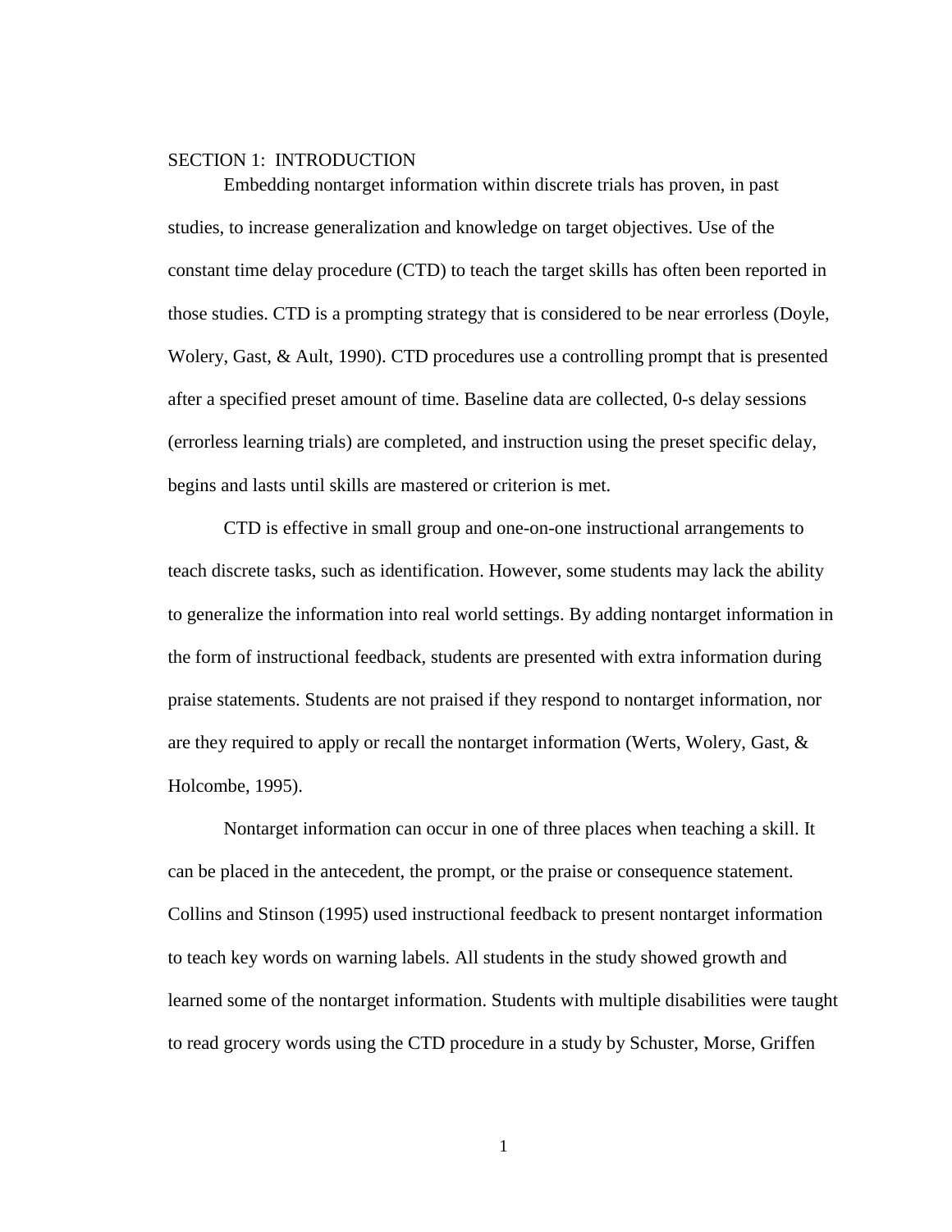# SECTION 1: INTRODUCTION

Embedding nontarget information within discrete trials has proven, in past studies, to increase generalization and knowledge on target objectives. Use of the constant time delay procedure (CTD) to teach the target skills has often been reported in those studies. CTD is a prompting strategy that is considered to be near errorless (Doyle, Wolery, Gast, & Ault, 1990). CTD procedures use a controlling prompt that is presented after a specified preset amount of time. Baseline data are collected, 0-s delay sessions (errorless learning trials) are completed, and instruction using the preset specific delay, begins and lasts until skills are mastered or criterion is met.

CTD is effective in small group and one-on-one instructional arrangements to teach discrete tasks, such as identification. However, some students may lack the ability to generalize the information into real world settings. By adding nontarget information in the form of instructional feedback, students are presented with extra information during praise statements. Students are not praised if they respond to nontarget information, nor are they required to apply or recall the nontarget information (Werts, Wolery, Gast, & Holcombe, 1995).

Nontarget information can occur in one of three places when teaching a skill. It can be placed in the antecedent, the prompt, or the praise or consequence statement. Collins and Stinson (1995) used instructional feedback to present nontarget information to teach key words on warning labels. All students in the study showed growth and learned some of the nontarget information. Students with multiple disabilities were taught to read grocery words using the CTD procedure in a study by Schuster, Morse, Griffen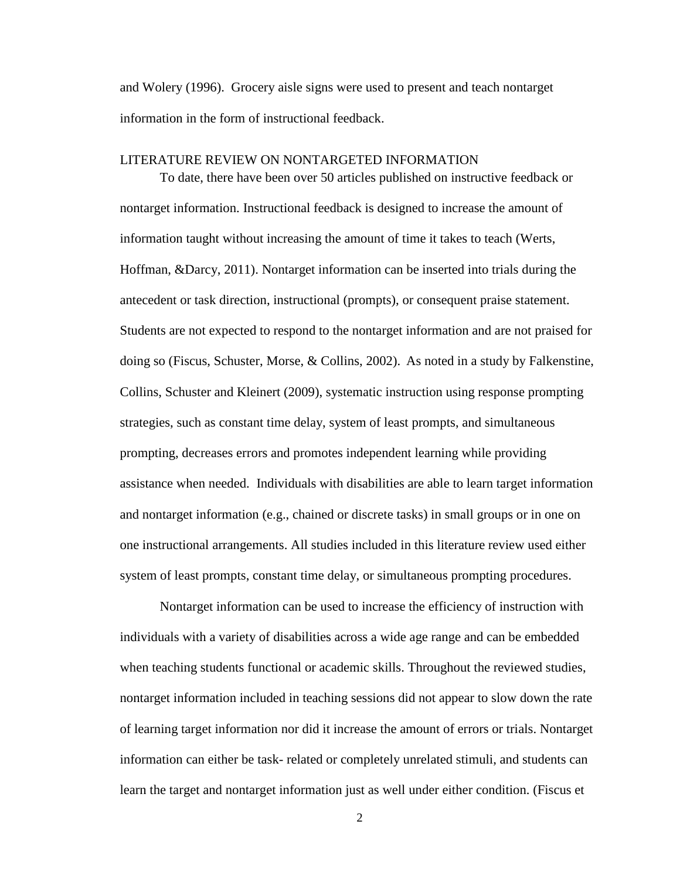and Wolery (1996). Grocery aisle signs were used to present and teach nontarget information in the form of instructional feedback.

## LITERATURE REVIEW ON NONTARGETED INFORMATION

To date, there have been over 50 articles published on instructive feedback or nontarget information. Instructional feedback is designed to increase the amount of information taught without increasing the amount of time it takes to teach (Werts, Hoffman, &Darcy, 2011). Nontarget information can be inserted into trials during the antecedent or task direction, instructional (prompts), or consequent praise statement. Students are not expected to respond to the nontarget information and are not praised for doing so (Fiscus, Schuster, Morse, & Collins, 2002). As noted in a study by Falkenstine, Collins, Schuster and Kleinert (2009), systematic instruction using response prompting strategies, such as constant time delay, system of least prompts, and simultaneous prompting, decreases errors and promotes independent learning while providing assistance when needed. Individuals with disabilities are able to learn target information and nontarget information (e.g., chained or discrete tasks) in small groups or in one on one instructional arrangements. All studies included in this literature review used either system of least prompts, constant time delay, or simultaneous prompting procedures.

Nontarget information can be used to increase the efficiency of instruction with individuals with a variety of disabilities across a wide age range and can be embedded when teaching students functional or academic skills. Throughout the reviewed studies, nontarget information included in teaching sessions did not appear to slow down the rate of learning target information nor did it increase the amount of errors or trials. Nontarget information can either be task- related or completely unrelated stimuli, and students can learn the target and nontarget information just as well under either condition. (Fiscus et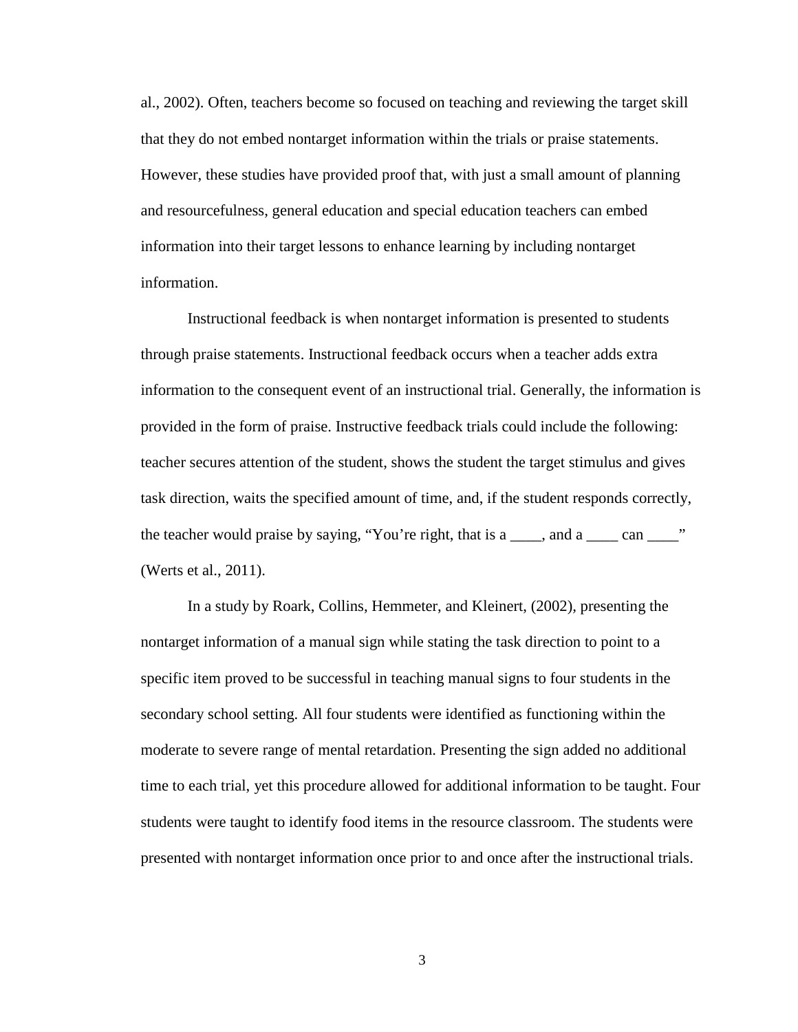al., 2002). Often, teachers become so focused on teaching and reviewing the target skill that they do not embed nontarget information within the trials or praise statements. However, these studies have provided proof that, with just a small amount of planning and resourcefulness, general education and special education teachers can embed information into their target lessons to enhance learning by including nontarget information.

Instructional feedback is when nontarget information is presented to students through praise statements. Instructional feedback occurs when a teacher adds extra information to the consequent event of an instructional trial. Generally, the information is provided in the form of praise. Instructive feedback trials could include the following: teacher secures attention of the student, shows the student the target stimulus and gives task direction, waits the specified amount of time, and, if the student responds correctly, the teacher would praise by saying, "You're right, that is a ____, and a ____ can ____" (Werts et al., 2011).

In a study by Roark, Collins, Hemmeter, and Kleinert, (2002), presenting the nontarget information of a manual sign while stating the task direction to point to a specific item proved to be successful in teaching manual signs to four students in the secondary school setting. All four students were identified as functioning within the moderate to severe range of mental retardation. Presenting the sign added no additional time to each trial, yet this procedure allowed for additional information to be taught. Four students were taught to identify food items in the resource classroom. The students were presented with nontarget information once prior to and once after the instructional trials.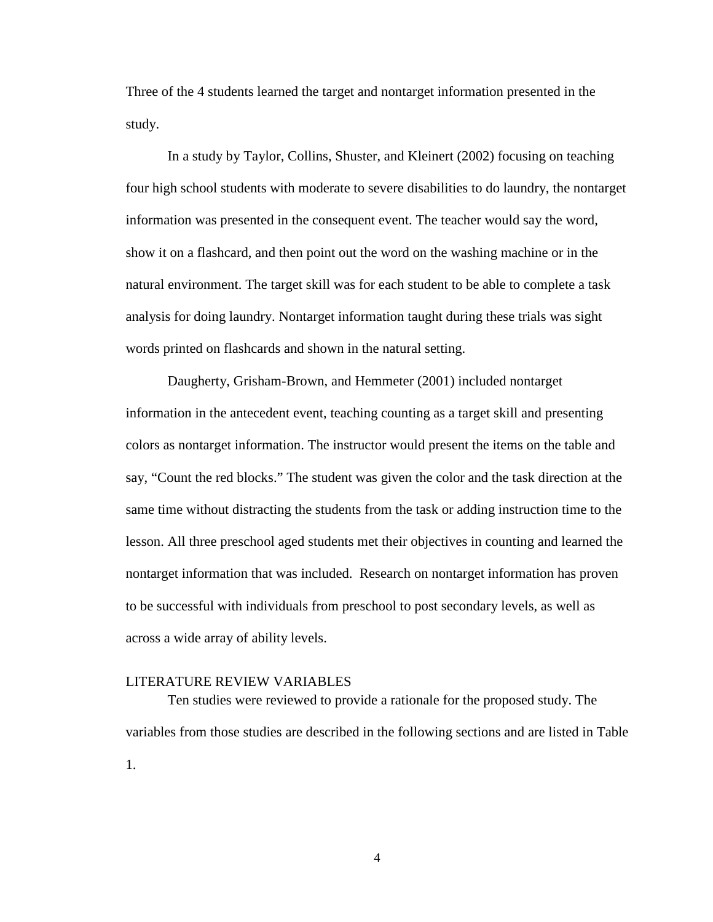Three of the 4 students learned the target and nontarget information presented in the study.

In a study by Taylor, Collins, Shuster, and Kleinert (2002) focusing on teaching four high school students with moderate to severe disabilities to do laundry, the nontarget information was presented in the consequent event. The teacher would say the word, show it on a flashcard, and then point out the word on the washing machine or in the natural environment. The target skill was for each student to be able to complete a task analysis for doing laundry. Nontarget information taught during these trials was sight words printed on flashcards and shown in the natural setting.

Daugherty, Grisham-Brown, and Hemmeter (2001) included nontarget information in the antecedent event, teaching counting as a target skill and presenting colors as nontarget information. The instructor would present the items on the table and say, "Count the red blocks." The student was given the color and the task direction at the same time without distracting the students from the task or adding instruction time to the lesson. All three preschool aged students met their objectives in counting and learned the nontarget information that was included. Research on nontarget information has proven to be successful with individuals from preschool to post secondary levels, as well as across a wide array of ability levels.

## LITERATURE REVIEW VARIABLES

Ten studies were reviewed to provide a rationale for the proposed study. The variables from those studies are described in the following sections and are listed in Table 1.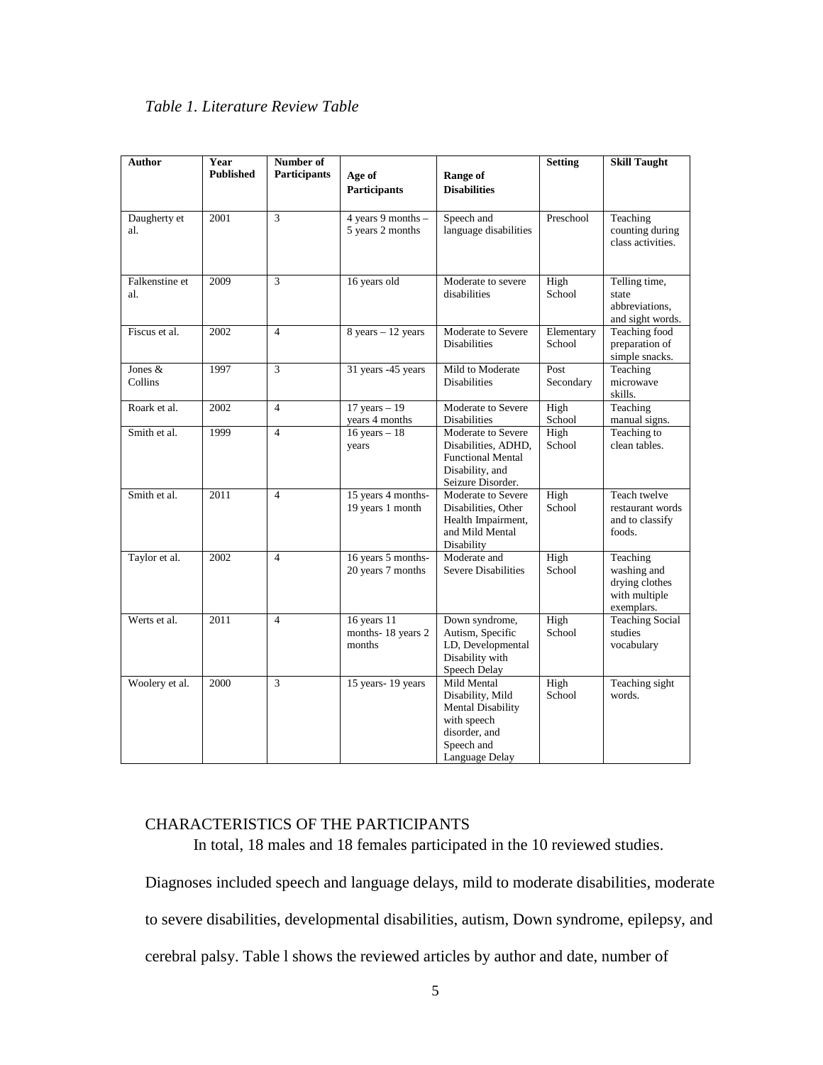*Table 1. Literature Review Table*

| Author | Year Published | Number of Participants | Age of Participants | Range of Disabilities | Setting | Skill Taught |
|---|---|---|---|---|---|---|
| Daugherty et al. | 2001 | 3 | 4 years 9 months – 5 years 2 months | Speech and language disabilities | Preschool | Teaching counting during class activities. |
| Falkenstine et al. | 2009 | 3 | 16 years old | Moderate to severe disabilities | High School | Telling time, state abbreviations, and sight words. |
| Fiscus et al. | 2002 | 4 | 8 years – 12 years | Moderate to Severe Disabilities | Elementary School | Teaching food preparation of simple snacks. |
| Jones & Collins | 1997 | 3 | 31 years -45 years | Mild to Moderate Disabilities | Post Secondary | Teaching microwave skills. |
| Roark et al. | 2002 | 4 | 17 years – 19 years 4 months | Moderate to Severe Disabilities | High School | Teaching manual signs. |
| Smith et al. | 1999 | 4 | 16 years – 18 years | Moderate to Severe Disabilities, ADHD, Functional Mental Disability, and Seizure Disorder. | High School | Teaching to clean tables. |
| Smith et al. | 2011 | 4 | 15 years 4 months- 19 years 1 month | Moderate to Severe Disabilities, Other Health Impairment, and Mild Mental Disability | High School | Teach twelve restaurant words and to classify foods. |
| Taylor et al. | 2002 | 4 | 16 years 5 months- 20 years 7 months | Moderate and Severe Disabilities | High School | Teaching washing and drying clothes with multiple exemplars. |
| Werts et al. | 2011 | 4 | 16 years 11 months- 18 years 2 months | Down syndrome, Autism, Specific LD, Developmental Disability with Speech Delay | High School | Teaching Social studies vocabulary |
| Woolery et al. | 2000 | 3 | 15 years- 19 years | Mild Mental Disability, Mild Mental Disability with speech disorder, and Speech and Language Delay | High School | Teaching sight words. |

## CHARACTERISTICS OF THE PARTICIPANTS

In total, 18 males and 18 females participated in the 10 reviewed studies. Diagnoses included speech and language delays, mild to moderate disabilities, moderate to severe disabilities, developmental disabilities, autism, Down syndrome, epilepsy, and cerebral palsy. Table l shows the reviewed articles by author and date, number of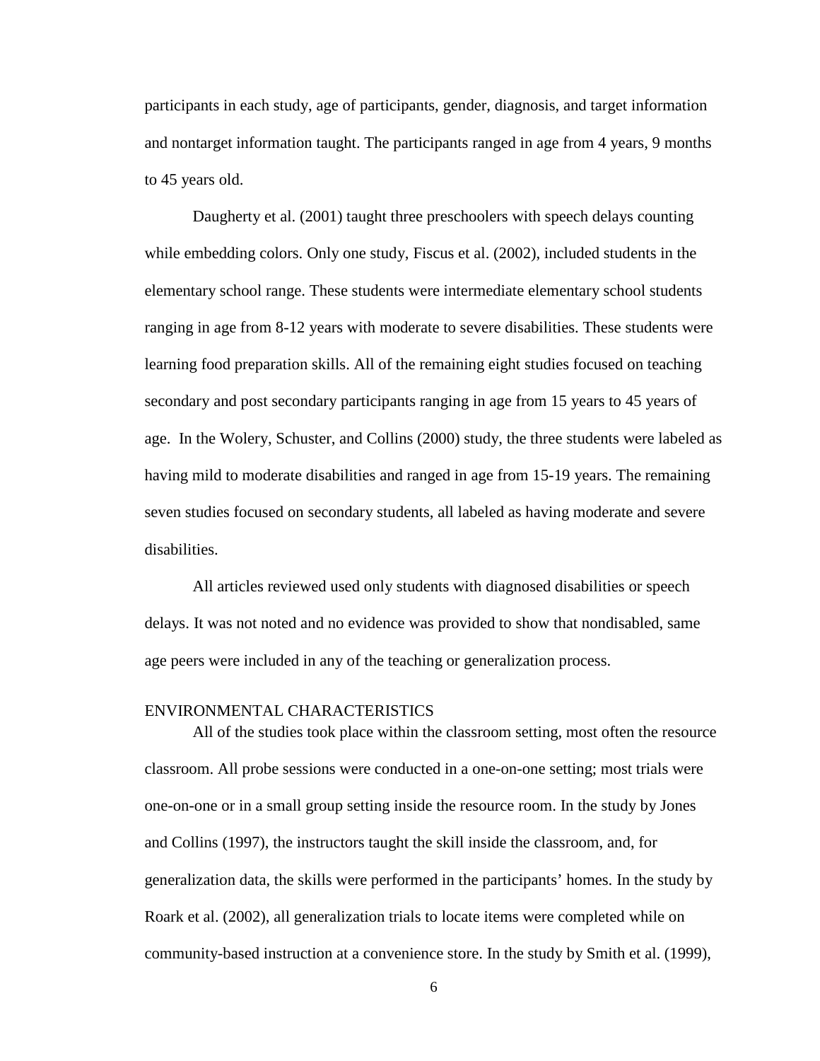participants in each study, age of participants, gender, diagnosis, and target information and nontarget information taught. The participants ranged in age from 4 years, 9 months to 45 years old.

Daugherty et al. (2001) taught three preschoolers with speech delays counting while embedding colors. Only one study, Fiscus et al. (2002), included students in the elementary school range. These students were intermediate elementary school students ranging in age from 8-12 years with moderate to severe disabilities. These students were learning food preparation skills. All of the remaining eight studies focused on teaching secondary and post secondary participants ranging in age from 15 years to 45 years of age. In the Wolery, Schuster, and Collins (2000) study, the three students were labeled as having mild to moderate disabilities and ranged in age from 15-19 years. The remaining seven studies focused on secondary students, all labeled as having moderate and severe disabilities.

All articles reviewed used only students with diagnosed disabilities or speech delays. It was not noted and no evidence was provided to show that nondisabled, same age peers were included in any of the teaching or generalization process.

## ENVIRONMENTAL CHARACTERISTICS

All of the studies took place within the classroom setting, most often the resource classroom. All probe sessions were conducted in a one-on-one setting; most trials were one-on-one or in a small group setting inside the resource room. In the study by Jones and Collins (1997), the instructors taught the skill inside the classroom, and, for generalization data, the skills were performed in the participants' homes. In the study by Roark et al. (2002), all generalization trials to locate items were completed while on community-based instruction at a convenience store. In the study by Smith et al. (1999),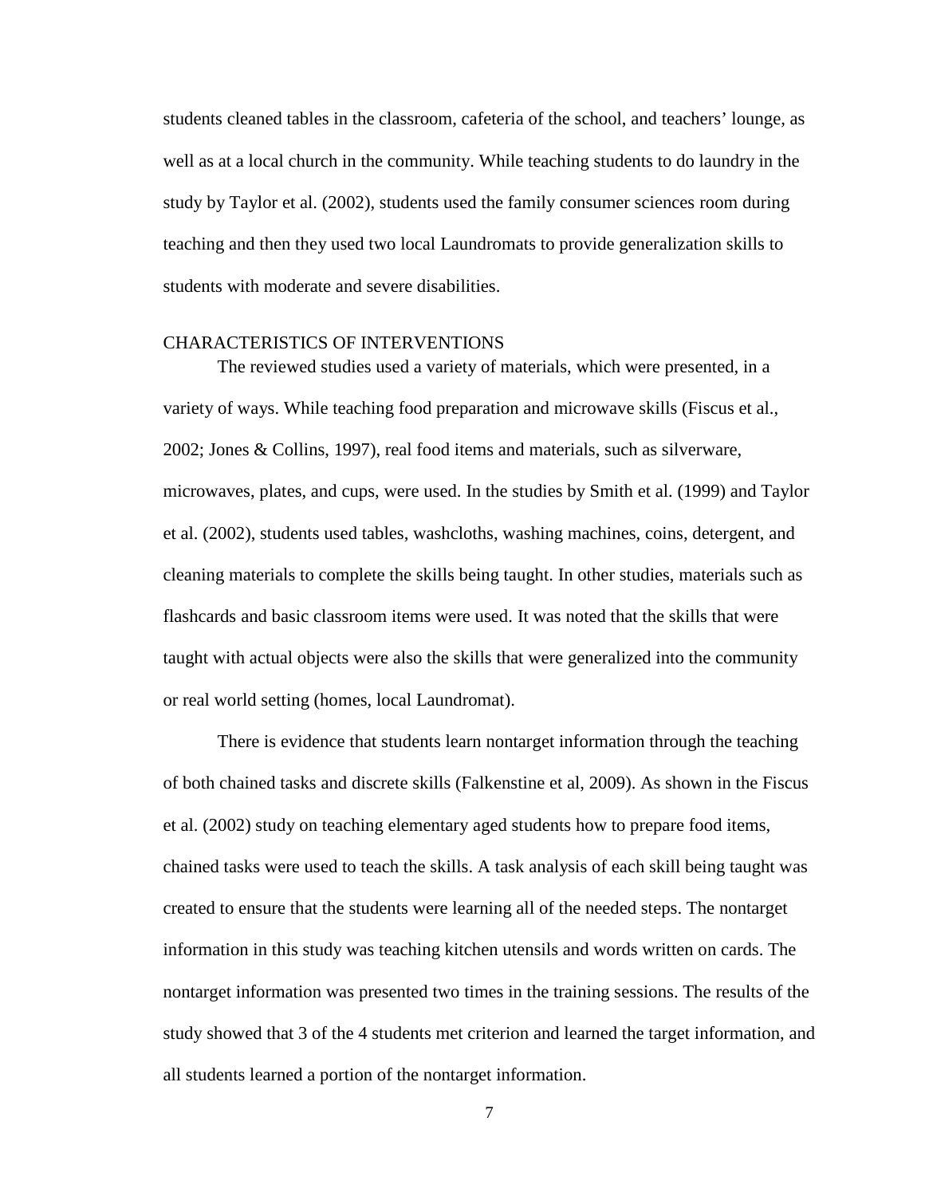students cleaned tables in the classroom, cafeteria of the school, and teachers' lounge, as well as at a local church in the community. While teaching students to do laundry in the study by Taylor et al. (2002), students used the family consumer sciences room during teaching and then they used two local Laundromats to provide generalization skills to students with moderate and severe disabilities.

## CHARACTERISTICS OF INTERVENTIONS

The reviewed studies used a variety of materials, which were presented, in a variety of ways. While teaching food preparation and microwave skills (Fiscus et al., 2002; Jones & Collins, 1997), real food items and materials, such as silverware, microwaves, plates, and cups, were used. In the studies by Smith et al. (1999) and Taylor et al. (2002), students used tables, washcloths, washing machines, coins, detergent, and cleaning materials to complete the skills being taught. In other studies, materials such as flashcards and basic classroom items were used. It was noted that the skills that were taught with actual objects were also the skills that were generalized into the community or real world setting (homes, local Laundromat).

There is evidence that students learn nontarget information through the teaching of both chained tasks and discrete skills (Falkenstine et al, 2009). As shown in the Fiscus et al. (2002) study on teaching elementary aged students how to prepare food items, chained tasks were used to teach the skills. A task analysis of each skill being taught was created to ensure that the students were learning all of the needed steps. The nontarget information in this study was teaching kitchen utensils and words written on cards. The nontarget information was presented two times in the training sessions. The results of the study showed that 3 of the 4 students met criterion and learned the target information, and all students learned a portion of the nontarget information.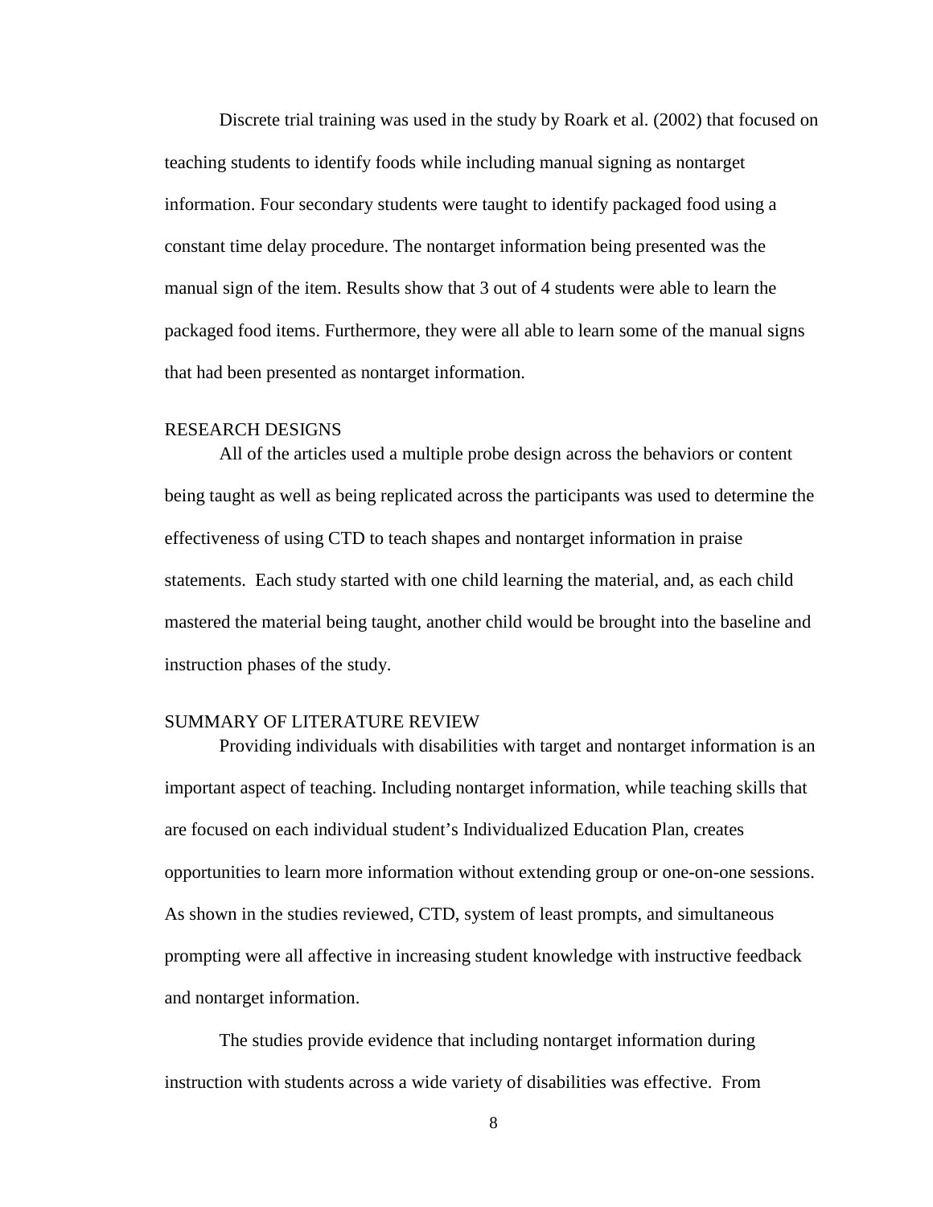Discrete trial training was used in the study by Roark et al. (2002) that focused on teaching students to identify foods while including manual signing as nontarget information. Four secondary students were taught to identify packaged food using a constant time delay procedure. The nontarget information being presented was the manual sign of the item. Results show that 3 out of 4 students were able to learn the packaged food items. Furthermore, they were all able to learn some of the manual signs that had been presented as nontarget information.

## RESEARCH DESIGNS

All of the articles used a multiple probe design across the behaviors or content being taught as well as being replicated across the participants was used to determine the effectiveness of using CTD to teach shapes and nontarget information in praise statements. Each study started with one child learning the material, and, as each child mastered the material being taught, another child would be brought into the baseline and instruction phases of the study.

## SUMMARY OF LITERATURE REVIEW

Providing individuals with disabilities with target and nontarget information is an important aspect of teaching. Including nontarget information, while teaching skills that are focused on each individual student's Individualized Education Plan, creates opportunities to learn more information without extending group or one-on-one sessions. As shown in the studies reviewed, CTD, system of least prompts, and simultaneous prompting were all affective in increasing student knowledge with instructive feedback and nontarget information.

The studies provide evidence that including nontarget information during instruction with students across a wide variety of disabilities was effective. From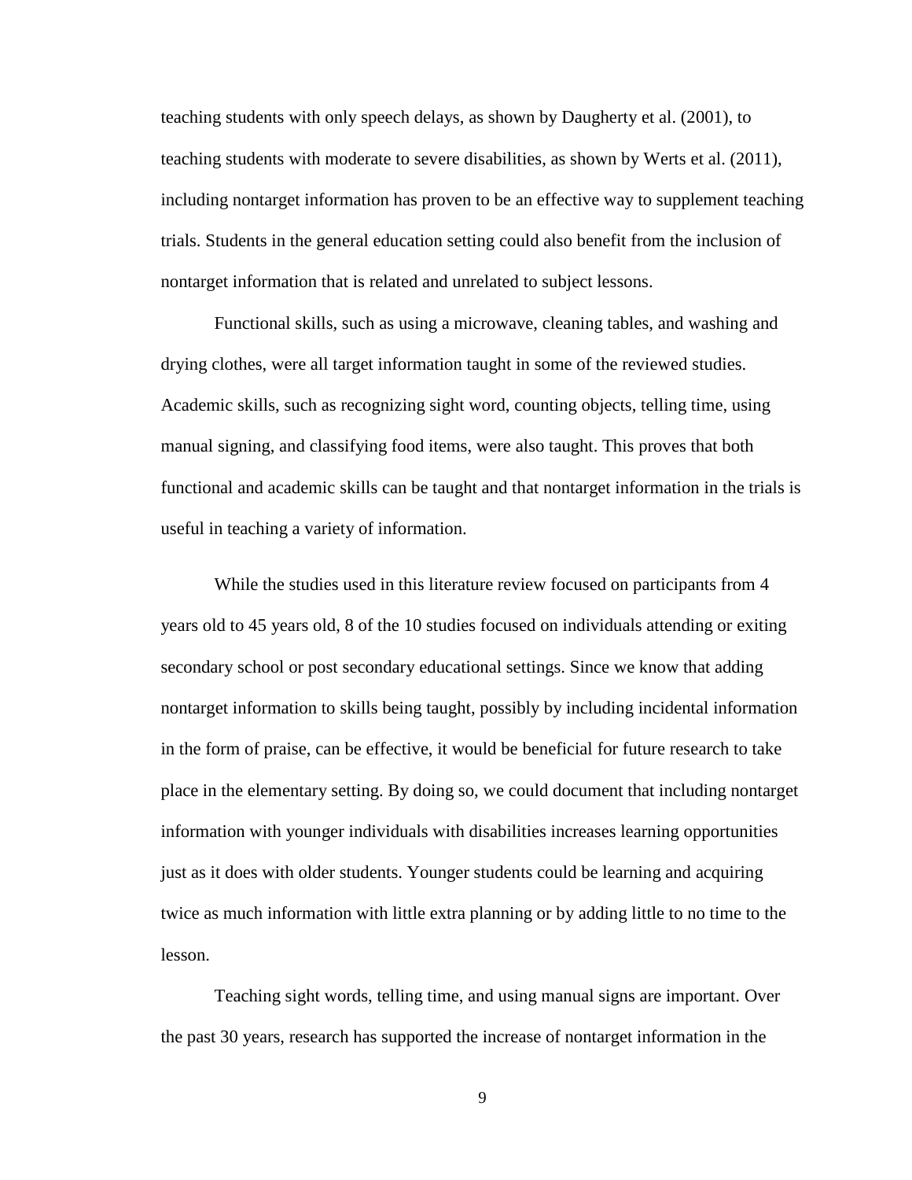teaching students with only speech delays, as shown by Daugherty et al. (2001), to teaching students with moderate to severe disabilities, as shown by Werts et al. (2011), including nontarget information has proven to be an effective way to supplement teaching trials. Students in the general education setting could also benefit from the inclusion of nontarget information that is related and unrelated to subject lessons.

Functional skills, such as using a microwave, cleaning tables, and washing and drying clothes, were all target information taught in some of the reviewed studies. Academic skills, such as recognizing sight word, counting objects, telling time, using manual signing, and classifying food items, were also taught. This proves that both functional and academic skills can be taught and that nontarget information in the trials is useful in teaching a variety of information.

While the studies used in this literature review focused on participants from 4 years old to 45 years old, 8 of the 10 studies focused on individuals attending or exiting secondary school or post secondary educational settings. Since we know that adding nontarget information to skills being taught, possibly by including incidental information in the form of praise, can be effective, it would be beneficial for future research to take place in the elementary setting. By doing so, we could document that including nontarget information with younger individuals with disabilities increases learning opportunities just as it does with older students. Younger students could be learning and acquiring twice as much information with little extra planning or by adding little to no time to the lesson.

Teaching sight words, telling time, and using manual signs are important. Over the past 30 years, research has supported the increase of nontarget information in the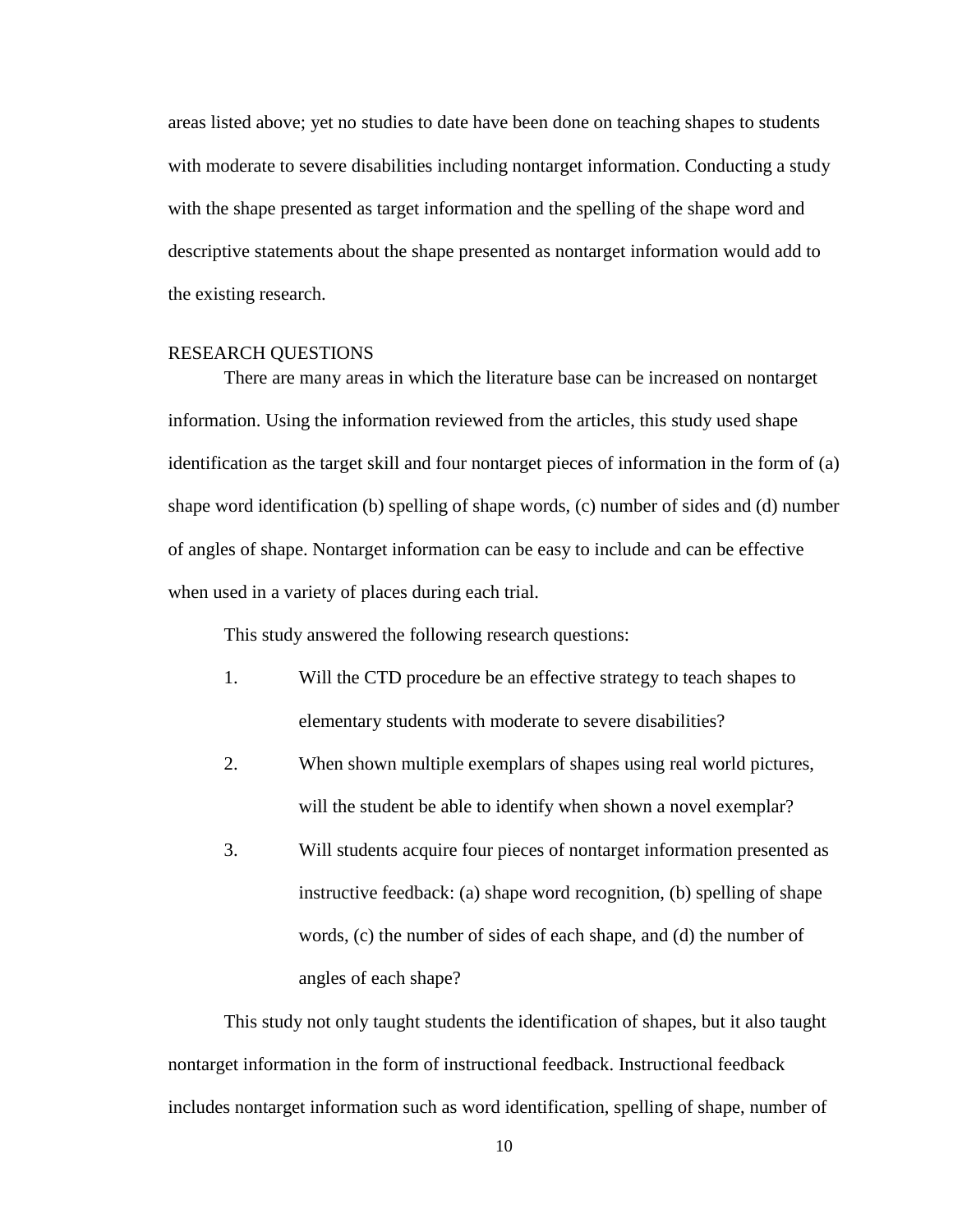areas listed above; yet no studies to date have been done on teaching shapes to students with moderate to severe disabilities including nontarget information. Conducting a study with the shape presented as target information and the spelling of the shape word and descriptive statements about the shape presented as nontarget information would add to the existing research.

## RESEARCH QUESTIONS

There are many areas in which the literature base can be increased on nontarget information. Using the information reviewed from the articles, this study used shape identification as the target skill and four nontarget pieces of information in the form of (a) shape word identification (b) spelling of shape words, (c) number of sides and (d) number of angles of shape. Nontarget information can be easy to include and can be effective when used in a variety of places during each trial.

This study answered the following research questions:

1. Will the CTD procedure be an effective strategy to teach shapes to elementary students with moderate to severe disabilities?
2. When shown multiple exemplars of shapes using real world pictures, will the student be able to identify when shown a novel exemplar?
3. Will students acquire four pieces of nontarget information presented as instructive feedback: (a) shape word recognition, (b) spelling of shape words, (c) the number of sides of each shape, and (d) the number of angles of each shape?

This study not only taught students the identification of shapes, but it also taught nontarget information in the form of instructional feedback. Instructional feedback includes nontarget information such as word identification, spelling of shape, number of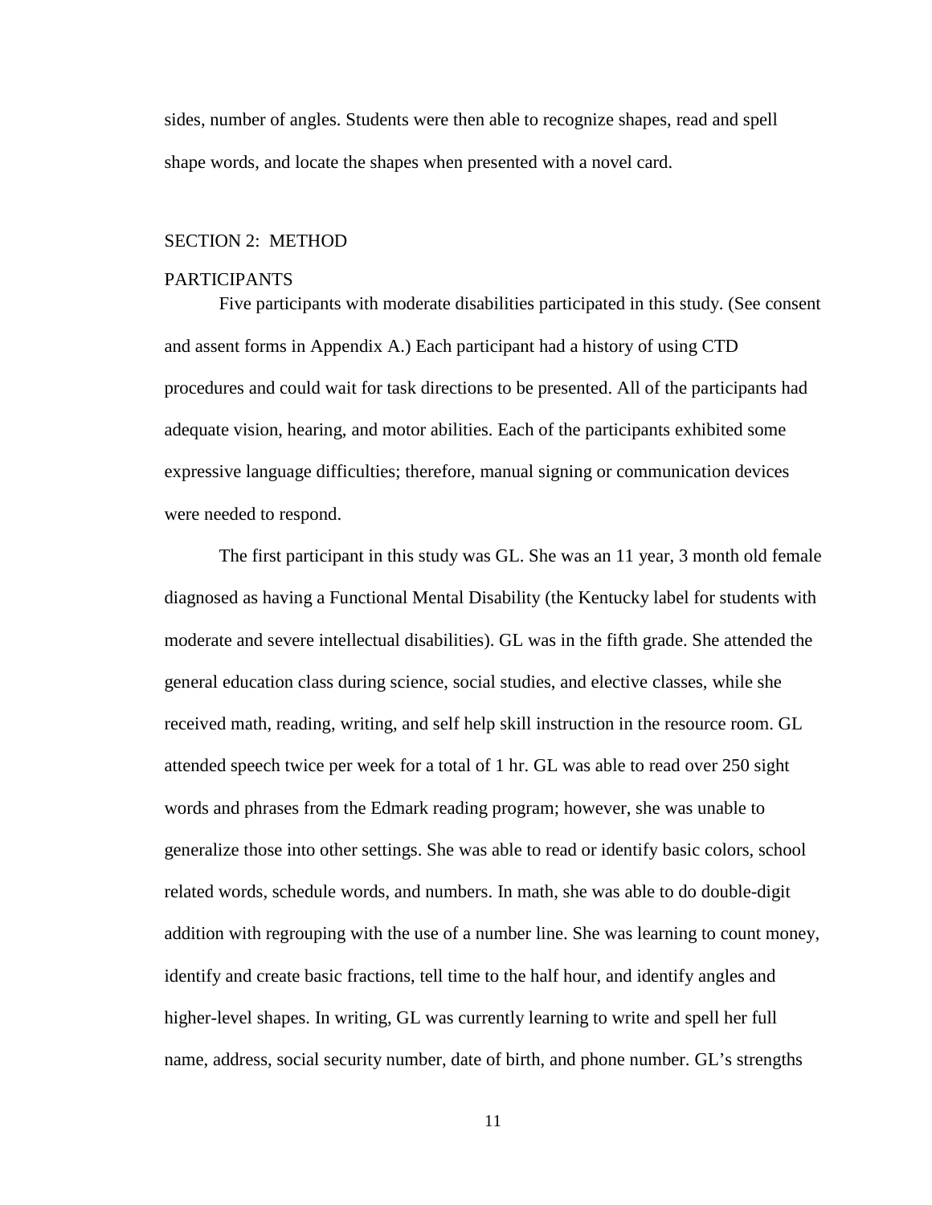sides, number of angles. Students were then able to recognize shapes, read and spell shape words, and locate the shapes when presented with a novel card.

## SECTION 2: METHOD

### PARTICIPANTS

Five participants with moderate disabilities participated in this study. (See consent and assent forms in Appendix A.) Each participant had a history of using CTD procedures and could wait for task directions to be presented. All of the participants had adequate vision, hearing, and motor abilities. Each of the participants exhibited some expressive language difficulties; therefore, manual signing or communication devices were needed to respond.

The first participant in this study was GL. She was an 11 year, 3 month old female diagnosed as having a Functional Mental Disability (the Kentucky label for students with moderate and severe intellectual disabilities). GL was in the fifth grade. She attended the general education class during science, social studies, and elective classes, while she received math, reading, writing, and self help skill instruction in the resource room. GL attended speech twice per week for a total of 1 hr. GL was able to read over 250 sight words and phrases from the Edmark reading program; however, she was unable to generalize those into other settings. She was able to read or identify basic colors, school related words, schedule words, and numbers. In math, she was able to do double-digit addition with regrouping with the use of a number line. She was learning to count money, identify and create basic fractions, tell time to the half hour, and identify angles and higher-level shapes. In writing, GL was currently learning to write and spell her full name, address, social security number, date of birth, and phone number. GL's strengths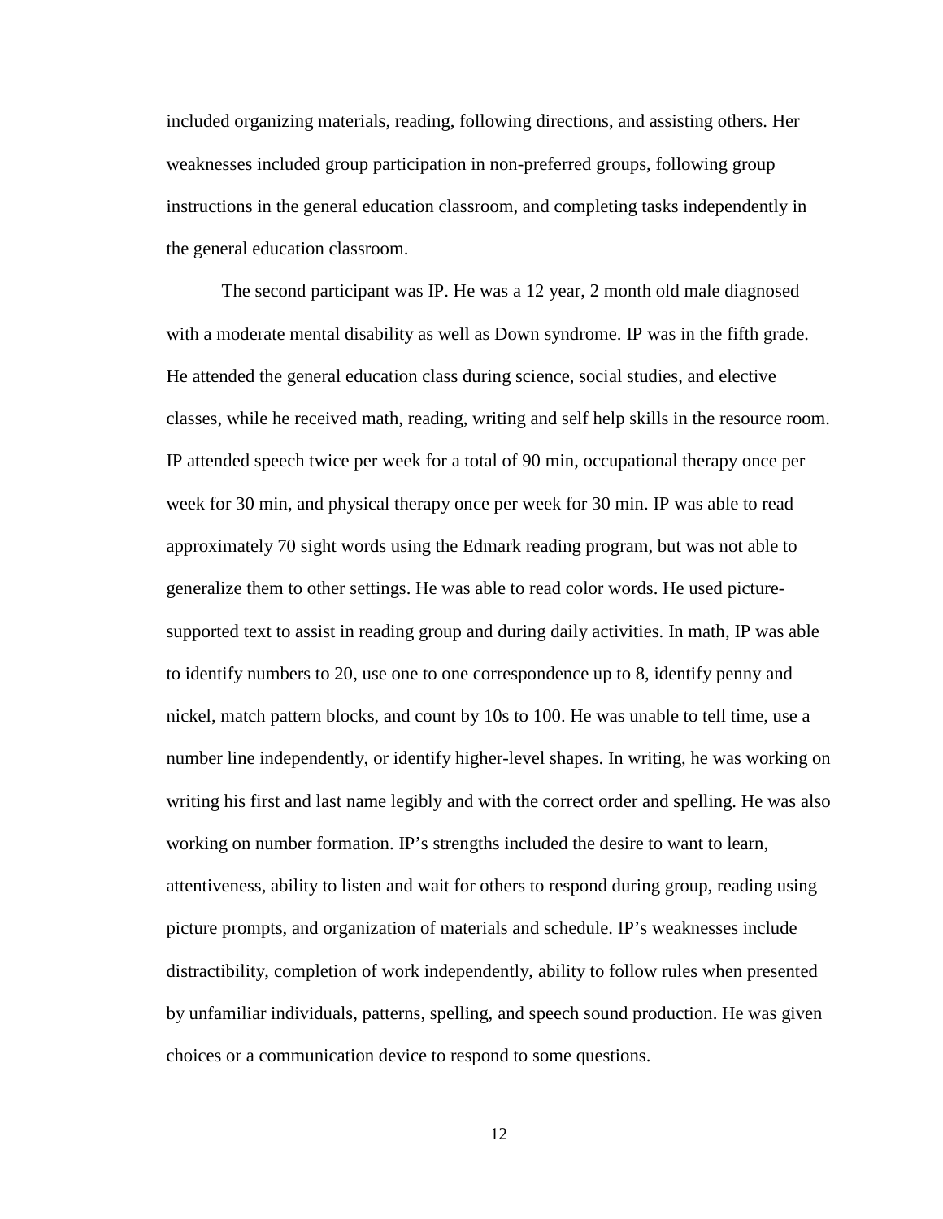included organizing materials, reading, following directions, and assisting others. Her weaknesses included group participation in non-preferred groups, following group instructions in the general education classroom, and completing tasks independently in the general education classroom.

The second participant was IP. He was a 12 year, 2 month old male diagnosed with a moderate mental disability as well as Down syndrome. IP was in the fifth grade. He attended the general education class during science, social studies, and elective classes, while he received math, reading, writing and self help skills in the resource room. IP attended speech twice per week for a total of 90 min, occupational therapy once per week for 30 min, and physical therapy once per week for 30 min. IP was able to read approximately 70 sight words using the Edmark reading program, but was not able to generalize them to other settings. He was able to read color words. He used picture-supported text to assist in reading group and during daily activities. In math, IP was able to identify numbers to 20, use one to one correspondence up to 8, identify penny and nickel, match pattern blocks, and count by 10s to 100. He was unable to tell time, use a number line independently, or identify higher-level shapes. In writing, he was working on writing his first and last name legibly and with the correct order and spelling. He was also working on number formation. IP's strengths included the desire to want to learn, attentiveness, ability to listen and wait for others to respond during group, reading using picture prompts, and organization of materials and schedule. IP's weaknesses include distractibility, completion of work independently, ability to follow rules when presented by unfamiliar individuals, patterns, spelling, and speech sound production. He was given choices or a communication device to respond to some questions.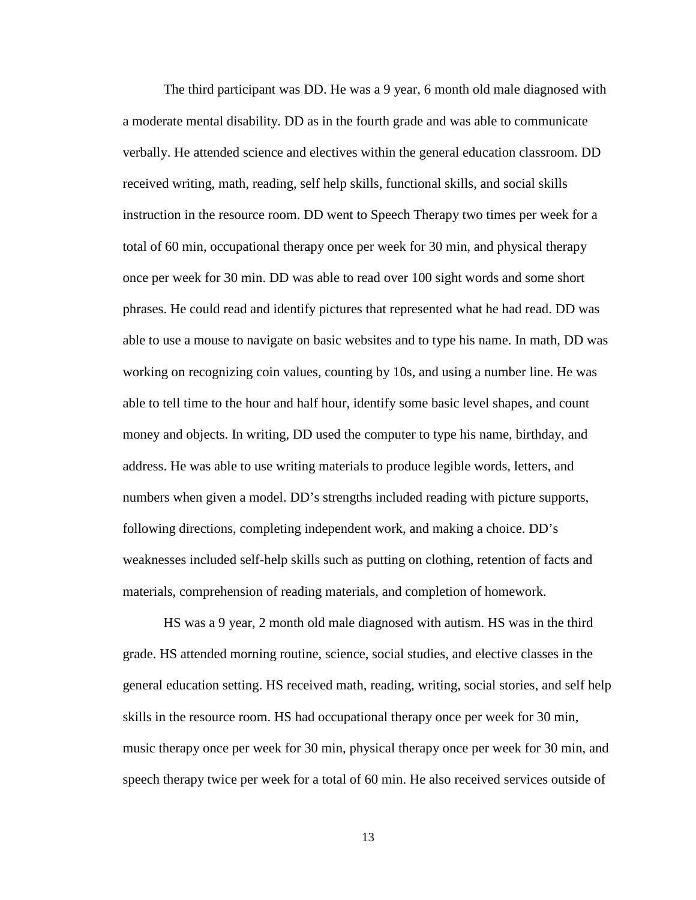The third participant was DD. He was a 9 year, 6 month old male diagnosed with a moderate mental disability. DD as in the fourth grade and was able to communicate verbally. He attended science and electives within the general education classroom. DD received writing, math, reading, self help skills, functional skills, and social skills instruction in the resource room. DD went to Speech Therapy two times per week for a total of 60 min, occupational therapy once per week for 30 min, and physical therapy once per week for 30 min. DD was able to read over 100 sight words and some short phrases. He could read and identify pictures that represented what he had read. DD was able to use a mouse to navigate on basic websites and to type his name. In math, DD was working on recognizing coin values, counting by 10s, and using a number line. He was able to tell time to the hour and half hour, identify some basic level shapes, and count money and objects. In writing, DD used the computer to type his name, birthday, and address. He was able to use writing materials to produce legible words, letters, and numbers when given a model. DD's strengths included reading with picture supports, following directions, completing independent work, and making a choice. DD's weaknesses included self-help skills such as putting on clothing, retention of facts and materials, comprehension of reading materials, and completion of homework.

HS was a 9 year, 2 month old male diagnosed with autism. HS was in the third grade. HS attended morning routine, science, social studies, and elective classes in the general education setting. HS received math, reading, writing, social stories, and self help skills in the resource room. HS had occupational therapy once per week for 30 min, music therapy once per week for 30 min, physical therapy once per week for 30 min, and speech therapy twice per week for a total of 60 min. He also received services outside of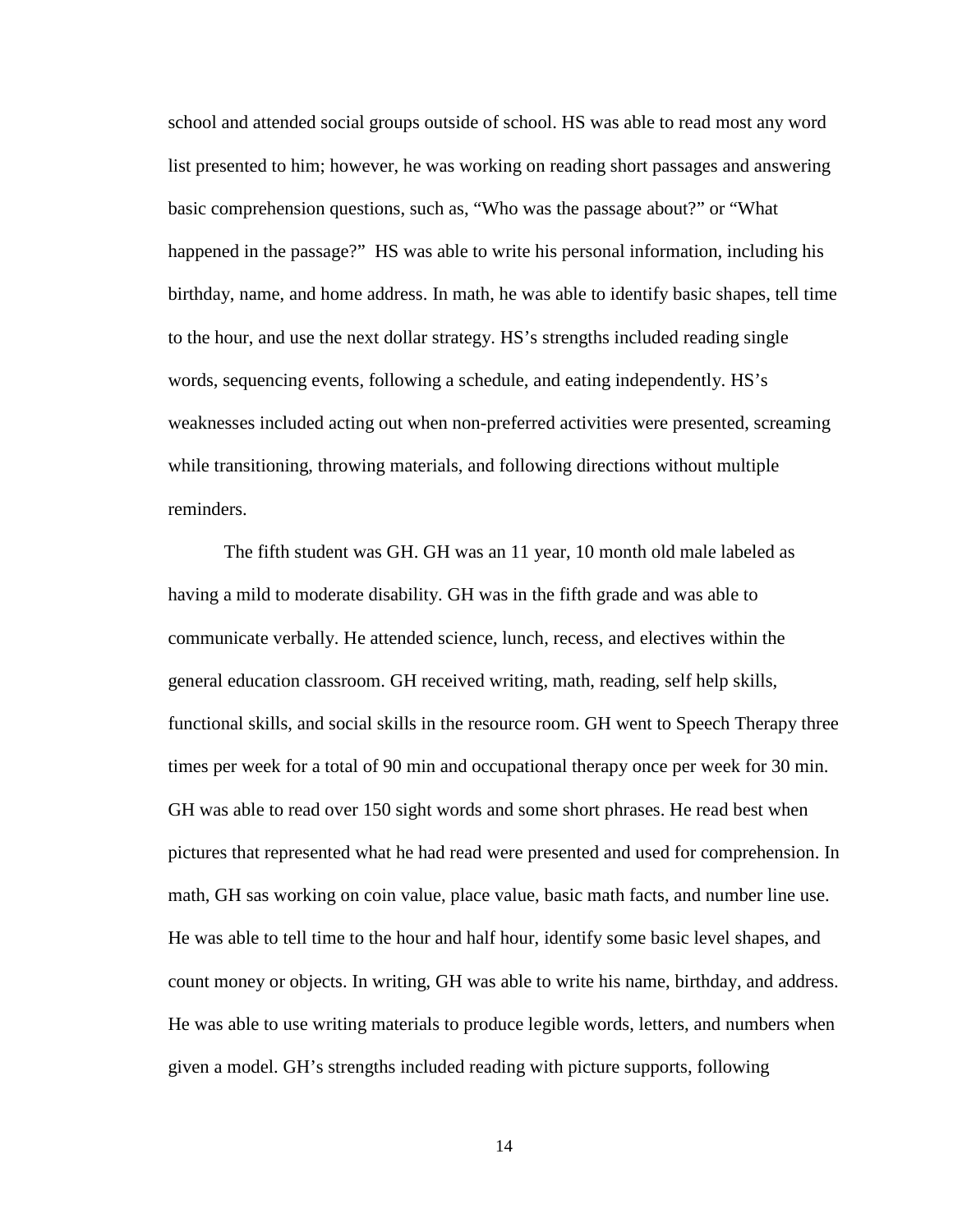school and attended social groups outside of school. HS was able to read most any word list presented to him; however, he was working on reading short passages and answering basic comprehension questions, such as, "Who was the passage about?" or "What happened in the passage?" HS was able to write his personal information, including his birthday, name, and home address. In math, he was able to identify basic shapes, tell time to the hour, and use the next dollar strategy. HS's strengths included reading single words, sequencing events, following a schedule, and eating independently. HS's weaknesses included acting out when non-preferred activities were presented, screaming while transitioning, throwing materials, and following directions without multiple reminders.

The fifth student was GH. GH was an 11 year, 10 month old male labeled as having a mild to moderate disability. GH was in the fifth grade and was able to communicate verbally. He attended science, lunch, recess, and electives within the general education classroom. GH received writing, math, reading, self help skills, functional skills, and social skills in the resource room. GH went to Speech Therapy three times per week for a total of 90 min and occupational therapy once per week for 30 min. GH was able to read over 150 sight words and some short phrases. He read best when pictures that represented what he had read were presented and used for comprehension. In math, GH sas working on coin value, place value, basic math facts, and number line use. He was able to tell time to the hour and half hour, identify some basic level shapes, and count money or objects. In writing, GH was able to write his name, birthday, and address. He was able to use writing materials to produce legible words, letters, and numbers when given a model. GH's strengths included reading with picture supports, following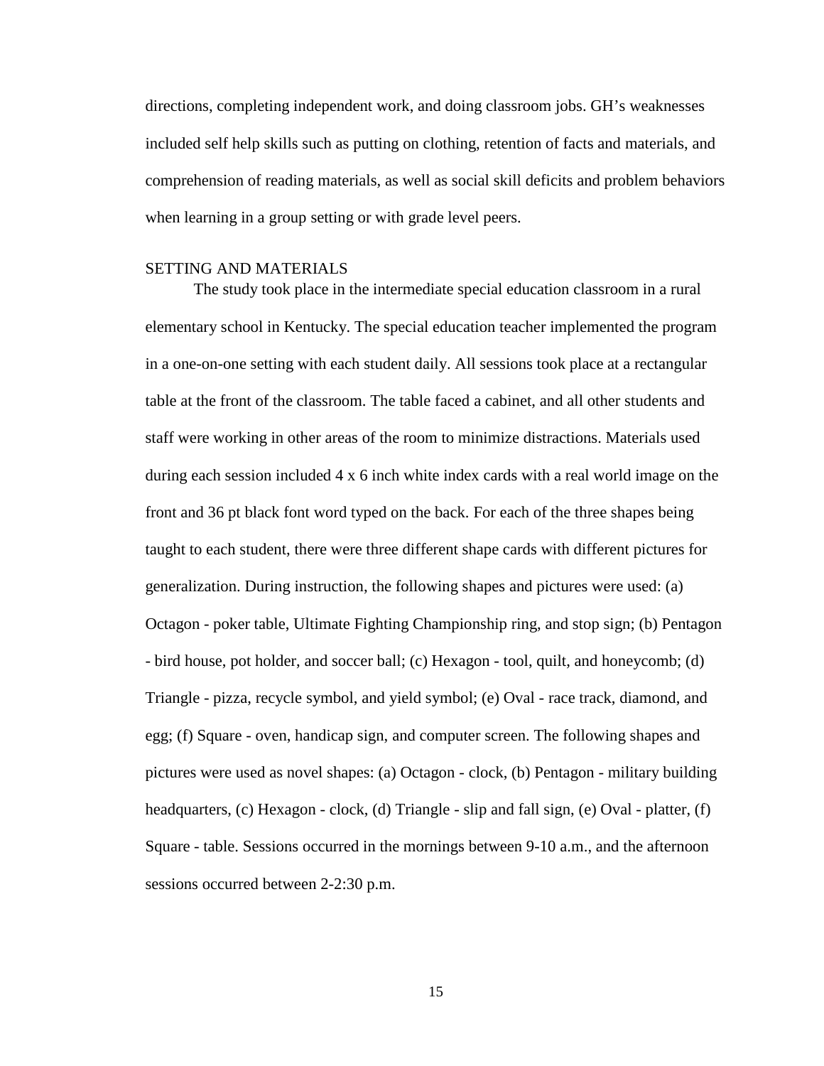directions, completing independent work, and doing classroom jobs. GH's weaknesses included self help skills such as putting on clothing, retention of facts and materials, and comprehension of reading materials, as well as social skill deficits and problem behaviors when learning in a group setting or with grade level peers.

## SETTING AND MATERIALS

The study took place in the intermediate special education classroom in a rural elementary school in Kentucky. The special education teacher implemented the program in a one-on-one setting with each student daily. All sessions took place at a rectangular table at the front of the classroom. The table faced a cabinet, and all other students and staff were working in other areas of the room to minimize distractions. Materials used during each session included 4 x 6 inch white index cards with a real world image on the front and 36 pt black font word typed on the back. For each of the three shapes being taught to each student, there were three different shape cards with different pictures for generalization. During instruction, the following shapes and pictures were used: (a) Octagon - poker table, Ultimate Fighting Championship ring, and stop sign; (b) Pentagon - bird house, pot holder, and soccer ball; (c) Hexagon - tool, quilt, and honeycomb; (d) Triangle - pizza, recycle symbol, and yield symbol; (e) Oval - race track, diamond, and egg; (f) Square - oven, handicap sign, and computer screen. The following shapes and pictures were used as novel shapes: (a) Octagon - clock, (b) Pentagon - military building headquarters, (c) Hexagon - clock, (d) Triangle - slip and fall sign, (e) Oval - platter, (f) Square - table. Sessions occurred in the mornings between 9-10 a.m., and the afternoon sessions occurred between 2-2:30 p.m.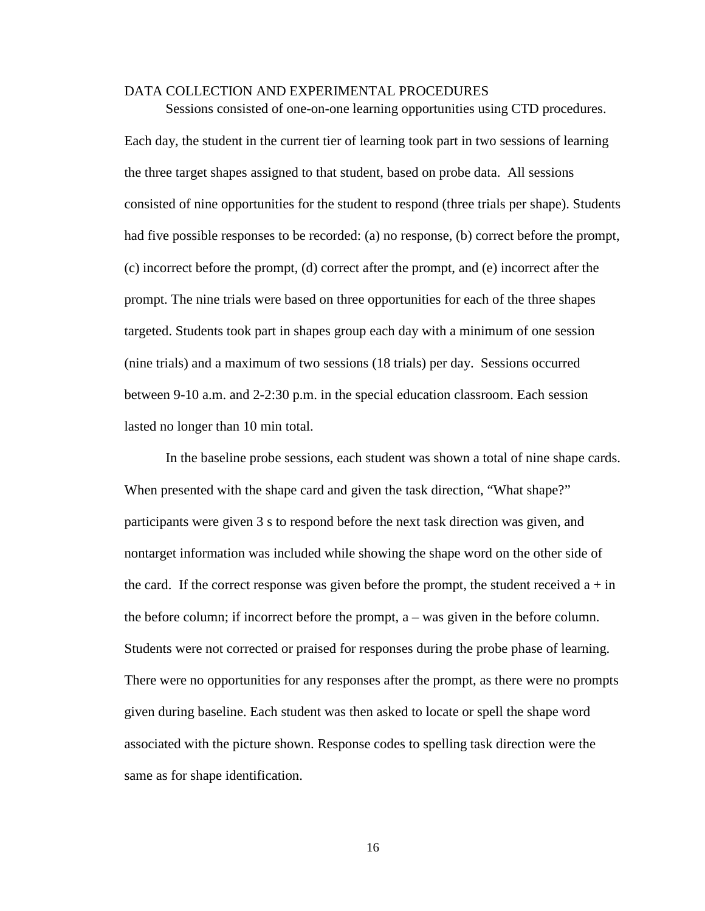## DATA COLLECTION AND EXPERIMENTAL PROCEDURES

Sessions consisted of one-on-one learning opportunities using CTD procedures. Each day, the student in the current tier of learning took part in two sessions of learning the three target shapes assigned to that student, based on probe data. All sessions consisted of nine opportunities for the student to respond (three trials per shape). Students had five possible responses to be recorded: (a) no response, (b) correct before the prompt, (c) incorrect before the prompt, (d) correct after the prompt, and (e) incorrect after the prompt. The nine trials were based on three opportunities for each of the three shapes targeted. Students took part in shapes group each day with a minimum of one session (nine trials) and a maximum of two sessions (18 trials) per day. Sessions occurred between 9-10 a.m. and 2-2:30 p.m. in the special education classroom. Each session lasted no longer than 10 min total.

In the baseline probe sessions, each student was shown a total of nine shape cards. When presented with the shape card and given the task direction, "What shape?" participants were given 3 s to respond before the next task direction was given, and nontarget information was included while showing the shape word on the other side of the card. If the correct response was given before the prompt, the student received a + in the before column; if incorrect before the prompt, a – was given in the before column. Students were not corrected or praised for responses during the probe phase of learning. There were no opportunities for any responses after the prompt, as there were no prompts given during baseline. Each student was then asked to locate or spell the shape word associated with the picture shown. Response codes to spelling task direction were the same as for shape identification.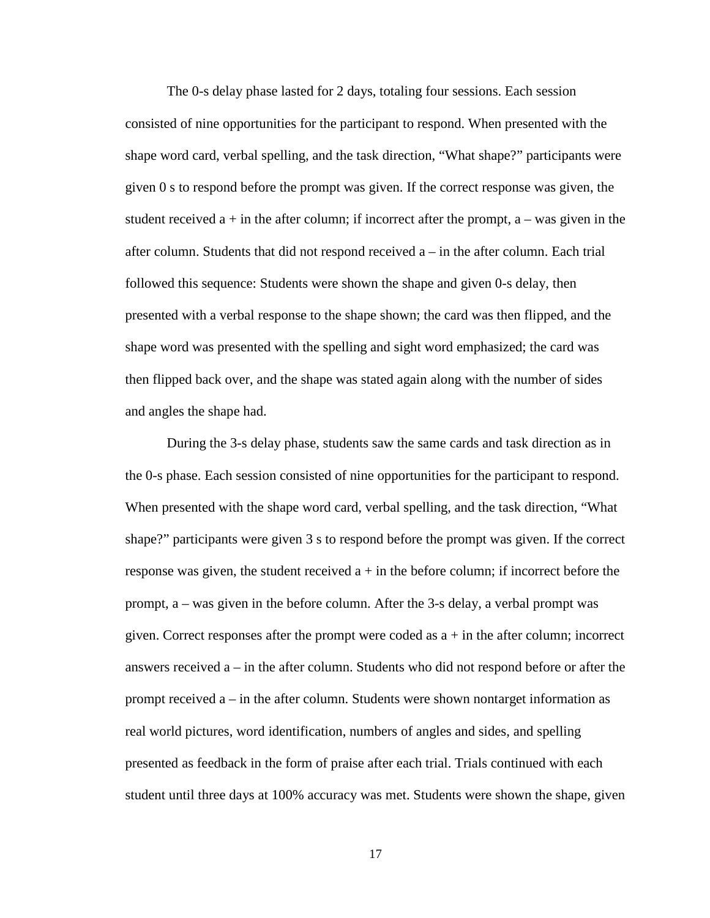The 0-s delay phase lasted for 2 days, totaling four sessions. Each session consisted of nine opportunities for the participant to respond. When presented with the shape word card, verbal spelling, and the task direction, “What shape?” participants were given 0 s to respond before the prompt was given. If the correct response was given, the student received a + in the after column; if incorrect after the prompt, a – was given in the after column. Students that did not respond received a – in the after column. Each trial followed this sequence: Students were shown the shape and given 0-s delay, then presented with a verbal response to the shape shown; the card was then flipped, and the shape word was presented with the spelling and sight word emphasized; the card was then flipped back over, and the shape was stated again along with the number of sides and angles the shape had.

During the 3-s delay phase, students saw the same cards and task direction as in the 0-s phase. Each session consisted of nine opportunities for the participant to respond. When presented with the shape word card, verbal spelling, and the task direction, “What shape?” participants were given 3 s to respond before the prompt was given. If the correct response was given, the student received a + in the before column; if incorrect before the prompt, a – was given in the before column. After the 3-s delay, a verbal prompt was given. Correct responses after the prompt were coded as a + in the after column; incorrect answers received a – in the after column. Students who did not respond before or after the prompt received a – in the after column. Students were shown nontarget information as real world pictures, word identification, numbers of angles and sides, and spelling presented as feedback in the form of praise after each trial. Trials continued with each student until three days at 100% accuracy was met. Students were shown the shape, given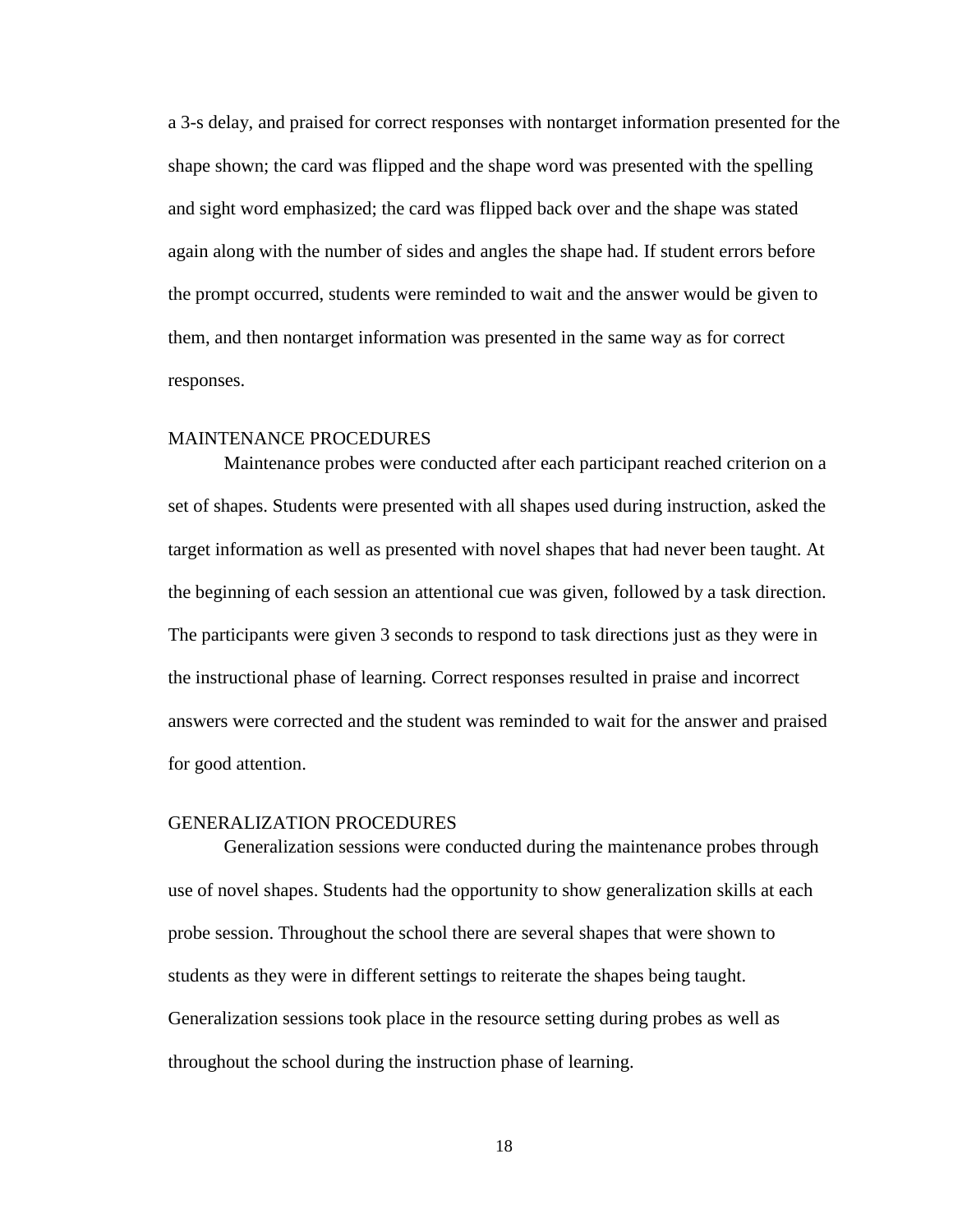a 3-s delay, and praised for correct responses with nontarget information presented for the shape shown; the card was flipped and the shape word was presented with the spelling and sight word emphasized; the card was flipped back over and the shape was stated again along with the number of sides and angles the shape had. If student errors before the prompt occurred, students were reminded to wait and the answer would be given to them, and then nontarget information was presented in the same way as for correct responses.

## MAINTENANCE PROCEDURES

Maintenance probes were conducted after each participant reached criterion on a set of shapes. Students were presented with all shapes used during instruction, asked the target information as well as presented with novel shapes that had never been taught. At the beginning of each session an attentional cue was given, followed by a task direction. The participants were given 3 seconds to respond to task directions just as they were in the instructional phase of learning. Correct responses resulted in praise and incorrect answers were corrected and the student was reminded to wait for the answer and praised for good attention.

## GENERALIZATION PROCEDURES

Generalization sessions were conducted during the maintenance probes through use of novel shapes. Students had the opportunity to show generalization skills at each probe session. Throughout the school there are several shapes that were shown to students as they were in different settings to reiterate the shapes being taught. Generalization sessions took place in the resource setting during probes as well as throughout the school during the instruction phase of learning.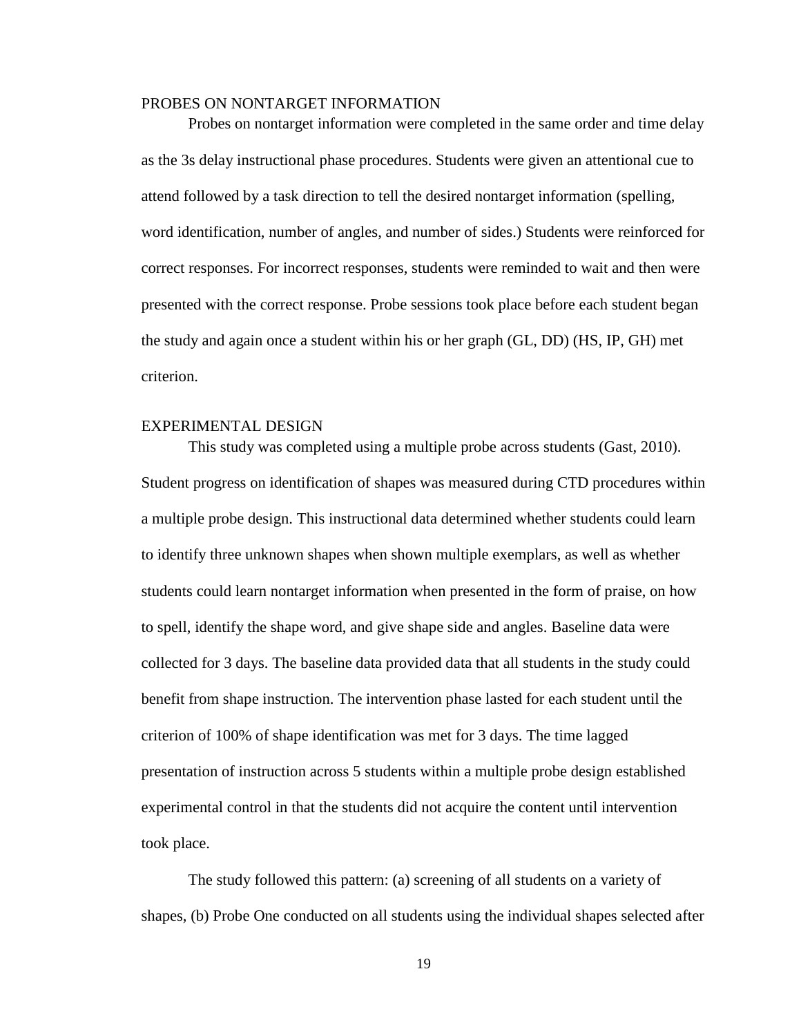## PROBES ON NONTARGET INFORMATION

Probes on nontarget information were completed in the same order and time delay as the 3s delay instructional phase procedures. Students were given an attentional cue to attend followed by a task direction to tell the desired nontarget information (spelling, word identification, number of angles, and number of sides.) Students were reinforced for correct responses. For incorrect responses, students were reminded to wait and then were presented with the correct response. Probe sessions took place before each student began the study and again once a student within his or her graph (GL, DD) (HS, IP, GH) met criterion.

## EXPERIMENTAL DESIGN

This study was completed using a multiple probe across students (Gast, 2010). Student progress on identification of shapes was measured during CTD procedures within a multiple probe design. This instructional data determined whether students could learn to identify three unknown shapes when shown multiple exemplars, as well as whether students could learn nontarget information when presented in the form of praise, on how to spell, identify the shape word, and give shape side and angles. Baseline data were collected for 3 days. The baseline data provided data that all students in the study could benefit from shape instruction. The intervention phase lasted for each student until the criterion of 100% of shape identification was met for 3 days. The time lagged presentation of instruction across 5 students within a multiple probe design established experimental control in that the students did not acquire the content until intervention took place.

The study followed this pattern: (a) screening of all students on a variety of shapes, (b) Probe One conducted on all students using the individual shapes selected after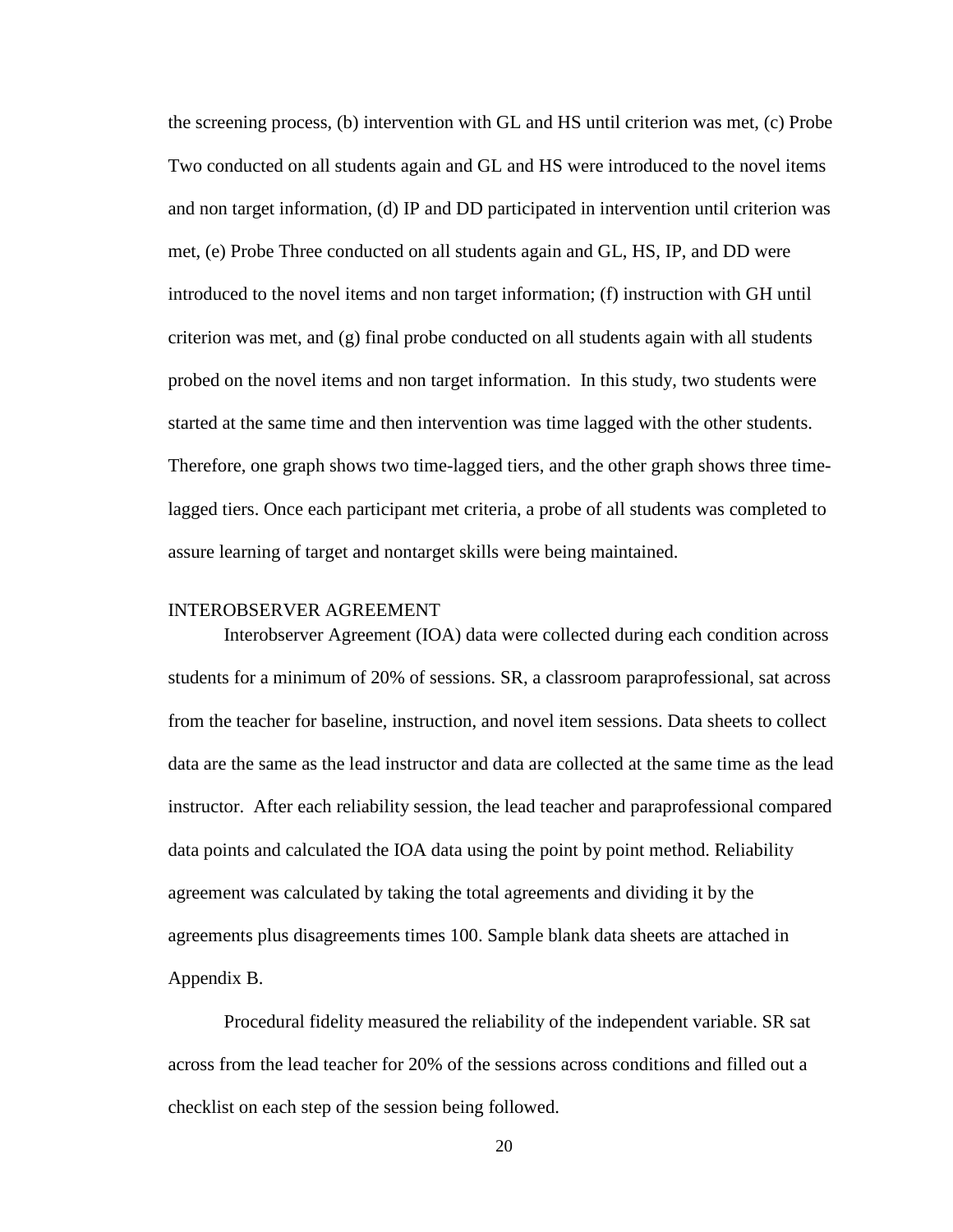the screening process, (b) intervention with GL and HS until criterion was met, (c) Probe Two conducted on all students again and GL and HS were introduced to the novel items and non target information, (d) IP and DD participated in intervention until criterion was met, (e) Probe Three conducted on all students again and GL, HS, IP, and DD were introduced to the novel items and non target information; (f) instruction with GH until criterion was met, and (g) final probe conducted on all students again with all students probed on the novel items and non target information. In this study, two students were started at the same time and then intervention was time lagged with the other students. Therefore, one graph shows two time-lagged tiers, and the other graph shows three time-lagged tiers. Once each participant met criteria, a probe of all students was completed to assure learning of target and nontarget skills were being maintained.

## INTEROBSERVER AGREEMENT

Interobserver Agreement (IOA) data were collected during each condition across students for a minimum of 20% of sessions. SR, a classroom paraprofessional, sat across from the teacher for baseline, instruction, and novel item sessions. Data sheets to collect data are the same as the lead instructor and data are collected at the same time as the lead instructor. After each reliability session, the lead teacher and paraprofessional compared data points and calculated the IOA data using the point by point method. Reliability agreement was calculated by taking the total agreements and dividing it by the agreements plus disagreements times 100. Sample blank data sheets are attached in Appendix B.

Procedural fidelity measured the reliability of the independent variable. SR sat across from the lead teacher for 20% of the sessions across conditions and filled out a checklist on each step of the session being followed.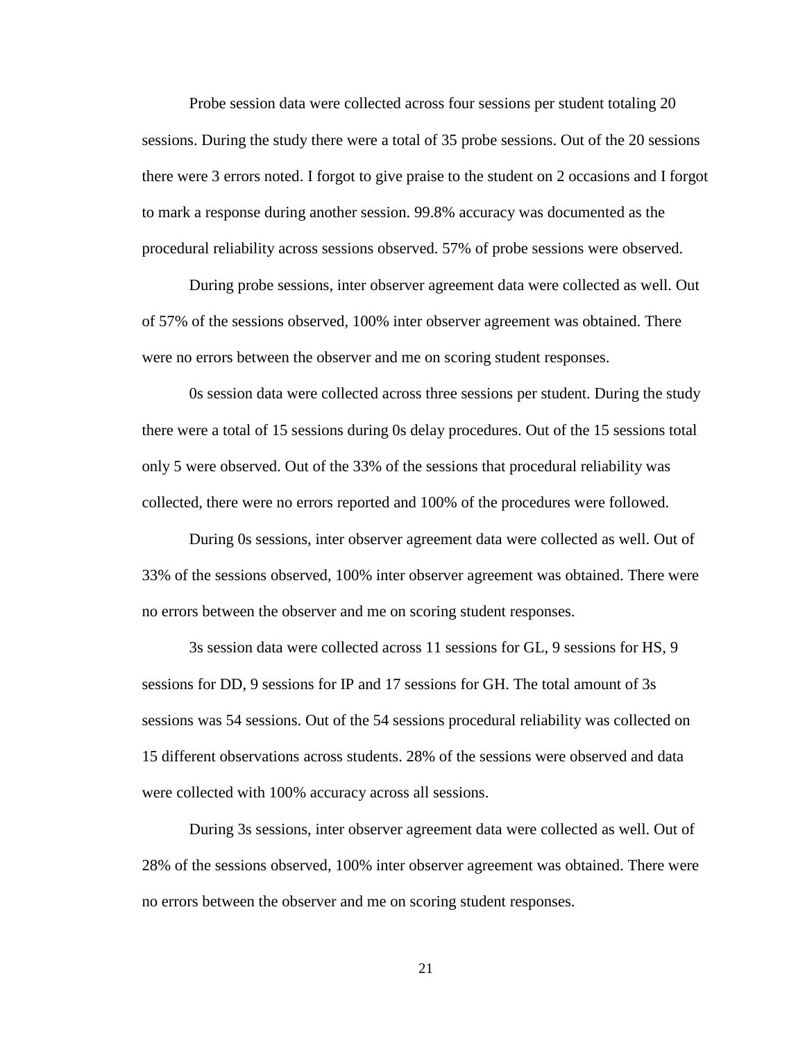Probe session data were collected across four sessions per student totaling 20 sessions. During the study there were a total of 35 probe sessions. Out of the 20 sessions there were 3 errors noted. I forgot to give praise to the student on 2 occasions and I forgot to mark a response during another session. 99.8% accuracy was documented as the procedural reliability across sessions observed. 57% of probe sessions were observed.

During probe sessions, inter observer agreement data were collected as well. Out of 57% of the sessions observed, 100% inter observer agreement was obtained. There were no errors between the observer and me on scoring student responses.

0s session data were collected across three sessions per student. During the study there were a total of 15 sessions during 0s delay procedures. Out of the 15 sessions total only 5 were observed. Out of the 33% of the sessions that procedural reliability was collected, there were no errors reported and 100% of the procedures were followed.

During 0s sessions, inter observer agreement data were collected as well. Out of 33% of the sessions observed, 100% inter observer agreement was obtained. There were no errors between the observer and me on scoring student responses.

3s session data were collected across 11 sessions for GL, 9 sessions for HS, 9 sessions for DD, 9 sessions for IP and 17 sessions for GH. The total amount of 3s sessions was 54 sessions. Out of the 54 sessions procedural reliability was collected on 15 different observations across students. 28% of the sessions were observed and data were collected with 100% accuracy across all sessions.

During 3s sessions, inter observer agreement data were collected as well. Out of 28% of the sessions observed, 100% inter observer agreement was obtained. There were no errors between the observer and me on scoring student responses.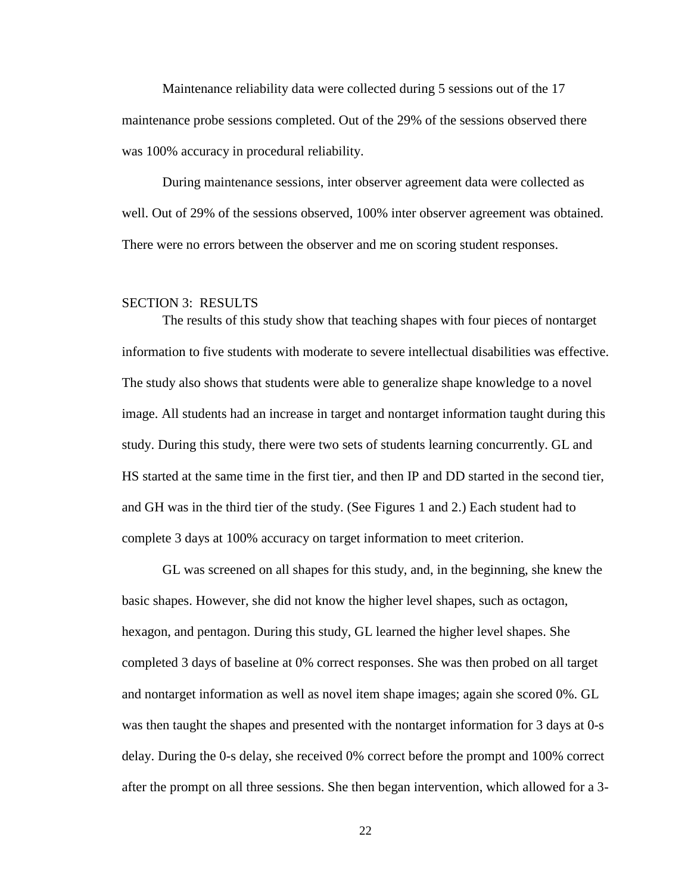Maintenance reliability data were collected during 5 sessions out of the 17 maintenance probe sessions completed. Out of the 29% of the sessions observed there was 100% accuracy in procedural reliability.

During maintenance sessions, inter observer agreement data were collected as well. Out of 29% of the sessions observed, 100% inter observer agreement was obtained. There were no errors between the observer and me on scoring student responses.

## SECTION 3: RESULTS

The results of this study show that teaching shapes with four pieces of nontarget information to five students with moderate to severe intellectual disabilities was effective. The study also shows that students were able to generalize shape knowledge to a novel image. All students had an increase in target and nontarget information taught during this study. During this study, there were two sets of students learning concurrently. GL and HS started at the same time in the first tier, and then IP and DD started in the second tier, and GH was in the third tier of the study. (See Figures 1 and 2.) Each student had to complete 3 days at 100% accuracy on target information to meet criterion.

GL was screened on all shapes for this study, and, in the beginning, she knew the basic shapes. However, she did not know the higher level shapes, such as octagon, hexagon, and pentagon. During this study, GL learned the higher level shapes. She completed 3 days of baseline at 0% correct responses. She was then probed on all target and nontarget information as well as novel item shape images; again she scored 0%. GL was then taught the shapes and presented with the nontarget information for 3 days at 0-s delay. During the 0-s delay, she received 0% correct before the prompt and 100% correct after the prompt on all three sessions. She then began intervention, which allowed for a 3-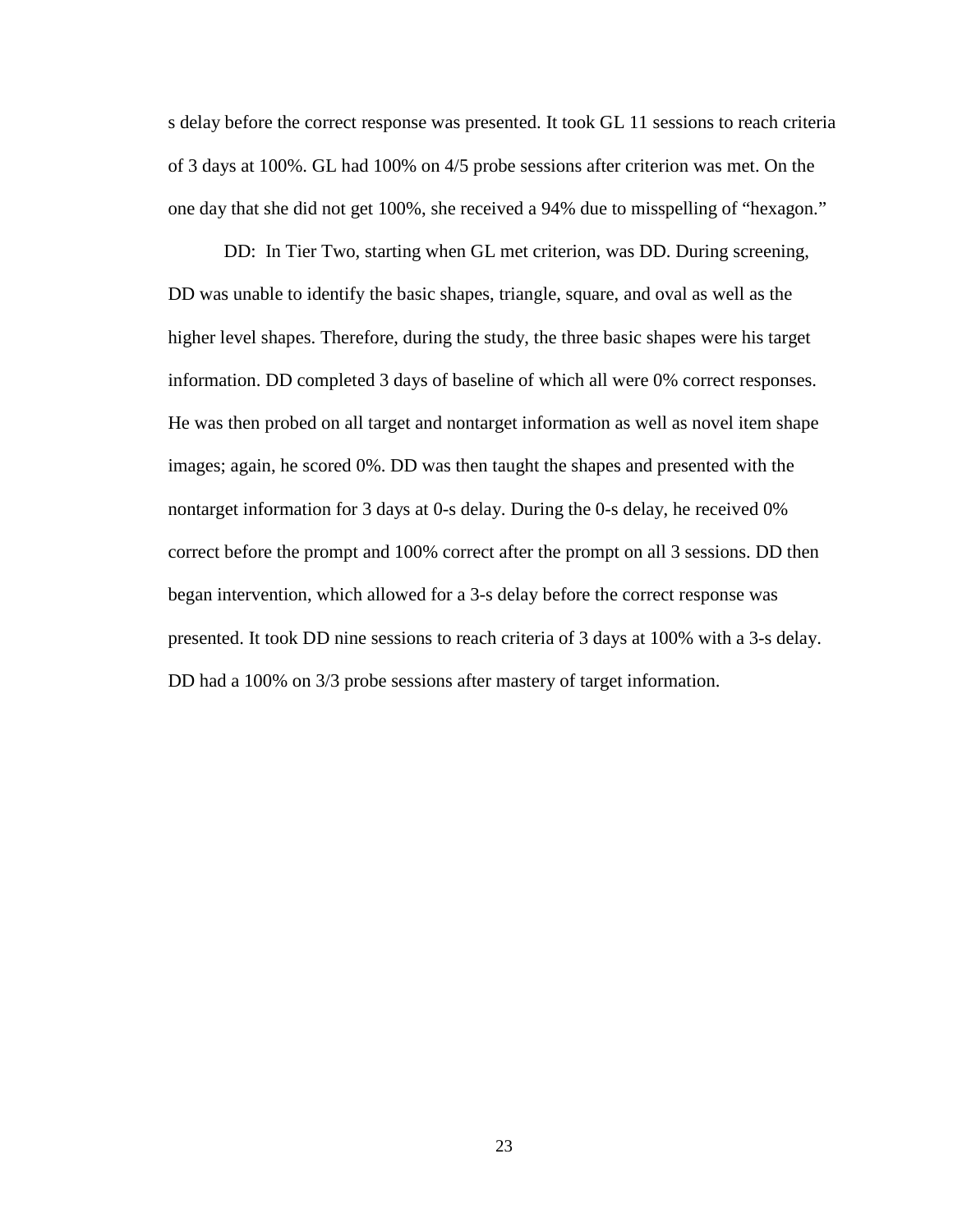s delay before the correct response was presented. It took GL 11 sessions to reach criteria of 3 days at 100%. GL had 100% on 4/5 probe sessions after criterion was met. On the one day that she did not get 100%, she received a 94% due to misspelling of “hexagon.”

DD: In Tier Two, starting when GL met criterion, was DD. During screening, DD was unable to identify the basic shapes, triangle, square, and oval as well as the higher level shapes. Therefore, during the study, the three basic shapes were his target information. DD completed 3 days of baseline of which all were 0% correct responses. He was then probed on all target and nontarget information as well as novel item shape images; again, he scored 0%. DD was then taught the shapes and presented with the nontarget information for 3 days at 0-s delay. During the 0-s delay, he received 0% correct before the prompt and 100% correct after the prompt on all 3 sessions. DD then began intervention, which allowed for a 3-s delay before the correct response was presented. It took DD nine sessions to reach criteria of 3 days at 100% with a 3-s delay. DD had a 100% on 3/3 probe sessions after mastery of target information.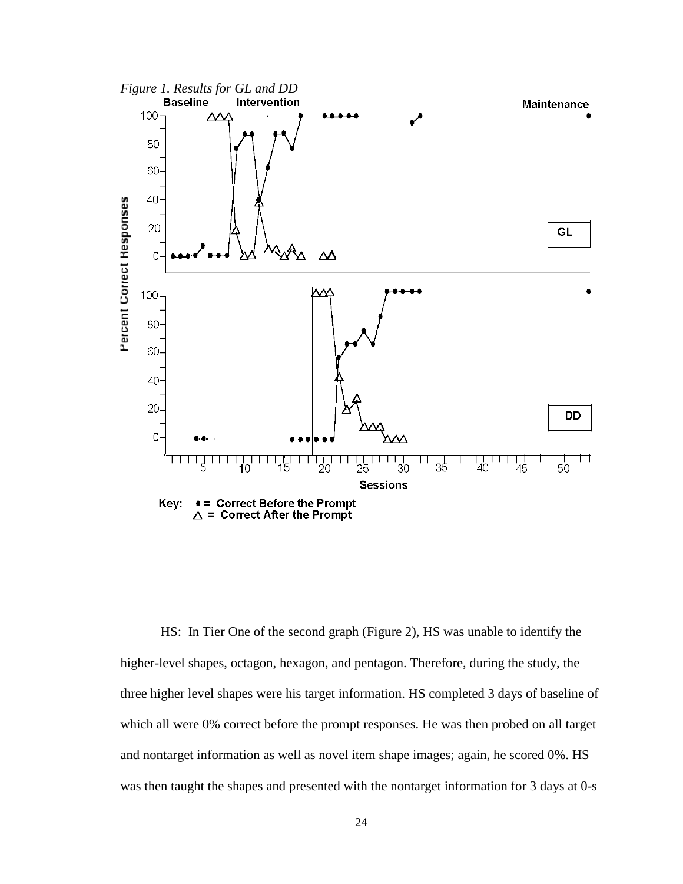*Figure 1. Results for GL and DD*

HS: In Tier One of the second graph (Figure 2), HS was unable to identify the higher-level shapes, octagon, hexagon, and pentagon. Therefore, during the study, the three higher level shapes were his target information. HS completed 3 days of baseline of which all were 0% correct before the prompt responses. He was then probed on all target and nontarget information as well as novel item shape images; again, he scored 0%. HS was then taught the shapes and presented with the nontarget information for 3 days at 0-s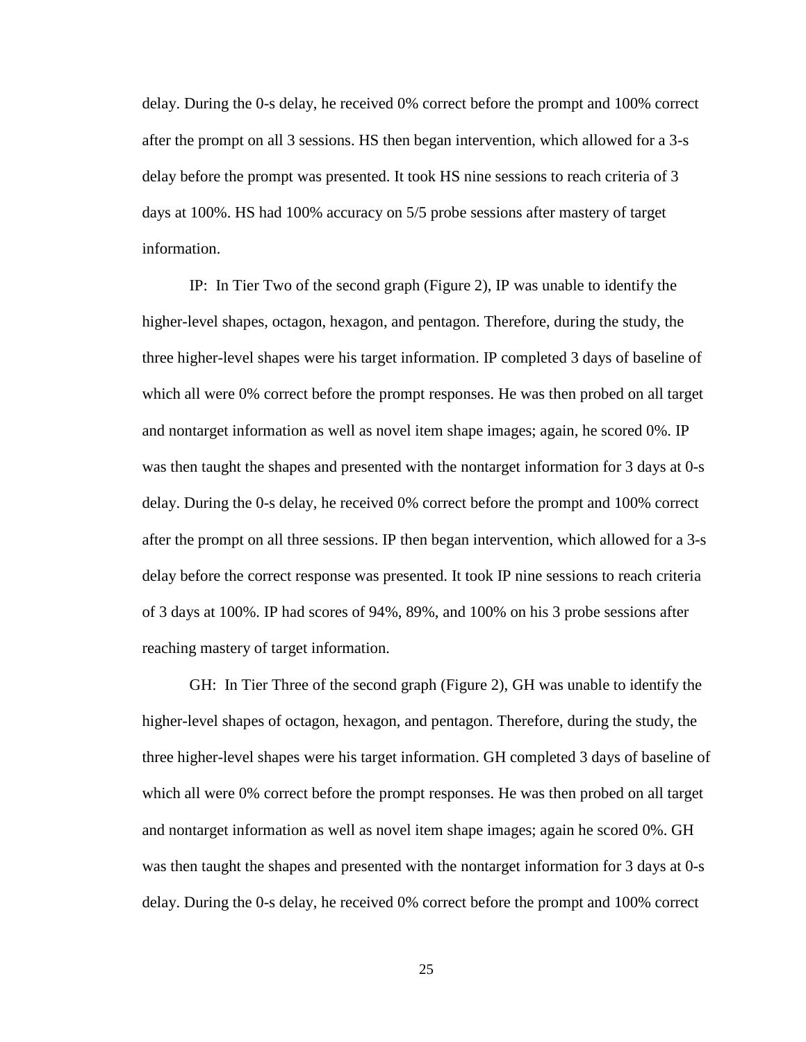delay. During the 0-s delay, he received 0% correct before the prompt and 100% correct after the prompt on all 3 sessions. HS then began intervention, which allowed for a 3-s delay before the prompt was presented. It took HS nine sessions to reach criteria of 3 days at 100%. HS had 100% accuracy on 5/5 probe sessions after mastery of target information.

IP: In Tier Two of the second graph (Figure 2), IP was unable to identify the higher-level shapes, octagon, hexagon, and pentagon. Therefore, during the study, the three higher-level shapes were his target information. IP completed 3 days of baseline of which all were 0% correct before the prompt responses. He was then probed on all target and nontarget information as well as novel item shape images; again, he scored 0%. IP was then taught the shapes and presented with the nontarget information for 3 days at 0-s delay. During the 0-s delay, he received 0% correct before the prompt and 100% correct after the prompt on all three sessions. IP then began intervention, which allowed for a 3-s delay before the correct response was presented. It took IP nine sessions to reach criteria of 3 days at 100%. IP had scores of 94%, 89%, and 100% on his 3 probe sessions after reaching mastery of target information.

GH: In Tier Three of the second graph (Figure 2), GH was unable to identify the higher-level shapes of octagon, hexagon, and pentagon. Therefore, during the study, the three higher-level shapes were his target information. GH completed 3 days of baseline of which all were 0% correct before the prompt responses. He was then probed on all target and nontarget information as well as novel item shape images; again he scored 0%. GH was then taught the shapes and presented with the nontarget information for 3 days at 0-s delay. During the 0-s delay, he received 0% correct before the prompt and 100% correct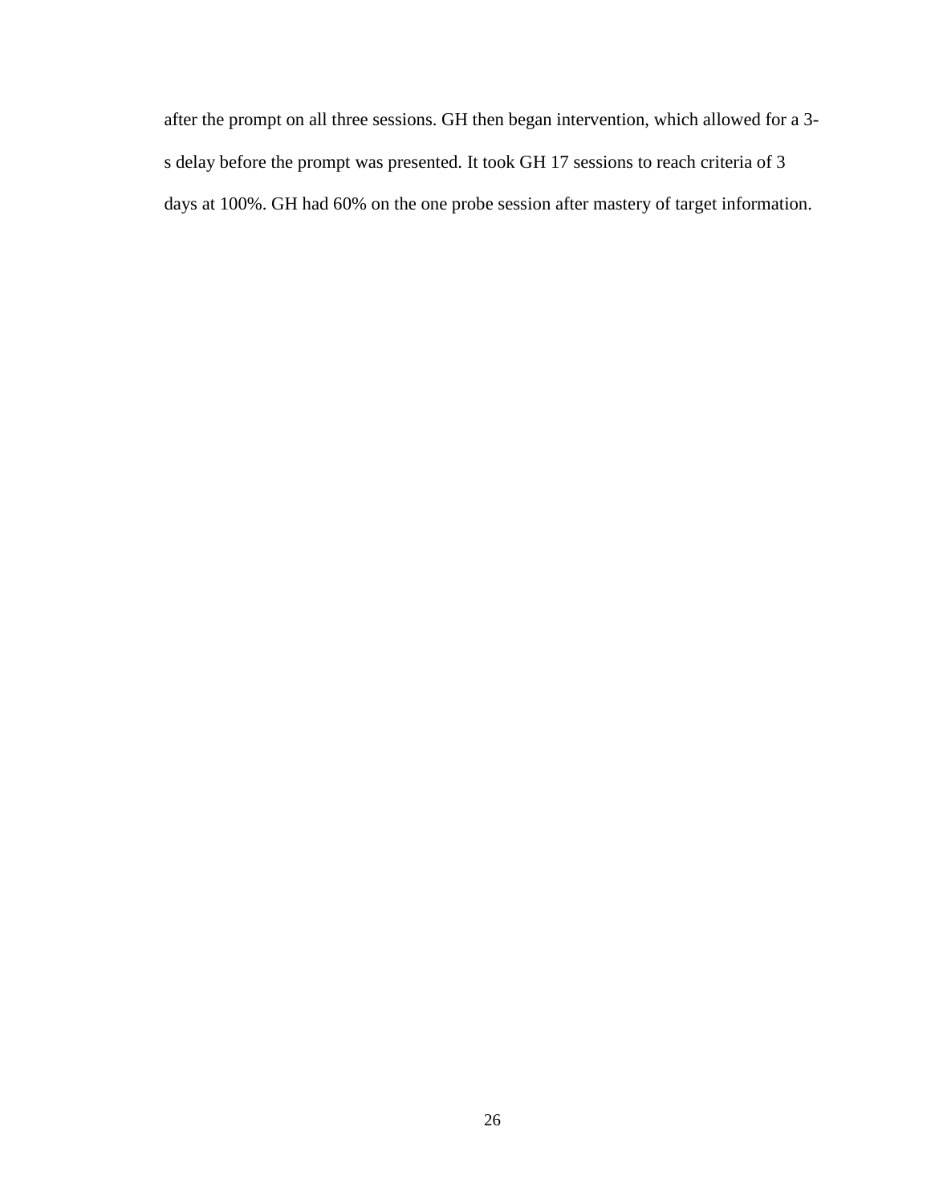after the prompt on all three sessions. GH then began intervention, which allowed for a 3-s delay before the prompt was presented. It took GH 17 sessions to reach criteria of 3 days at 100%. GH had 60% on the one probe session after mastery of target information.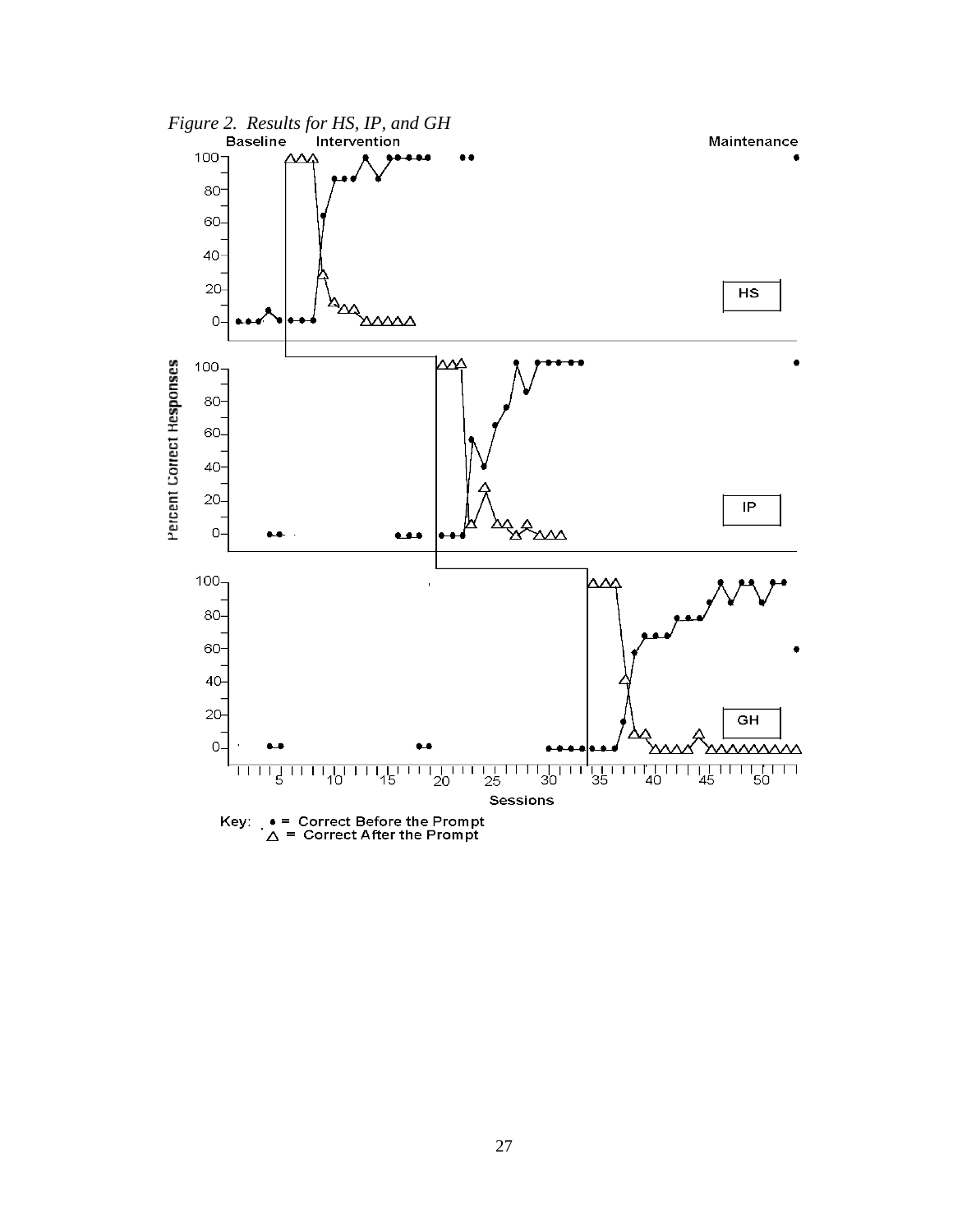*Figure 2. Results for HS, IP, and GH*

Baseline Intervention Maintenance

Percent Correct Responses

HS

IP

GH

Sessions

Key: ● = Correct Before the Prompt
△ = Correct After the Prompt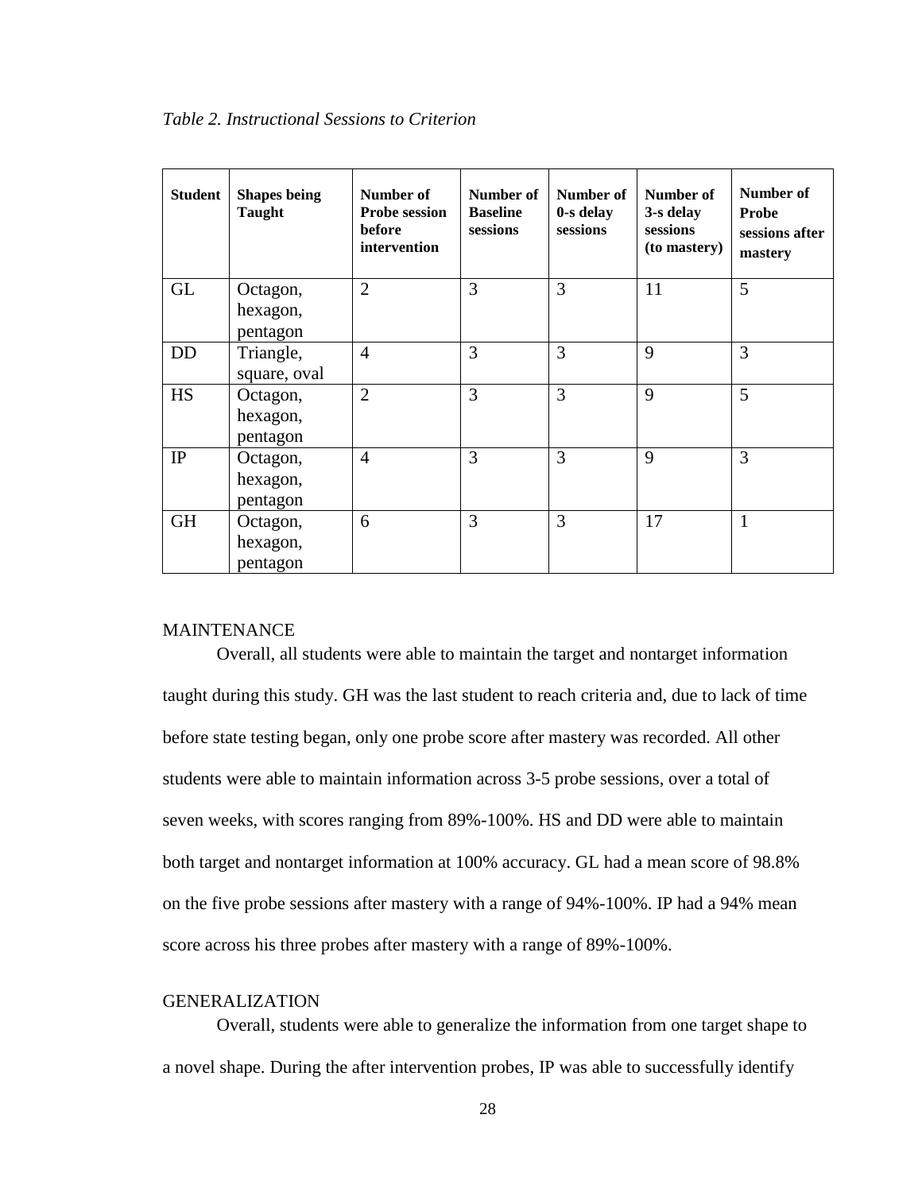*Table 2. Instructional Sessions to Criterion*

| Student | Shapes being Taught | Number of Probe session before intervention | Number of Baseline sessions | Number of 0-s delay sessions | Number of 3-s delay sessions (to mastery) | Number of Probe sessions after mastery |
|---|---|---|---|---|---|---|
| GL | Octagon, hexagon, pentagon | 2 | 3 | 3 | 11 | 5 |
| DD | Triangle, square, oval | 4 | 3 | 3 | 9 | 3 |
| HS | Octagon, hexagon, pentagon | 2 | 3 | 3 | 9 | 5 |
| IP | Octagon, hexagon, pentagon | 4 | 3 | 3 | 9 | 3 |
| GH | Octagon, hexagon, pentagon | 6 | 3 | 3 | 17 | 1 |

## MAINTENANCE

Overall, all students were able to maintain the target and nontarget information taught during this study. GH was the last student to reach criteria and, due to lack of time before state testing began, only one probe score after mastery was recorded. All other students were able to maintain information across 3-5 probe sessions, over a total of seven weeks, with scores ranging from 89%-100%. HS and DD were able to maintain both target and nontarget information at 100% accuracy. GL had a mean score of 98.8% on the five probe sessions after mastery with a range of 94%-100%. IP had a 94% mean score across his three probes after mastery with a range of 89%-100%.

## GENERALIZATION

Overall, students were able to generalize the information from one target shape to a novel shape. During the after intervention probes, IP was able to successfully identify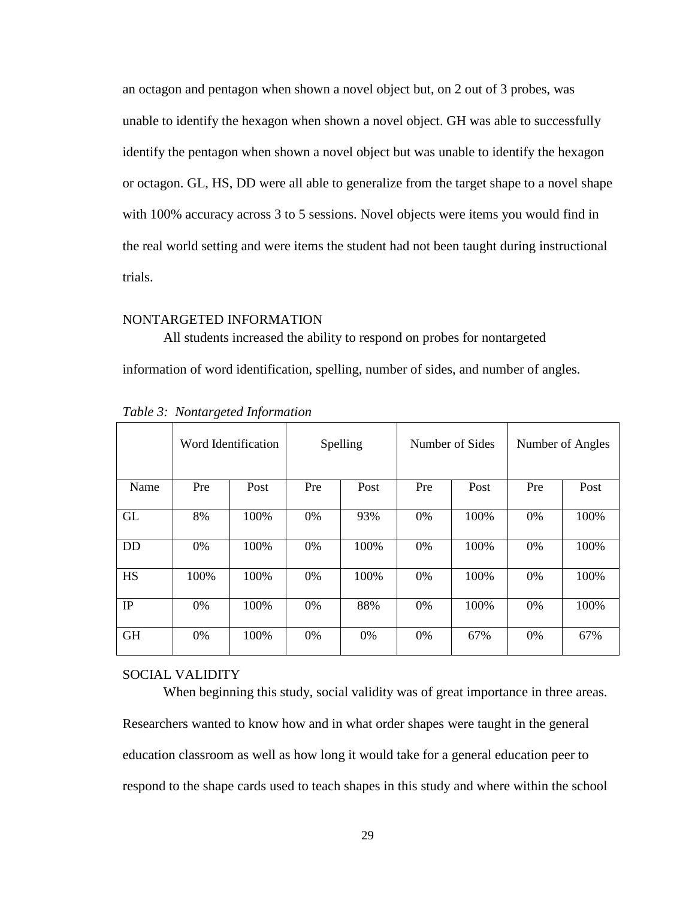an octagon and pentagon when shown a novel object but, on 2 out of 3 probes, was unable to identify the hexagon when shown a novel object. GH was able to successfully identify the pentagon when shown a novel object but was unable to identify the hexagon or octagon. GL, HS, DD were all able to generalize from the target shape to a novel shape with 100% accuracy across 3 to 5 sessions. Novel objects were items you would find in the real world setting and were items the student had not been taught during instructional trials.

## NONTARGETED INFORMATION

All students increased the ability to respond on probes for nontargeted information of word identification, spelling, number of sides, and number of angles.

*Table 3: Nontargeted Information*

| | Word Identification | | Spelling | | Number of Sides | | Number of Angles | |
|---|---|---|---|---|---|---|---|---|
| Name | Pre | Post | Pre | Post | Pre | Post | Pre | Post |
| GL | 8% | 100% | 0% | 93% | 0% | 100% | 0% | 100% |
| DD | 0% | 100% | 0% | 100% | 0% | 100% | 0% | 100% |
| HS | 100% | 100% | 0% | 100% | 0% | 100% | 0% | 100% |
| IP | 0% | 100% | 0% | 88% | 0% | 100% | 0% | 100% |
| GH | 0% | 100% | 0% | 0% | 0% | 67% | 0% | 67% |

## SOCIAL VALIDITY

When beginning this study, social validity was of great importance in three areas. Researchers wanted to know how and in what order shapes were taught in the general education classroom as well as how long it would take for a general education peer to respond to the shape cards used to teach shapes in this study and where within the school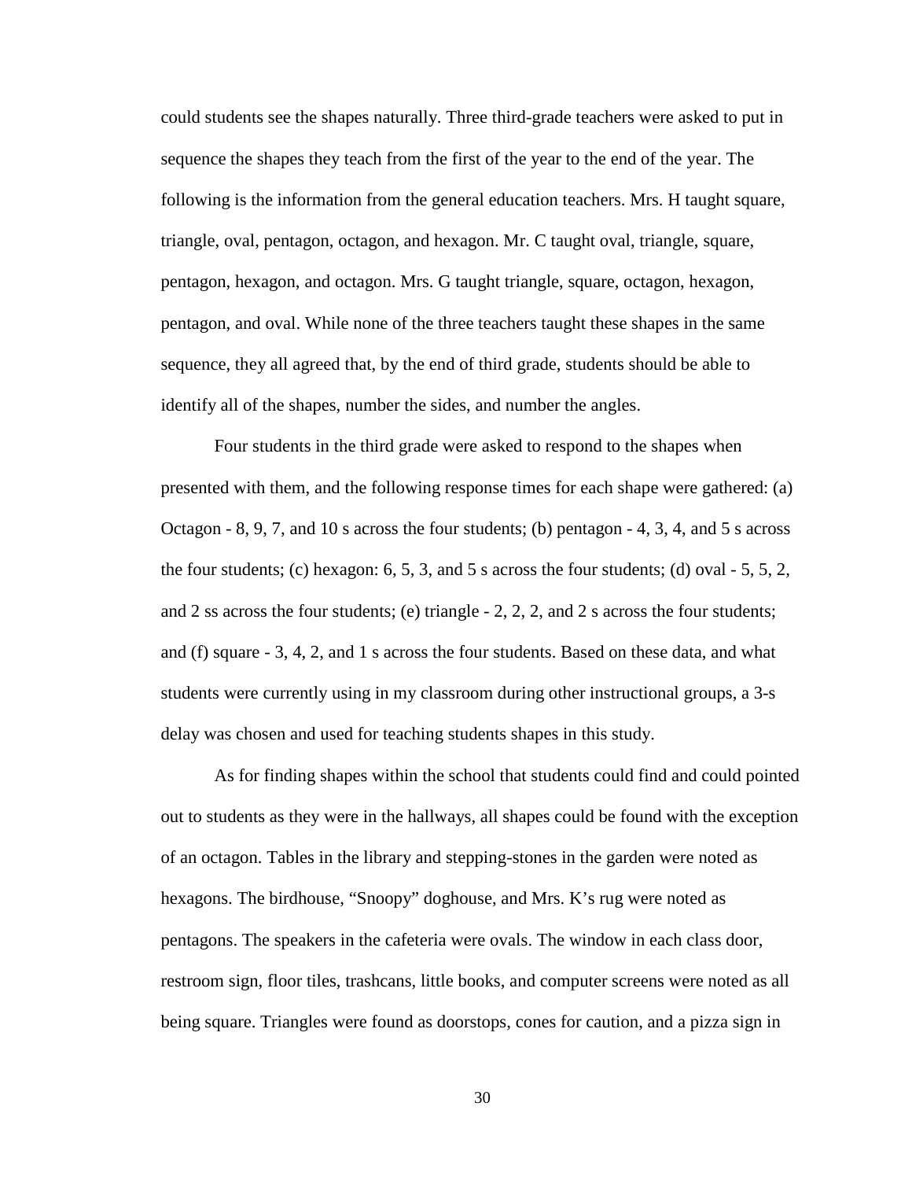could students see the shapes naturally. Three third-grade teachers were asked to put in sequence the shapes they teach from the first of the year to the end of the year. The following is the information from the general education teachers. Mrs. H taught square, triangle, oval, pentagon, octagon, and hexagon. Mr. C taught oval, triangle, square, pentagon, hexagon, and octagon. Mrs. G taught triangle, square, octagon, hexagon, pentagon, and oval. While none of the three teachers taught these shapes in the same sequence, they all agreed that, by the end of third grade, students should be able to identify all of the shapes, number the sides, and number the angles.

Four students in the third grade were asked to respond to the shapes when presented with them, and the following response times for each shape were gathered: (a) Octagon - 8, 9, 7, and 10 s across the four students; (b) pentagon - 4, 3, 4, and 5 s across the four students; (c) hexagon: 6, 5, 3, and 5 s across the four students; (d) oval - 5, 5, 2, and 2 ss across the four students; (e) triangle - 2, 2, 2, and 2 s across the four students; and (f) square - 3, 4, 2, and 1 s across the four students. Based on these data, and what students were currently using in my classroom during other instructional groups, a 3-s delay was chosen and used for teaching students shapes in this study.

As for finding shapes within the school that students could find and could pointed out to students as they were in the hallways, all shapes could be found with the exception of an octagon. Tables in the library and stepping-stones in the garden were noted as hexagons. The birdhouse, "Snoopy" doghouse, and Mrs. K's rug were noted as pentagons. The speakers in the cafeteria were ovals. The window in each class door, restroom sign, floor tiles, trashcans, little books, and computer screens were noted as all being square. Triangles were found as doorstops, cones for caution, and a pizza sign in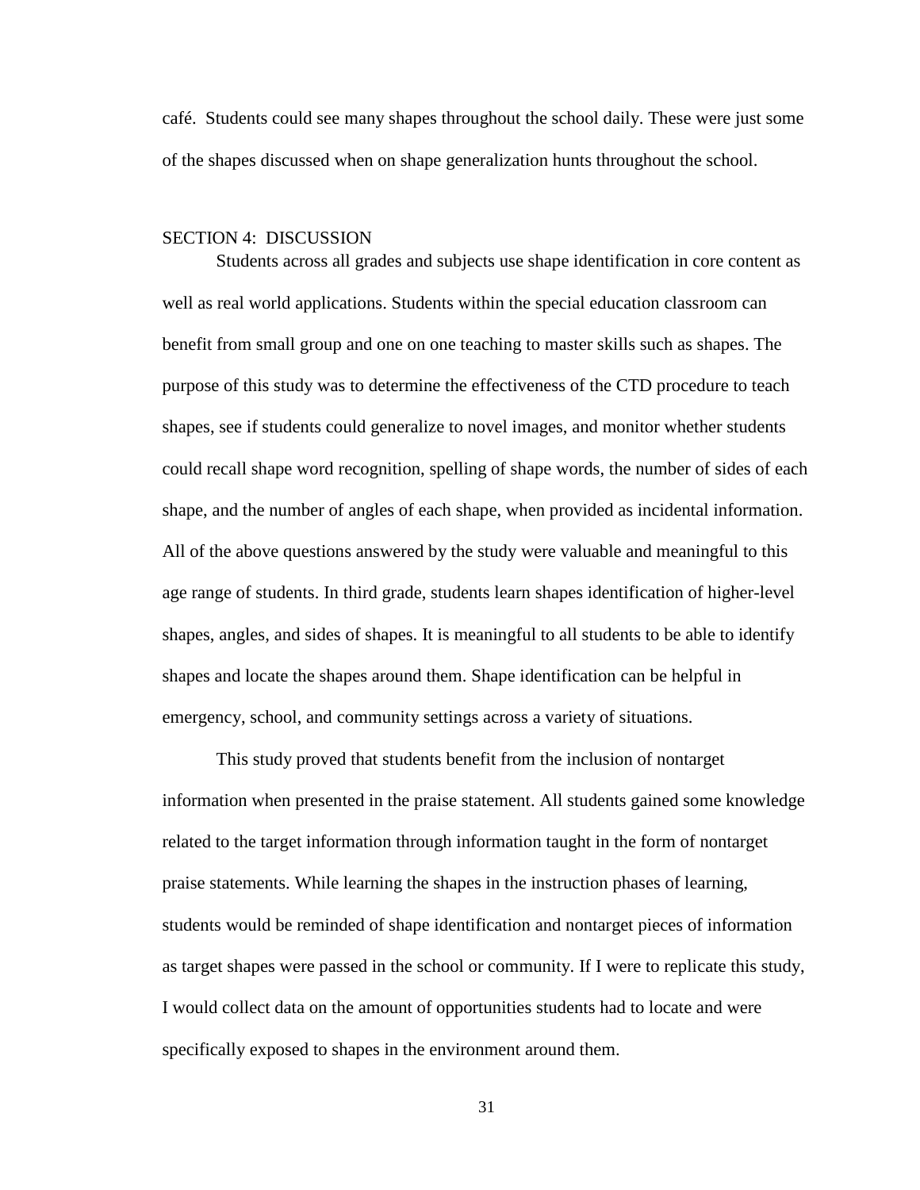café. Students could see many shapes throughout the school daily. These were just some of the shapes discussed when on shape generalization hunts throughout the school.

## SECTION 4: DISCUSSION

Students across all grades and subjects use shape identification in core content as well as real world applications. Students within the special education classroom can benefit from small group and one on one teaching to master skills such as shapes. The purpose of this study was to determine the effectiveness of the CTD procedure to teach shapes, see if students could generalize to novel images, and monitor whether students could recall shape word recognition, spelling of shape words, the number of sides of each shape, and the number of angles of each shape, when provided as incidental information. All of the above questions answered by the study were valuable and meaningful to this age range of students. In third grade, students learn shapes identification of higher-level shapes, angles, and sides of shapes. It is meaningful to all students to be able to identify shapes and locate the shapes around them. Shape identification can be helpful in emergency, school, and community settings across a variety of situations.

This study proved that students benefit from the inclusion of nontarget information when presented in the praise statement. All students gained some knowledge related to the target information through information taught in the form of nontarget praise statements. While learning the shapes in the instruction phases of learning, students would be reminded of shape identification and nontarget pieces of information as target shapes were passed in the school or community. If I were to replicate this study, I would collect data on the amount of opportunities students had to locate and were specifically exposed to shapes in the environment around them.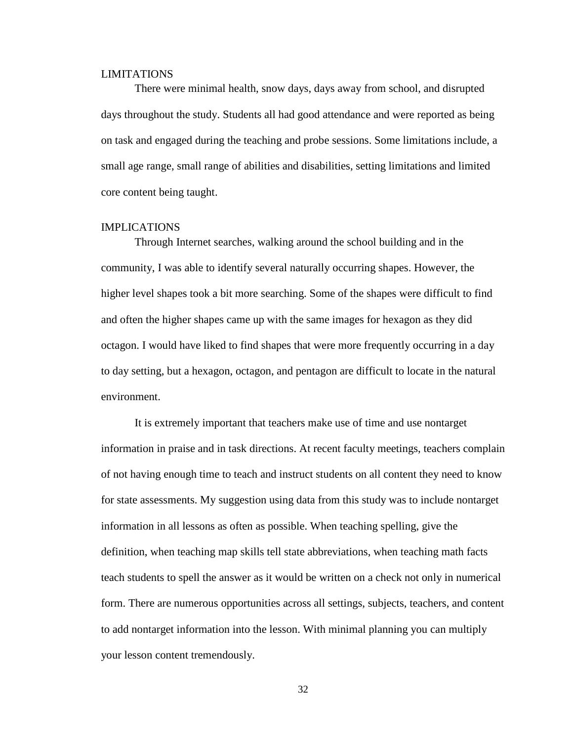## LIMITATIONS

There were minimal health, snow days, days away from school, and disrupted days throughout the study. Students all had good attendance and were reported as being on task and engaged during the teaching and probe sessions. Some limitations include, a small age range, small range of abilities and disabilities, setting limitations and limited core content being taught.

## IMPLICATIONS

Through Internet searches, walking around the school building and in the community, I was able to identify several naturally occurring shapes. However, the higher level shapes took a bit more searching. Some of the shapes were difficult to find and often the higher shapes came up with the same images for hexagon as they did octagon. I would have liked to find shapes that were more frequently occurring in a day to day setting, but a hexagon, octagon, and pentagon are difficult to locate in the natural environment.

It is extremely important that teachers make use of time and use nontarget information in praise and in task directions. At recent faculty meetings, teachers complain of not having enough time to teach and instruct students on all content they need to know for state assessments. My suggestion using data from this study was to include nontarget information in all lessons as often as possible. When teaching spelling, give the definition, when teaching map skills tell state abbreviations, when teaching math facts teach students to spell the answer as it would be written on a check not only in numerical form. There are numerous opportunities across all settings, subjects, teachers, and content to add nontarget information into the lesson. With minimal planning you can multiply your lesson content tremendously.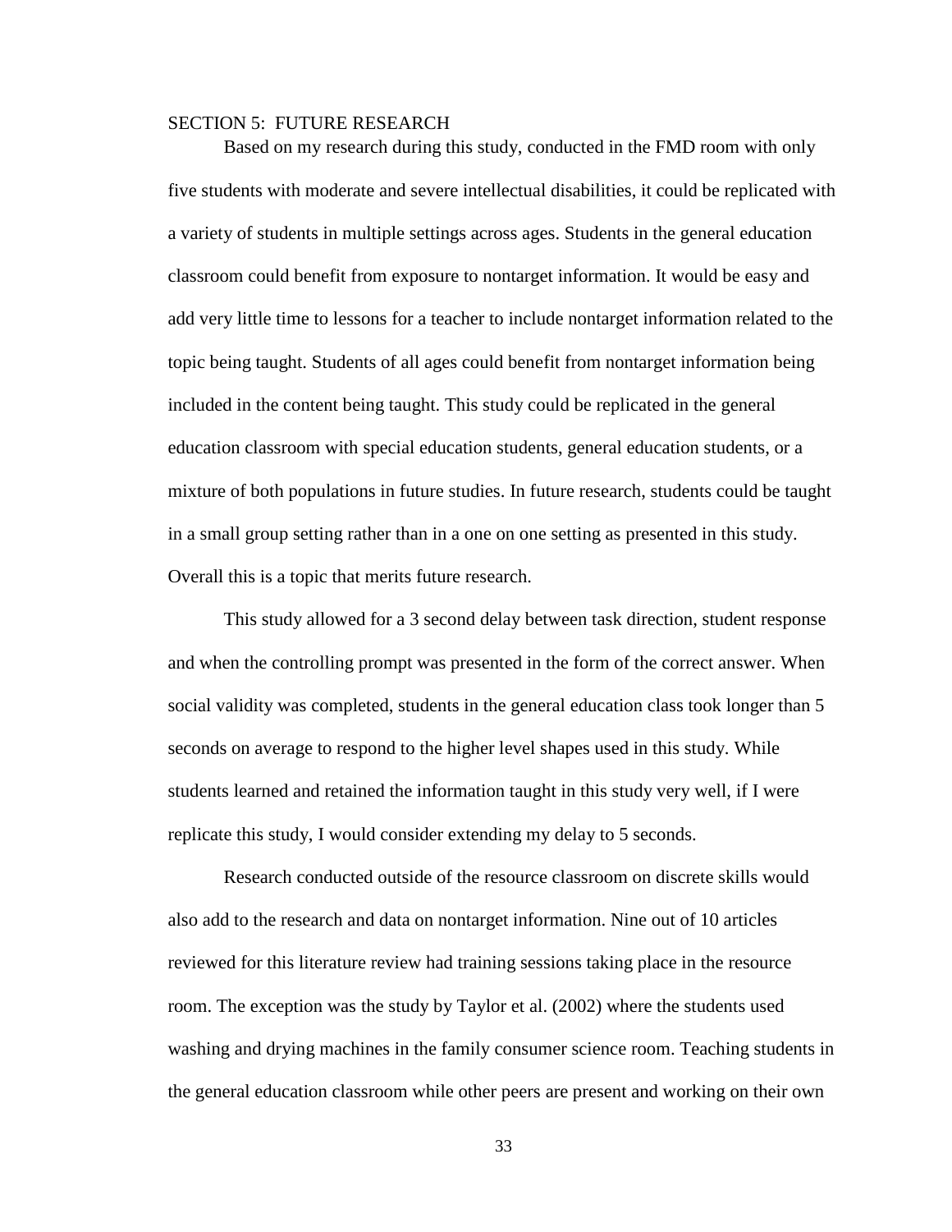## SECTION 5: FUTURE RESEARCH

Based on my research during this study, conducted in the FMD room with only five students with moderate and severe intellectual disabilities, it could be replicated with a variety of students in multiple settings across ages. Students in the general education classroom could benefit from exposure to nontarget information. It would be easy and add very little time to lessons for a teacher to include nontarget information related to the topic being taught. Students of all ages could benefit from nontarget information being included in the content being taught. This study could be replicated in the general education classroom with special education students, general education students, or a mixture of both populations in future studies. In future research, students could be taught in a small group setting rather than in a one on one setting as presented in this study. Overall this is a topic that merits future research.

This study allowed for a 3 second delay between task direction, student response and when the controlling prompt was presented in the form of the correct answer. When social validity was completed, students in the general education class took longer than 5 seconds on average to respond to the higher level shapes used in this study. While students learned and retained the information taught in this study very well, if I were replicate this study, I would consider extending my delay to 5 seconds.

Research conducted outside of the resource classroom on discrete skills would also add to the research and data on nontarget information. Nine out of 10 articles reviewed for this literature review had training sessions taking place in the resource room. The exception was the study by Taylor et al. (2002) where the students used washing and drying machines in the family consumer science room. Teaching students in the general education classroom while other peers are present and working on their own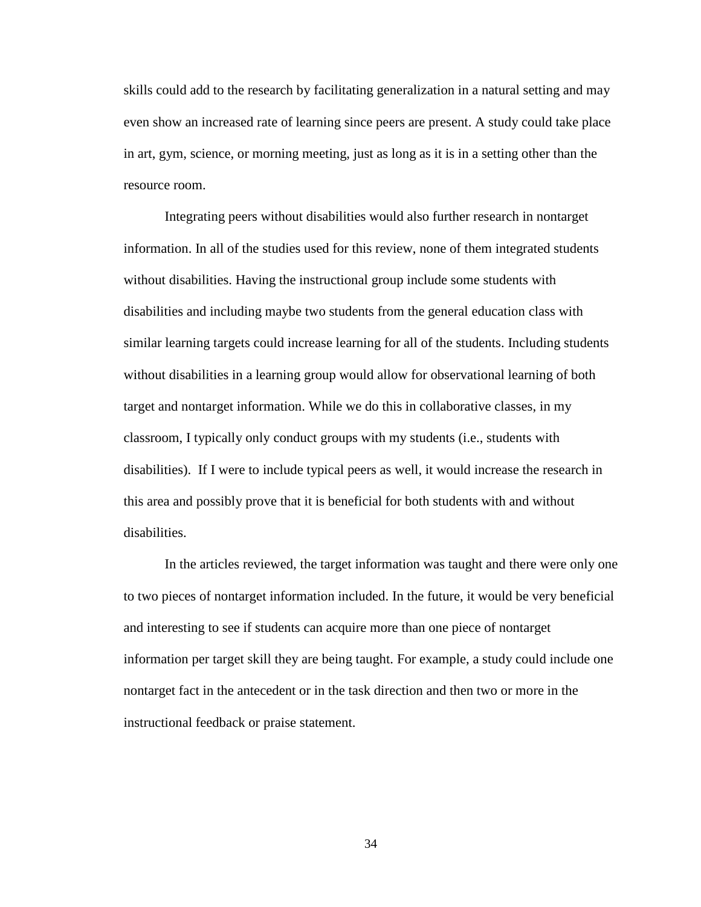skills could add to the research by facilitating generalization in a natural setting and may even show an increased rate of learning since peers are present. A study could take place in art, gym, science, or morning meeting, just as long as it is in a setting other than the resource room.

Integrating peers without disabilities would also further research in nontarget information. In all of the studies used for this review, none of them integrated students without disabilities. Having the instructional group include some students with disabilities and including maybe two students from the general education class with similar learning targets could increase learning for all of the students. Including students without disabilities in a learning group would allow for observational learning of both target and nontarget information. While we do this in collaborative classes, in my classroom, I typically only conduct groups with my students (i.e., students with disabilities). If I were to include typical peers as well, it would increase the research in this area and possibly prove that it is beneficial for both students with and without disabilities.

In the articles reviewed, the target information was taught and there were only one to two pieces of nontarget information included. In the future, it would be very beneficial and interesting to see if students can acquire more than one piece of nontarget information per target skill they are being taught. For example, a study could include one nontarget fact in the antecedent or in the task direction and then two or more in the instructional feedback or praise statement.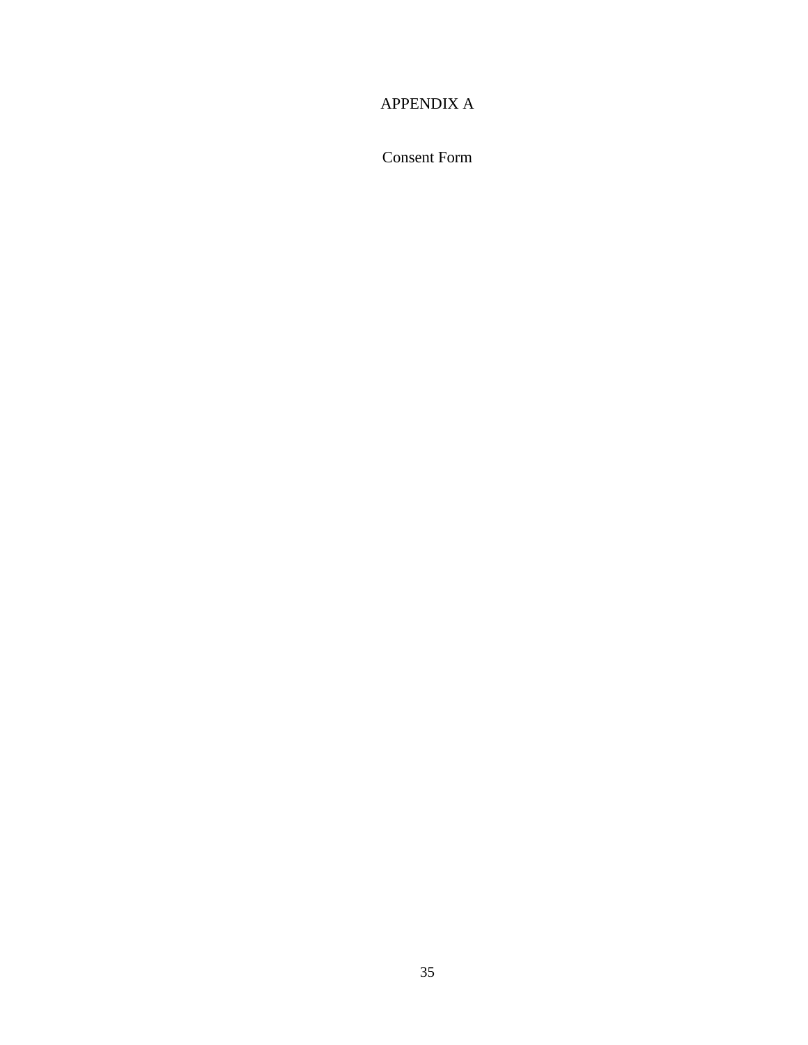# APPENDIX A

## Consent Form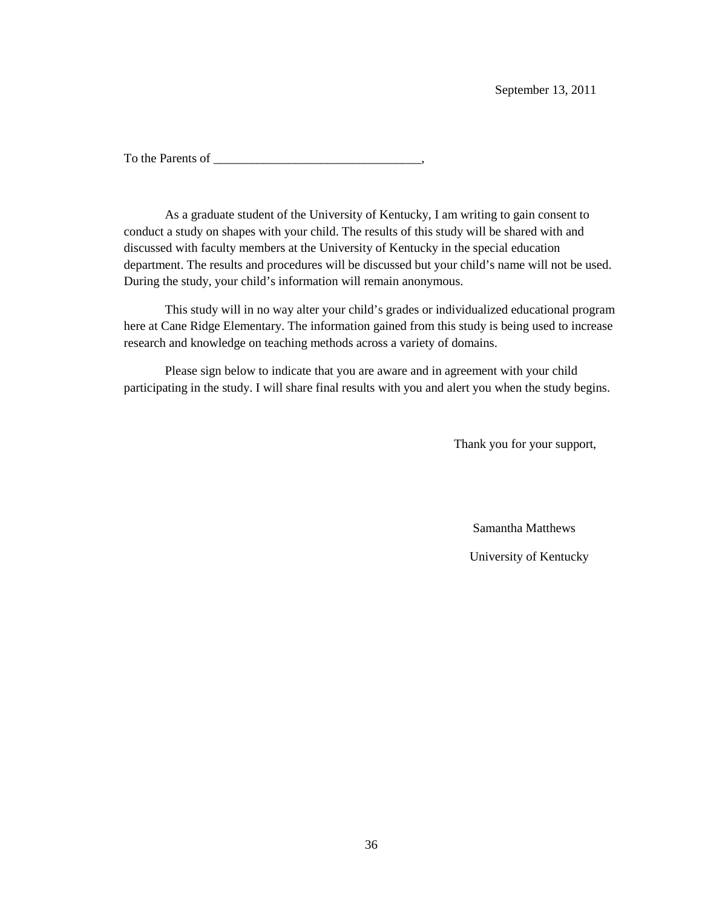September 13, 2011

To the Parents of _________________________________,

As a graduate student of the University of Kentucky, I am writing to gain consent to conduct a study on shapes with your child. The results of this study will be shared with and discussed with faculty members at the University of Kentucky in the special education department. The results and procedures will be discussed but your child's name will not be used. During the study, your child's information will remain anonymous.

This study will in no way alter your child's grades or individualized educational program here at Cane Ridge Elementary. The information gained from this study is being used to increase research and knowledge on teaching methods across a variety of domains.

Please sign below to indicate that you are aware and in agreement with your child participating in the study. I will share final results with you and alert you when the study begins.

Thank you for your support,

Samantha Matthews

University of Kentucky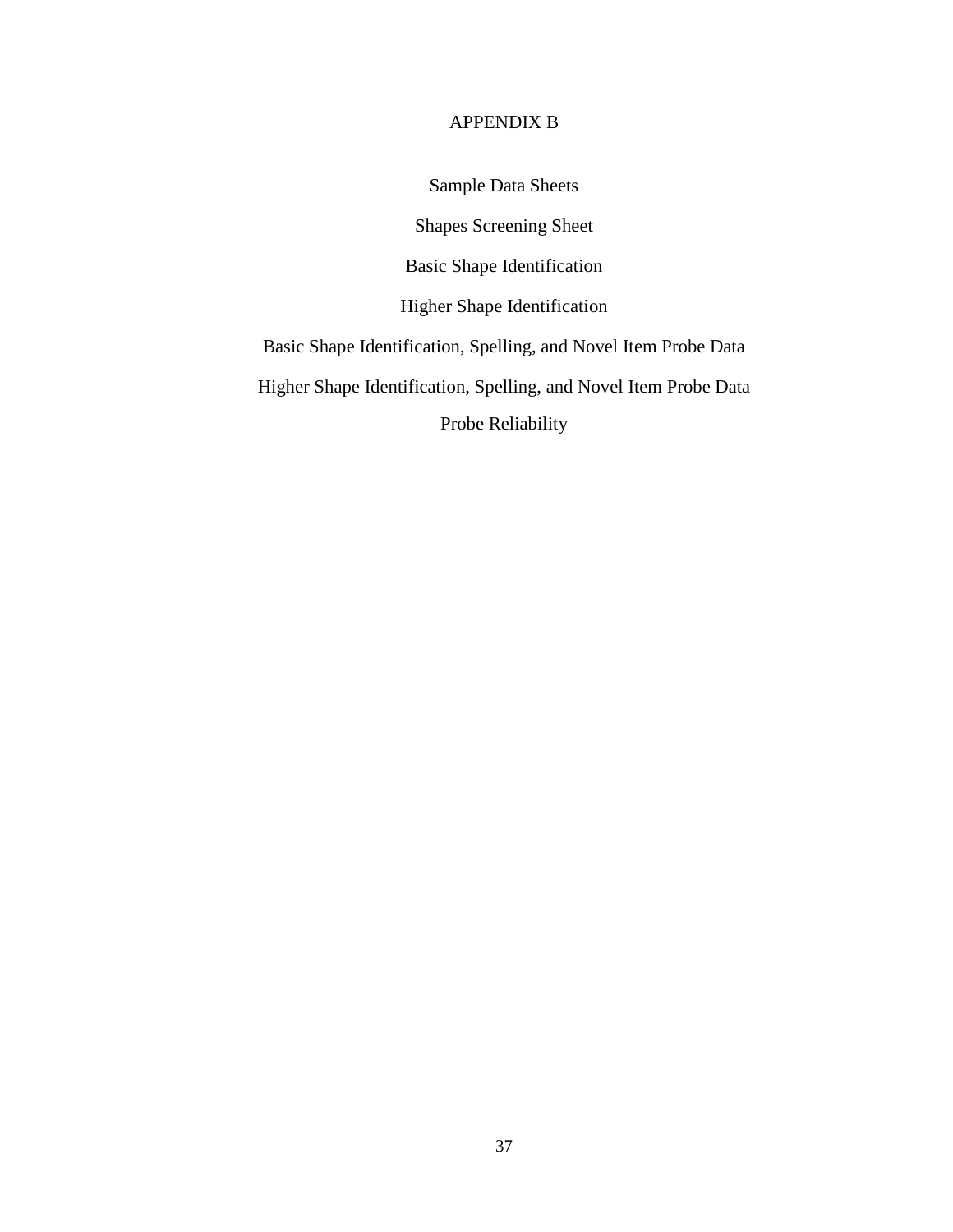# APPENDIX B

Sample Data Sheets

Shapes Screening Sheet

Basic Shape Identification

Higher Shape Identification

Basic Shape Identification, Spelling, and Novel Item Probe Data

Higher Shape Identification, Spelling, and Novel Item Probe Data

Probe Reliability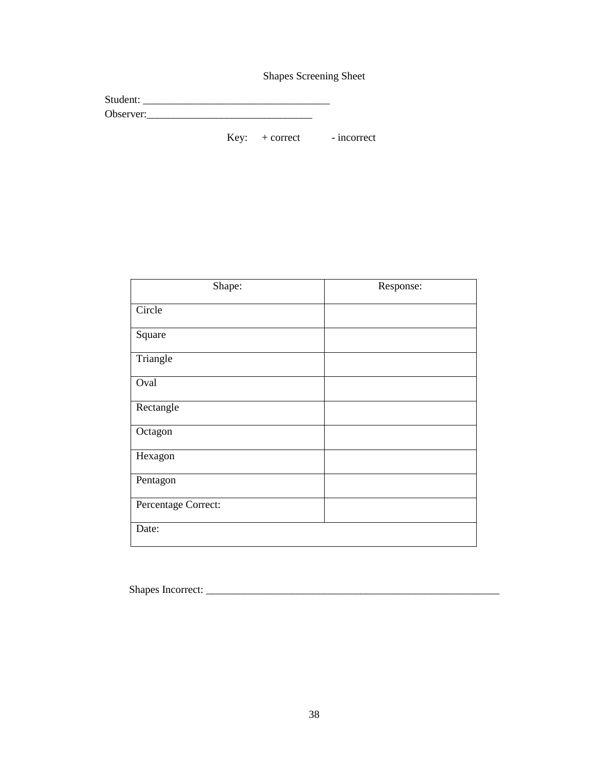# Shapes Screening Sheet

Student: ___________________________________

Observer:_______________________________

Key: + correct - incorrect

| Shape: | Response: |
|---|---|
| Circle | |
| Square | |
| Triangle | |
| Oval | |
| Rectangle | |
| Octagon | |
| Hexagon | |
| Pentagon | |
| Percentage Correct: | |
| Date: | |

Shapes Incorrect: _______________________________________________________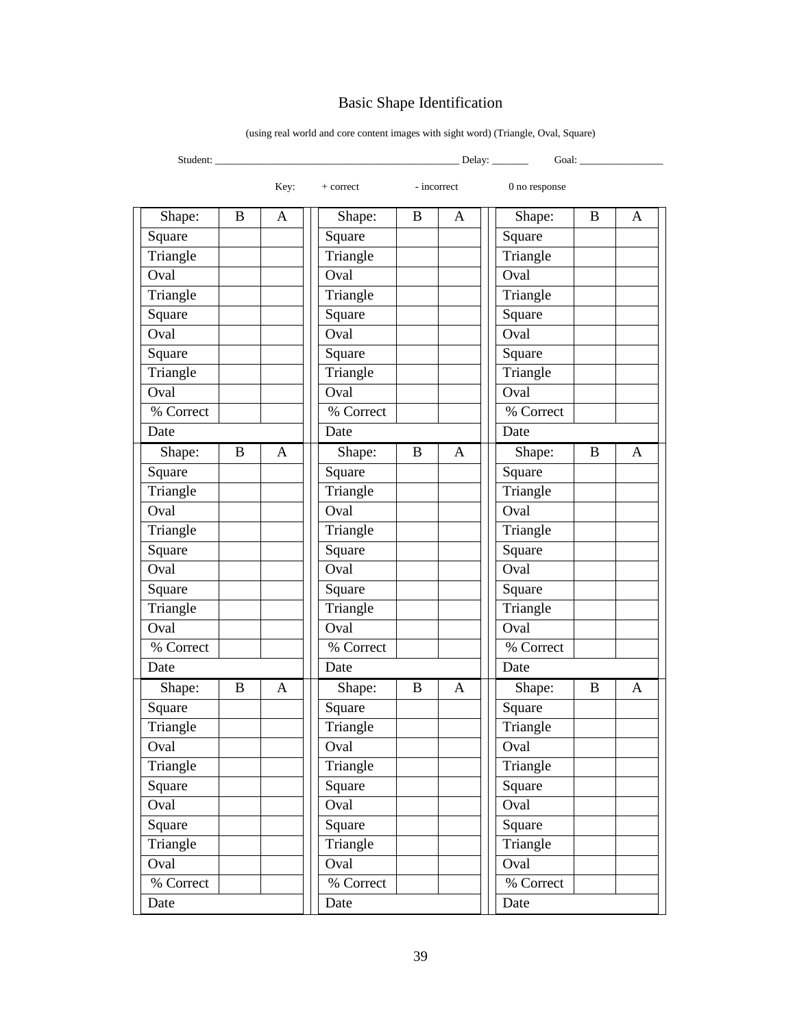# Basic Shape Identification

(using real world and core content images with sight word) (Triangle, Oval, Square)

Student: ________________________________________________ Delay: _______ Goal: ________________

Key: + correct - incorrect 0 no response

| Shape: | B | A | Shape: | B | A | Shape: | B | A |
|---|---|---|---|---|---|---|---|---|
| Square | | | Square | | | Square | | |
| Triangle | | | Triangle | | | Triangle | | |
| Oval | | | Oval | | | Oval | | |
| Triangle | | | Triangle | | | Triangle | | |
| Square | | | Square | | | Square | | |
| Oval | | | Oval | | | Oval | | |
| Square | | | Square | | | Square | | |
| Triangle | | | Triangle | | | Triangle | | |
| Oval | | | Oval | | | Oval | | |
| % Correct | | | % Correct | | | % Correct | | |
| Date | | | Date | | | Date | | |

| Shape: | B | A | Shape: | B | A | Shape: | B | A |
|---|---|---|---|---|---|---|---|---|
| Square | | | Square | | | Square | | |
| Triangle | | | Triangle | | | Triangle | | |
| Oval | | | Oval | | | Oval | | |
| Triangle | | | Triangle | | | Triangle | | |
| Square | | | Square | | | Square | | |
| Oval | | | Oval | | | Oval | | |
| Square | | | Square | | | Square | | |
| Triangle | | | Triangle | | | Triangle | | |
| Oval | | | Oval | | | Oval | | |
| % Correct | | | % Correct | | | % Correct | | |
| Date | | | Date | | | Date | | |

| Shape: | B | A | Shape: | B | A | Shape: | B | A |
|---|---|---|---|---|---|---|---|---|
| Square | | | Square | | | Square | | |
| Triangle | | | Triangle | | | Triangle | | |
| Oval | | | Oval | | | Oval | | |
| Triangle | | | Triangle | | | Triangle | | |
| Square | | | Square | | | Square | | |
| Oval | | | Oval | | | Oval | | |
| Square | | | Square | | | Square | | |
| Triangle | | | Triangle | | | Triangle | | |
| Oval | | | Oval | | | Oval | | |
| % Correct | | | % Correct | | | % Correct | | |
| Date | | | Date | | | Date | | |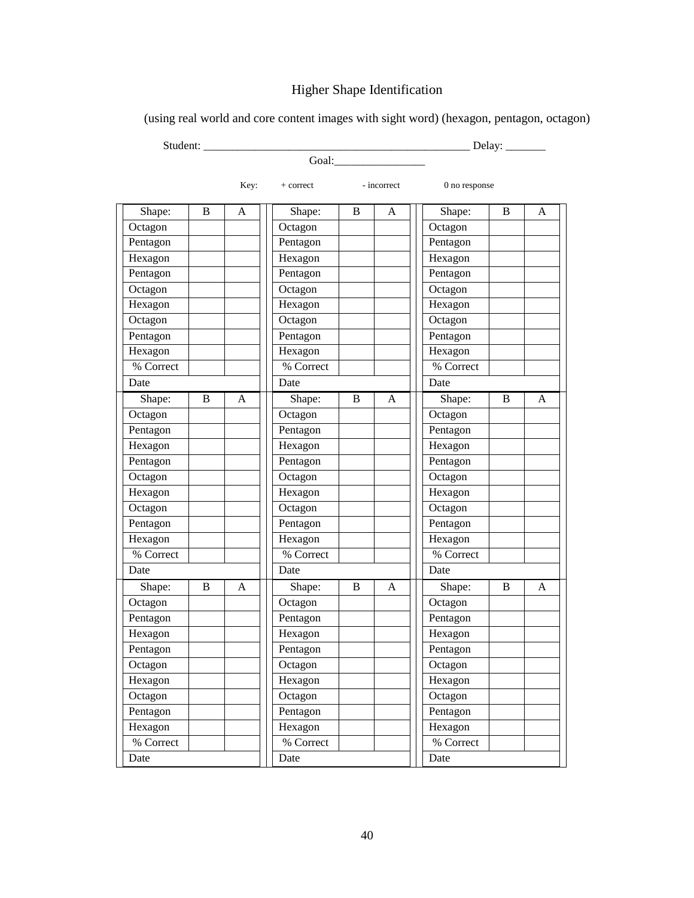# Higher Shape Identification

(using real world and core content images with sight word) (hexagon, pentagon, octagon)

Student: _______________________________________________ Delay: _______

Goal:________________

Key: + correct - incorrect 0 no response

| Shape: | B | A | | Shape: | B | A | | Shape: | B | A |
|---|---|---|---|---|---|---|---|---|---|---|
| Octagon | | | | Octagon | | | | Octagon | | |
| Pentagon | | | | Pentagon | | | | Pentagon | | |
| Hexagon | | | | Hexagon | | | | Hexagon | | |
| Pentagon | | | | Pentagon | | | | Pentagon | | |
| Octagon | | | | Octagon | | | | Octagon | | |
| Hexagon | | | | Hexagon | | | | Hexagon | | |
| Octagon | | | | Octagon | | | | Octagon | | |
| Pentagon | | | | Pentagon | | | | Pentagon | | |
| Hexagon | | | | Hexagon | | | | Hexagon | | |
| % Correct | | | | % Correct | | | | % Correct | | |
| Date | | | | Date | | | | Date | | |
| Shape: | B | A | | Shape: | B | A | | Shape: | B | A |
| Octagon | | | | Octagon | | | | Octagon | | |
| Pentagon | | | | Pentagon | | | | Pentagon | | |
| Hexagon | | | | Hexagon | | | | Hexagon | | |
| Pentagon | | | | Pentagon | | | | Pentagon | | |
| Octagon | | | | Octagon | | | | Octagon | | |
| Hexagon | | | | Hexagon | | | | Hexagon | | |
| Octagon | | | | Octagon | | | | Octagon | | |
| Pentagon | | | | Pentagon | | | | Pentagon | | |
| Hexagon | | | | Hexagon | | | | Hexagon | | |
| % Correct | | | | % Correct | | | | % Correct | | |
| Date | | | | Date | | | | Date | | |
| Shape: | B | A | | Shape: | B | A | | Shape: | B | A |
| Octagon | | | | Octagon | | | | Octagon | | |
| Pentagon | | | | Pentagon | | | | Pentagon | | |
| Hexagon | | | | Hexagon | | | | Hexagon | | |
| Pentagon | | | | Pentagon | | | | Pentagon | | |
| Octagon | | | | Octagon | | | | Octagon | | |
| Hexagon | | | | Hexagon | | | | Hexagon | | |
| Octagon | | | | Octagon | | | | Octagon | | |
| Pentagon | | | | Pentagon | | | | Pentagon | | |
| Hexagon | | | | Hexagon | | | | Hexagon | | |
| % Correct | | | | % Correct | | | | % Correct | | |
| Date | | | | Date | | | | Date | | |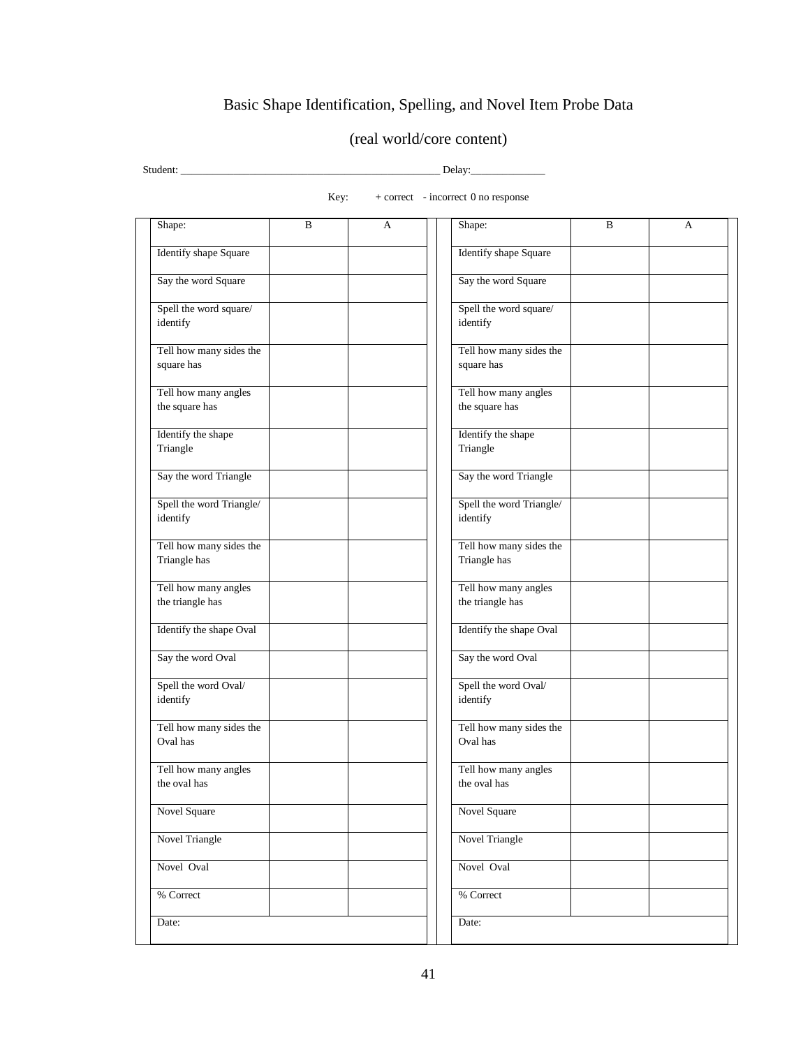# Basic Shape Identification, Spelling, and Novel Item Probe Data

## (real world/core content)

Student: ______________________________________________ Delay:______________

Key: + correct - incorrect 0 no response

| Shape: | B | A |
|---|---|---|
| Identify shape Square | | |
| Say the word Square | | |
| Spell the word square/ identify | | |
| Tell how many sides the square has | | |
| Tell how many angles the square has | | |
| Identify the shape Triangle | | |
| Say the word Triangle | | |
| Spell the word Triangle/ identify | | |
| Tell how many sides the Triangle has | | |
| Tell how many angles the triangle has | | |
| Identify the shape Oval | | |
| Say the word Oval | | |
| Spell the word Oval/ identify | | |
| Tell how many sides the Oval has | | |
| Tell how many angles the oval has | | |
| Novel Square | | |
| Novel Triangle | | |
| Novel Oval | | |
| % Correct | | |
| Date: | | |

| Shape: | B | A |
|---|---|---|
| Identify shape Square | | |
| Say the word Square | | |
| Spell the word square/ identify | | |
| Tell how many sides the square has | | |
| Tell how many angles the square has | | |
| Identify the shape Triangle | | |
| Say the word Triangle | | |
| Spell the word Triangle/ identify | | |
| Tell how many sides the Triangle has | | |
| Tell how many angles the triangle has | | |
| Identify the shape Oval | | |
| Say the word Oval | | |
| Spell the word Oval/ identify | | |
| Tell how many sides the Oval has | | |
| Tell how many angles the oval has | | |
| Novel Square | | |
| Novel Triangle | | |
| Novel Oval | | |
| % Correct | | |
| Date: | | |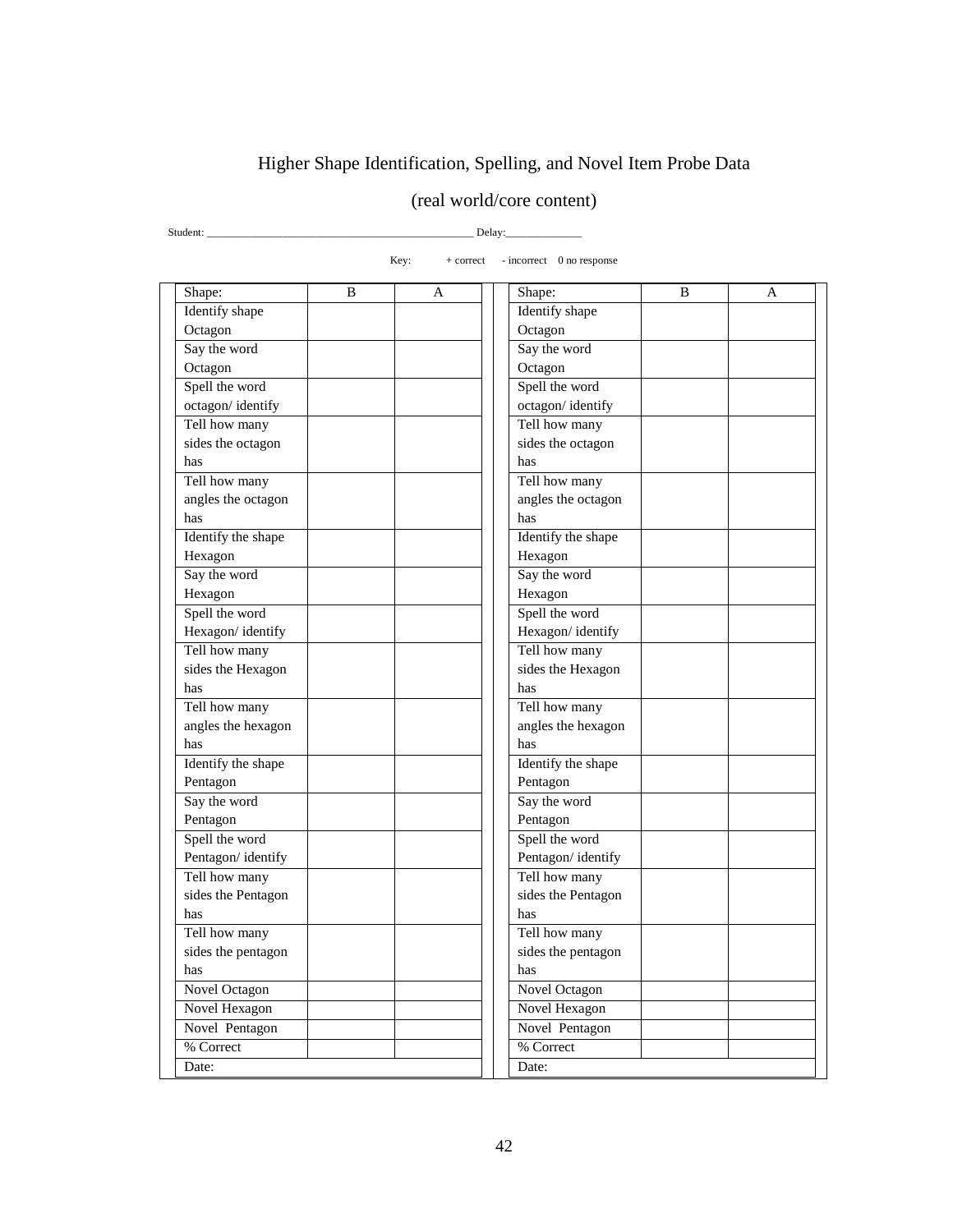# Higher Shape Identification, Spelling, and Novel Item Probe Data

## (real world/core content)

Student: ______________________________________________ Delay:_____________

Key: + correct - incorrect 0 no response

| Shape: | B | A |
|---|---|---|
| Identify shape Octagon | | |
| Say the word Octagon | | |
| Spell the word octagon/ identify | | |
| Tell how many sides the octagon has | | |
| Tell how many angles the octagon has | | |
| Identify the shape Hexagon | | |
| Say the word Hexagon | | |
| Spell the word Hexagon/ identify | | |
| Tell how many sides the Hexagon has | | |
| Tell how many angles the hexagon has | | |
| Identify the shape Pentagon | | |
| Say the word Pentagon | | |
| Spell the word Pentagon/ identify | | |
| Tell how many sides the Pentagon has | | |
| Tell how many sides the pentagon has | | |
| Novel Octagon | | |
| Novel Hexagon | | |
| Novel Pentagon | | |
| % Correct | | |
| Date: | | |

| Shape: | B | A |
|---|---|---|
| Identify shape Octagon | | |
| Say the word Octagon | | |
| Spell the word octagon/ identify | | |
| Tell how many sides the octagon has | | |
| Tell how many angles the octagon has | | |
| Identify the shape Hexagon | | |
| Say the word Hexagon | | |
| Spell the word Hexagon/ identify | | |
| Tell how many sides the Hexagon has | | |
| Tell how many angles the hexagon has | | |
| Identify the shape Pentagon | | |
| Say the word Pentagon | | |
| Spell the word Pentagon/ identify | | |
| Tell how many sides the Pentagon has | | |
| Tell how many sides the pentagon has | | |
| Novel Octagon | | |
| Novel Hexagon | | |
| Novel Pentagon | | |
| % Correct | | |
| Date: | | |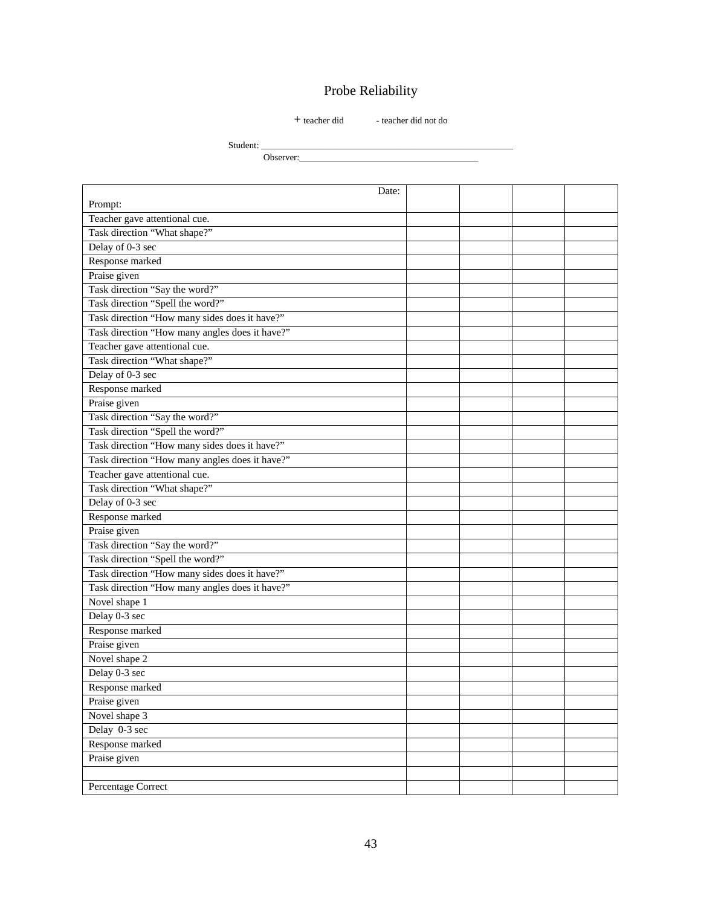# Probe Reliability

+ teacher did &nbsp;&nbsp;&nbsp;&nbsp;&nbsp;&nbsp;&nbsp;&nbsp; - teacher did not do

Student: _______________________________________________________

Observer:_______________________________________

| Date:<br>Prompt: | | | | |
|---|---|---|---|---|
| Teacher gave attentional cue. | | | | |
| Task direction "What shape?" | | | | |
| Delay of 0-3 sec | | | | |
| Response marked | | | | |
| Praise given | | | | |
| Task direction "Say the word?" | | | | |
| Task direction "Spell the word?" | | | | |
| Task direction "How many sides does it have?" | | | | |
| Task direction "How many angles does it have?" | | | | |
| Teacher gave attentional cue. | | | | |
| Task direction "What shape?" | | | | |
| Delay of 0-3 sec | | | | |
| Response marked | | | | |
| Praise given | | | | |
| Task direction "Say the word?" | | | | |
| Task direction "Spell the word?" | | | | |
| Task direction "How many sides does it have?" | | | | |
| Task direction "How many angles does it have?" | | | | |
| Teacher gave attentional cue. | | | | |
| Task direction "What shape?" | | | | |
| Delay of 0-3 sec | | | | |
| Response marked | | | | |
| Praise given | | | | |
| Task direction "Say the word?" | | | | |
| Task direction "Spell the word?" | | | | |
| Task direction "How many sides does it have?" | | | | |
| Task direction "How many angles does it have?" | | | | |
| Novel shape 1 | | | | |
| Delay 0-3 sec | | | | |
| Response marked | | | | |
| Praise given | | | | |
| Novel shape 2 | | | | |
| Delay 0-3 sec | | | | |
| Response marked | | | | |
| Praise given | | | | |
| Novel shape 3 | | | | |
| Delay 0-3 sec | | | | |
| Response marked | | | | |
| Praise given | | | | |
| | | | | |
| Percentage Correct | | | | |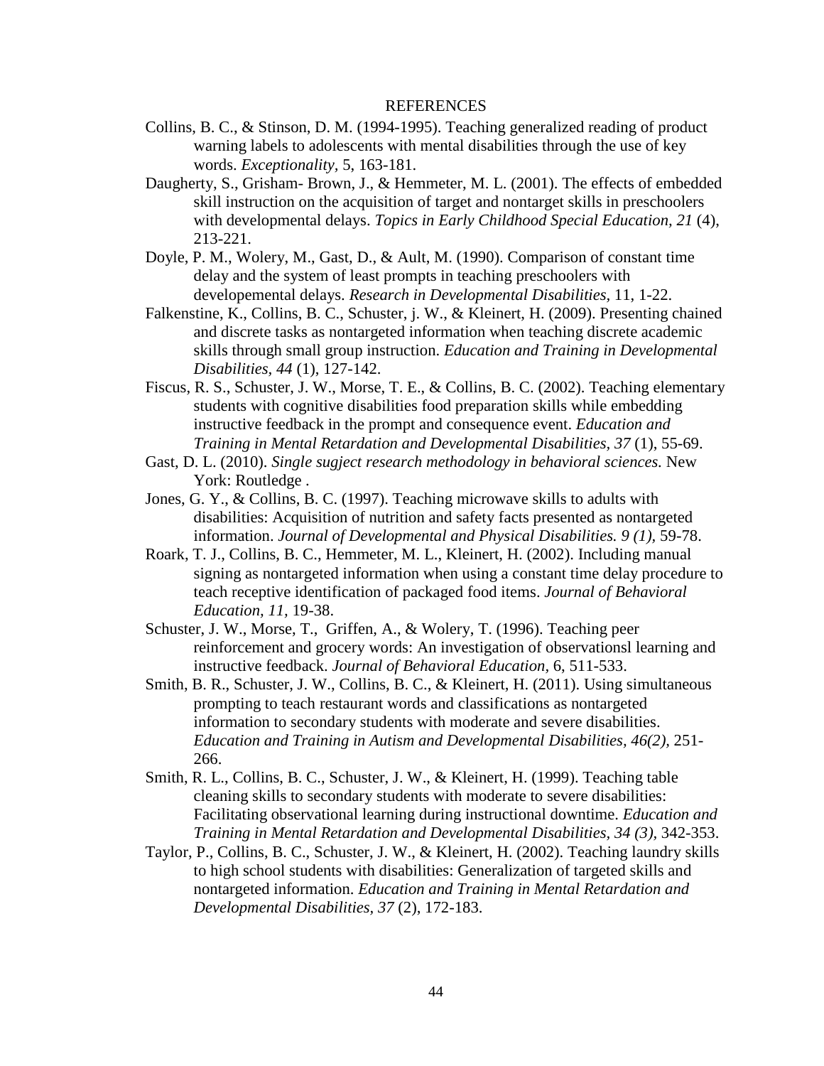# REFERENCES

Collins, B. C., & Stinson, D. M. (1994-1995). Teaching generalized reading of product warning labels to adolescents with mental disabilities through the use of key words. *Exceptionality*, 5, 163-181.

Daugherty, S., Grisham- Brown, J., & Hemmeter, M. L. (2001). The effects of embedded skill instruction on the acquisition of target and nontarget skills in preschoolers with developmental delays. *Topics in Early Childhood Special Education, 21* (4), 213-221.

Doyle, P. M., Wolery, M., Gast, D., & Ault, M. (1990). Comparison of constant time delay and the system of least prompts in teaching preschoolers with developemental delays. *Research in Developmental Disabilities,* 11, 1-22.

Falkenstine, K., Collins, B. C., Schuster, j. W., & Kleinert, H. (2009). Presenting chained and discrete tasks as nontargeted information when teaching discrete academic skills through small group instruction. *Education and Training in Developmental Disabilities, 44* (1), 127-142.

Fiscus, R. S., Schuster, J. W., Morse, T. E., & Collins, B. C. (2002). Teaching elementary students with cognitive disabilities food preparation skills while embedding instructive feedback in the prompt and consequence event. *Education and Training in Mental Retardation and Developmental Disabilities, 37* (1), 55-69.

Gast, D. L. (2010). *Single sugject research methodology in behavioral sciences.* New York: Routledge .

Jones, G. Y., & Collins, B. C. (1997). Teaching microwave skills to adults with disabilities: Acquisition of nutrition and safety facts presented as nontargeted information. *Journal of Developmental and Physical Disabilities. 9 (1),* 59-78.

Roark, T. J., Collins, B. C., Hemmeter, M. L., Kleinert, H. (2002). Including manual signing as nontargeted information when using a constant time delay procedure to teach receptive identification of packaged food items. *Journal of Behavioral Education*, *11,* 19-38.

Schuster, J. W., Morse, T., Griffen, A., & Wolery, T. (1996). Teaching peer reinforcement and grocery words: An investigation of observationsl learning and instructive feedback. *Journal of Behavioral Education,* 6, 511-533.

Smith, B. R., Schuster, J. W., Collins, B. C., & Kleinert, H. (2011). Using simultaneous prompting to teach restaurant words and classifications as nontargeted information to secondary students with moderate and severe disabilities. *Education and Training in Autism and Developmental Disabilities, 46(2),* 251-266.

Smith, R. L., Collins, B. C., Schuster, J. W., & Kleinert, H. (1999). Teaching table cleaning skills to secondary students with moderate to severe disabilities: Facilitating observational learning during instructional downtime. *Education and Training in Mental Retardation and Developmental Disabilities, 34 (3),* 342-353.

Taylor, P., Collins, B. C., Schuster, J. W., & Kleinert, H. (2002). Teaching laundry skills to high school students with disabilities: Generalization of targeted skills and nontargeted information. *Education and Training in Mental Retardation and Developmental Disabilities, 37* (2), 172-183.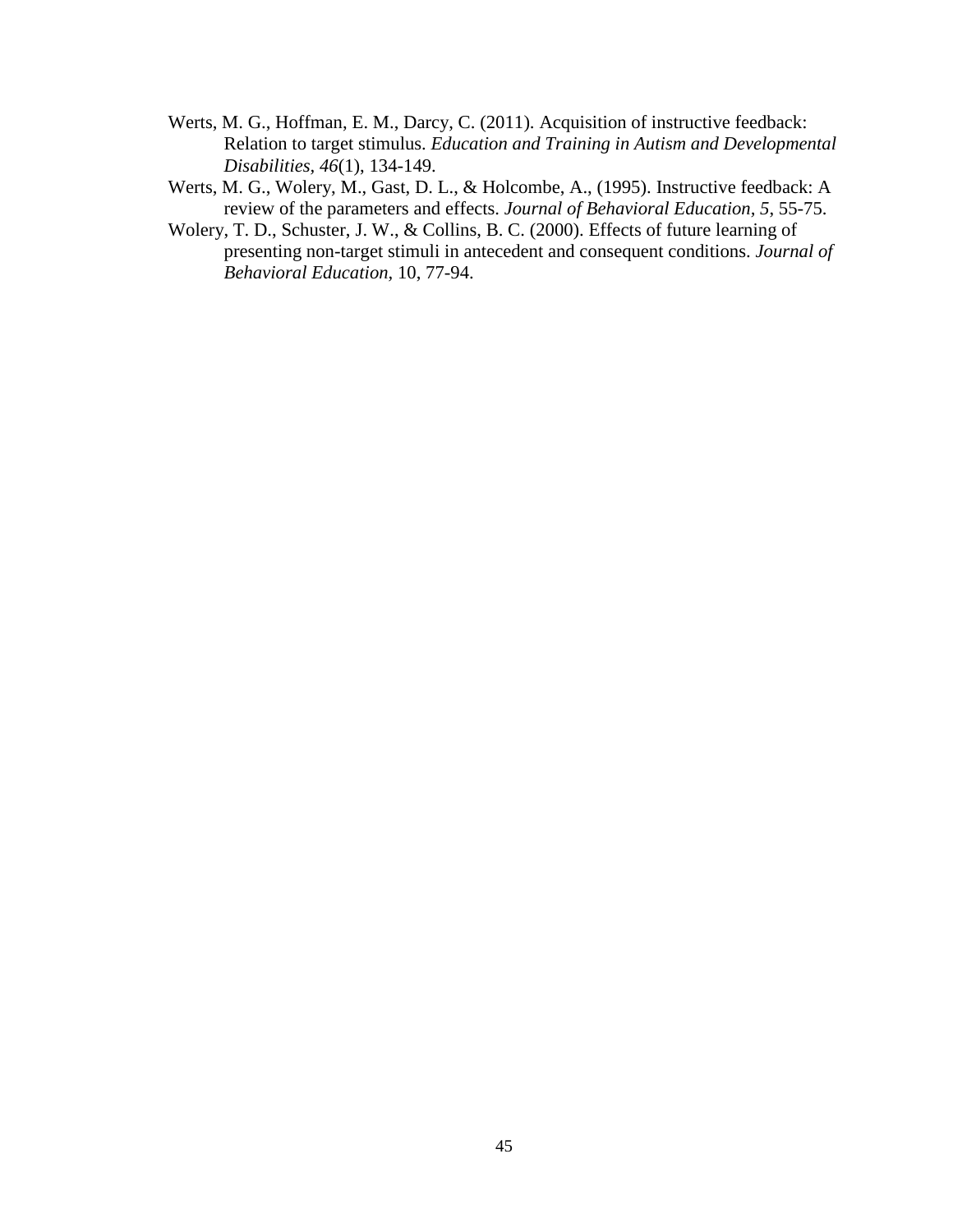Werts, M. G., Hoffman, E. M., Darcy, C. (2011). Acquisition of instructive feedback: Relation to target stimulus. *Education and Training in Autism and Developmental Disabilities*, *46*(1), 134-149.

Werts, M. G., Wolery, M., Gast, D. L., & Holcombe, A., (1995). Instructive feedback: A review of the parameters and effects. *Journal of Behavioral Education*, *5*, 55-75.

Wolery, T. D., Schuster, J. W., & Collins, B. C. (2000). Effects of future learning of presenting non-target stimuli in antecedent and consequent conditions. *Journal of Behavioral Education*, 10, 77-94.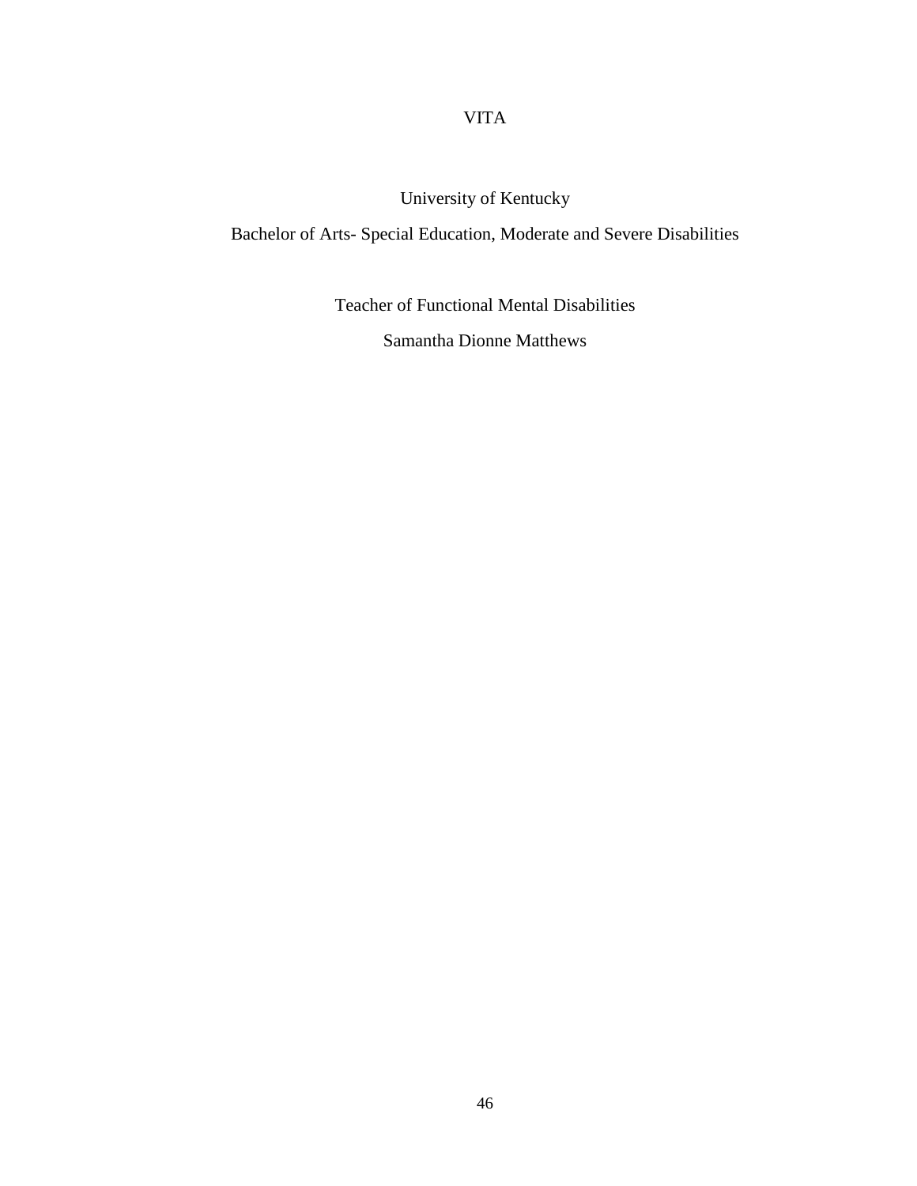# VITA

University of Kentucky

Bachelor of Arts- Special Education, Moderate and Severe Disabilities

Teacher of Functional Mental Disabilities

Samantha Dionne Matthews